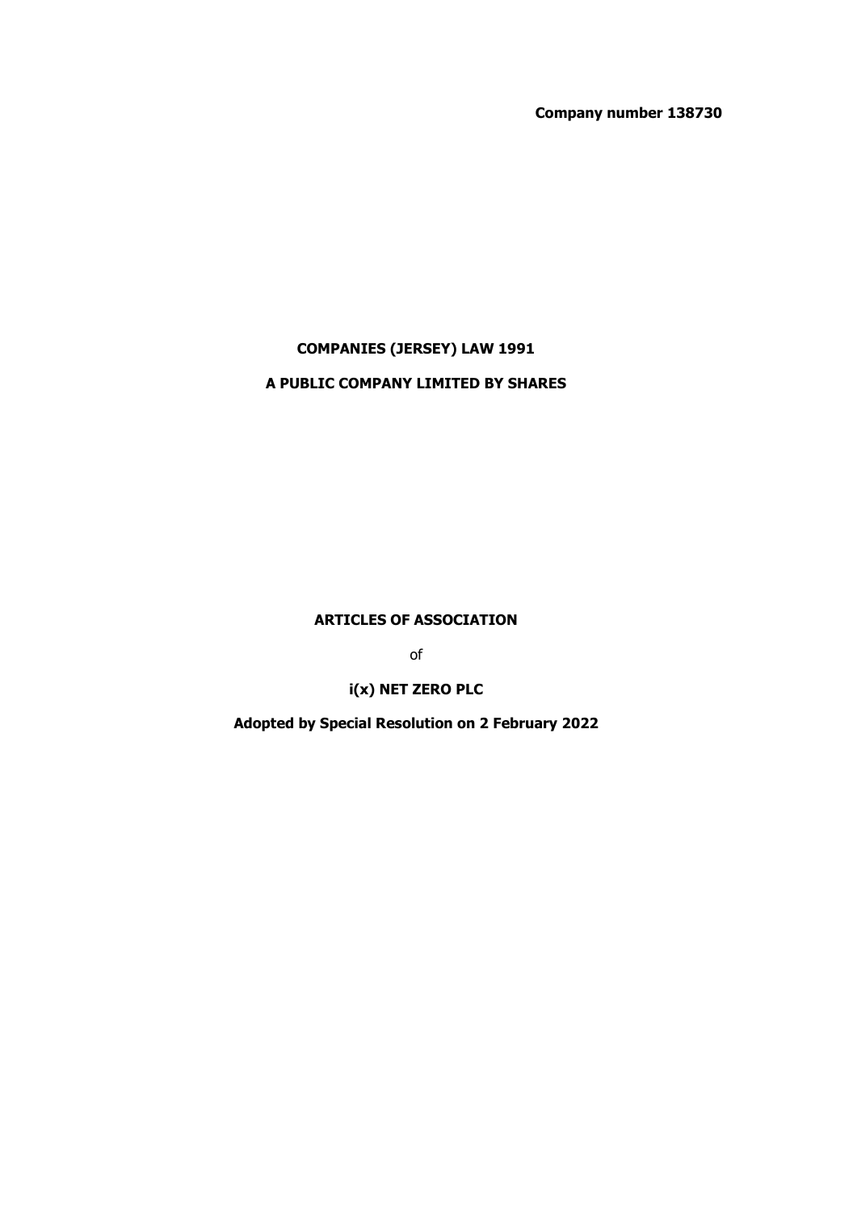**Company number 138730**

**COMPANIES (JERSEY) LAW 1991**

**A PUBLIC COMPANY LIMITED BY SHARES**

**ARTICLES OF ASSOCIATION**

of

**i(x) NET ZERO PLC**

**Adopted by Special Resolution on 2 February 2022**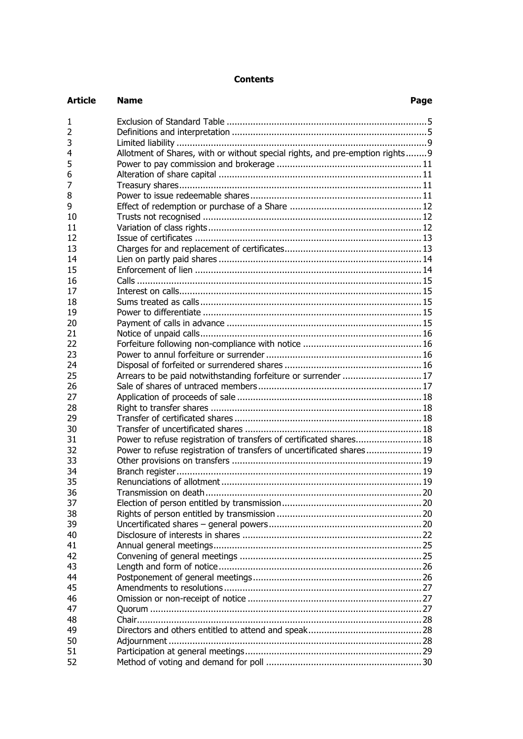## Contents

| Article | Name | Page |
|---|---|---|
| 1 | Exclusion of Standard Table | 5 |
| 2 | Definitions and interpretation | 5 |
| 3 | Limited liability | 9 |
| 4 | Allotment of Shares, with or without special rights, and pre-emption rights | 9 |
| 5 | Power to pay commission and brokerage | 11 |
| 6 | Alteration of share capital | 11 |
| 7 | Treasury shares | 11 |
| 8 | Power to issue redeemable shares | 11 |
| 9 | Effect of redemption or purchase of a Share | 12 |
| 10 | Trusts not recognised | 12 |
| 11 | Variation of class rights | 12 |
| 12 | Issue of certificates | 13 |
| 13 | Charges for and replacement of certificates | 13 |
| 14 | Lien on partly paid shares | 14 |
| 15 | Enforcement of lien | 14 |
| 16 | Calls | 15 |
| 17 | Interest on calls | 15 |
| 18 | Sums treated as calls | 15 |
| 19 | Power to differentiate | 15 |
| 20 | Payment of calls in advance | 15 |
| 21 | Notice of unpaid calls | 16 |
| 22 | Forfeiture following non-compliance with notice | 16 |
| 23 | Power to annul forfeiture or surrender | 16 |
| 24 | Disposal of forfeited or surrendered shares | 16 |
| 25 | Arrears to be paid notwithstanding forfeiture or surrender | 17 |
| 26 | Sale of shares of untraced members | 17 |
| 27 | Application of proceeds of sale | 18 |
| 28 | Right to transfer shares | 18 |
| 29 | Transfer of certificated shares | 18 |
| 30 | Transfer of uncertificated shares | 18 |
| 31 | Power to refuse registration of transfers of certificated shares | 18 |
| 32 | Power to refuse registration of transfers of uncertificated shares | 19 |
| 33 | Other provisions on transfers | 19 |
| 34 | Branch register | 19 |
| 35 | Renunciations of allotment | 19 |
| 36 | Transmission on death | 20 |
| 37 | Election of person entitled by transmission | 20 |
| 38 | Rights of person entitled by transmission | 20 |
| 39 | Uncertificated shares – general powers | 20 |
| 40 | Disclosure of interests in shares | 22 |
| 41 | Annual general meetings | 25 |
| 42 | Convening of general meetings | 25 |
| 43 | Length and form of notice | 26 |
| 44 | Postponement of general meetings | 26 |
| 45 | Amendments to resolutions | 27 |
| 46 | Omission or non-receipt of notice | 27 |
| 47 | Quorum | 27 |
| 48 | Chair | 28 |
| 49 | Directors and others entitled to attend and speak | 28 |
| 50 | Adjournment | 28 |
| 51 | Participation at general meetings | 29 |
| 52 | Method of voting and demand for poll | 30 |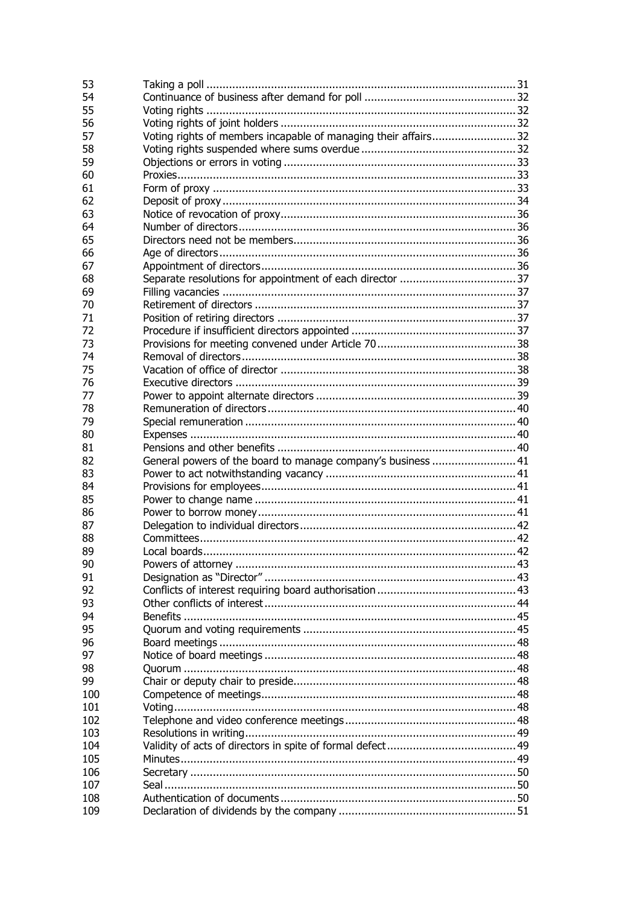| | | |
|---|---|---|
| 53 | Taking a poll | 31 |
| 54 | Continuance of business after demand for poll | 32 |
| 55 | Voting rights | 32 |
| 56 | Voting rights of joint holders | 32 |
| 57 | Voting rights of members incapable of managing their affairs | 32 |
| 58 | Voting rights suspended where sums overdue | 32 |
| 59 | Objections or errors in voting | 33 |
| 60 | Proxies | 33 |
| 61 | Form of proxy | 33 |
| 62 | Deposit of proxy | 34 |
| 63 | Notice of revocation of proxy | 36 |
| 64 | Number of directors | 36 |
| 65 | Directors need not be members | 36 |
| 66 | Age of directors | 36 |
| 67 | Appointment of directors | 36 |
| 68 | Separate resolutions for appointment of each director | 37 |
| 69 | Filling vacancies | 37 |
| 70 | Retirement of directors | 37 |
| 71 | Position of retiring directors | 37 |
| 72 | Procedure if insufficient directors appointed | 37 |
| 73 | Provisions for meeting convened under Article 70 | 38 |
| 74 | Removal of directors | 38 |
| 75 | Vacation of office of director | 38 |
| 76 | Executive directors | 39 |
| 77 | Power to appoint alternate directors | 39 |
| 78 | Remuneration of directors | 40 |
| 79 | Special remuneration | 40 |
| 80 | Expenses | 40 |
| 81 | Pensions and other benefits | 40 |
| 82 | General powers of the board to manage company's business | 41 |
| 83 | Power to act notwithstanding vacancy | 41 |
| 84 | Provisions for employees | 41 |
| 85 | Power to change name | 41 |
| 86 | Power to borrow money | 41 |
| 87 | Delegation to individual directors | 42 |
| 88 | Committees | 42 |
| 89 | Local boards | 42 |
| 90 | Powers of attorney | 43 |
| 91 | Designation as "Director" | 43 |
| 92 | Conflicts of interest requiring board authorisation | 43 |
| 93 | Other conflicts of interest | 44 |
| 94 | Benefits | 45 |
| 95 | Quorum and voting requirements | 45 |
| 96 | Board meetings | 48 |
| 97 | Notice of board meetings | 48 |
| 98 | Quorum | 48 |
| 99 | Chair or deputy chair to preside | 48 |
| 100 | Competence of meetings | 48 |
| 101 | Voting | 48 |
| 102 | Telephone and video conference meetings | 48 |
| 103 | Resolutions in writing | 49 |
| 104 | Validity of acts of directors in spite of formal defect | 49 |
| 105 | Minutes | 49 |
| 106 | Secretary | 50 |
| 107 | Seal | 50 |
| 108 | Authentication of documents | 50 |
| 109 | Declaration of dividends by the company | 51 |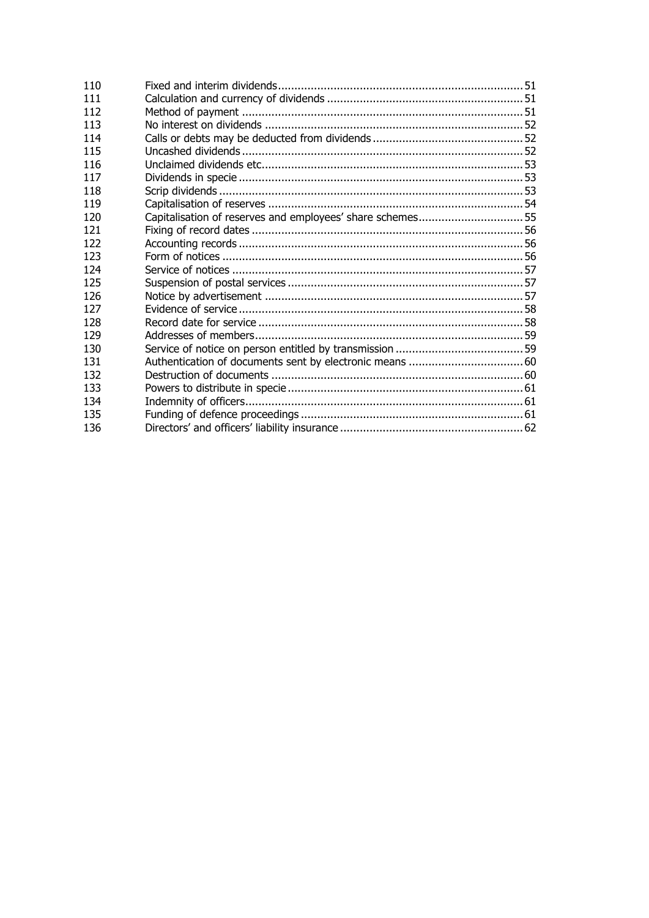| | | |
|---|---|---|
| 110 | Fixed and interim dividends | 51 |
| 111 | Calculation and currency of dividends | 51 |
| 112 | Method of payment | 51 |
| 113 | No interest on dividends | 52 |
| 114 | Calls or debts may be deducted from dividends | 52 |
| 115 | Uncashed dividends | 52 |
| 116 | Unclaimed dividends etc. | 53 |
| 117 | Dividends in specie | 53 |
| 118 | Scrip dividends | 53 |
| 119 | Capitalisation of reserves | 54 |
| 120 | Capitalisation of reserves and employees' share schemes | 55 |
| 121 | Fixing of record dates | 56 |
| 122 | Accounting records | 56 |
| 123 | Form of notices | 56 |
| 124 | Service of notices | 57 |
| 125 | Suspension of postal services | 57 |
| 126 | Notice by advertisement | 57 |
| 127 | Evidence of service | 58 |
| 128 | Record date for service | 58 |
| 129 | Addresses of members | 59 |
| 130 | Service of notice on person entitled by transmission | 59 |
| 131 | Authentication of documents sent by electronic means | 60 |
| 132 | Destruction of documents | 60 |
| 133 | Powers to distribute in specie | 61 |
| 134 | Indemnity of officers | 61 |
| 135 | Funding of defence proceedings | 61 |
| 136 | Directors' and officers' liability insurance | 62 |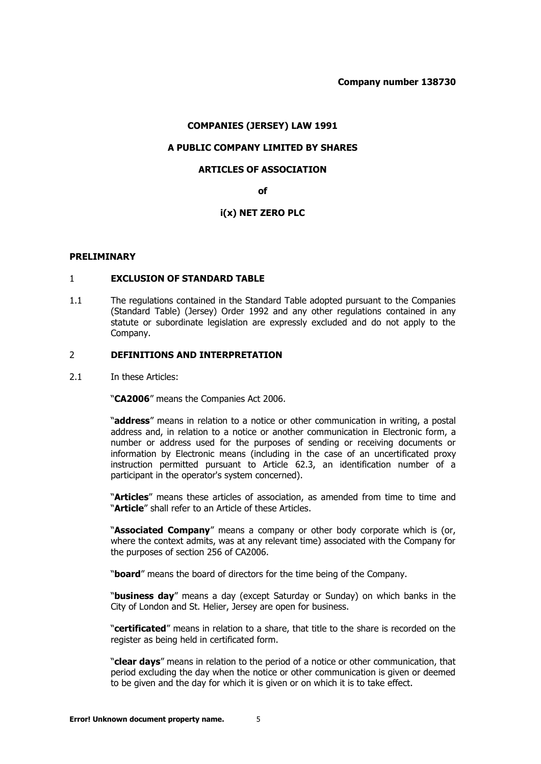**Company number 138730**

**COMPANIES (JERSEY) LAW 1991**

**A PUBLIC COMPANY LIMITED BY SHARES**

**ARTICLES OF ASSOCIATION**

**of**

**i(x) NET ZERO PLC**

## PRELIMINARY

### 1 EXCLUSION OF STANDARD TABLE

1.1 The regulations contained in the Standard Table adopted pursuant to the Companies (Standard Table) (Jersey) Order 1992 and any other regulations contained in any statute or subordinate legislation are expressly excluded and do not apply to the Company.

### 2 DEFINITIONS AND INTERPRETATION

2.1 In these Articles:

"**CA2006**" means the Companies Act 2006.

"**address**" means in relation to a notice or other communication in writing, a postal address and, in relation to a notice or another communication in Electronic form, a number or address used for the purposes of sending or receiving documents or information by Electronic means (including in the case of an uncertificated proxy instruction permitted pursuant to Article 62.3, an identification number of a participant in the operator's system concerned).

"**Articles**" means these articles of association, as amended from time to time and "**Article**" shall refer to an Article of these Articles.

"**Associated Company**" means a company or other body corporate which is (or, where the context admits, was at any relevant time) associated with the Company for the purposes of section 256 of CA2006.

"**board**" means the board of directors for the time being of the Company.

"**business day**" means a day (except Saturday or Sunday) on which banks in the City of London and St. Helier, Jersey are open for business.

"**certificated**" means in relation to a share, that title to the share is recorded on the register as being held in certificated form.

"**clear days**" means in relation to the period of a notice or other communication, that period excluding the day when the notice or other communication is given or deemed to be given and the day for which it is given or on which it is to take effect.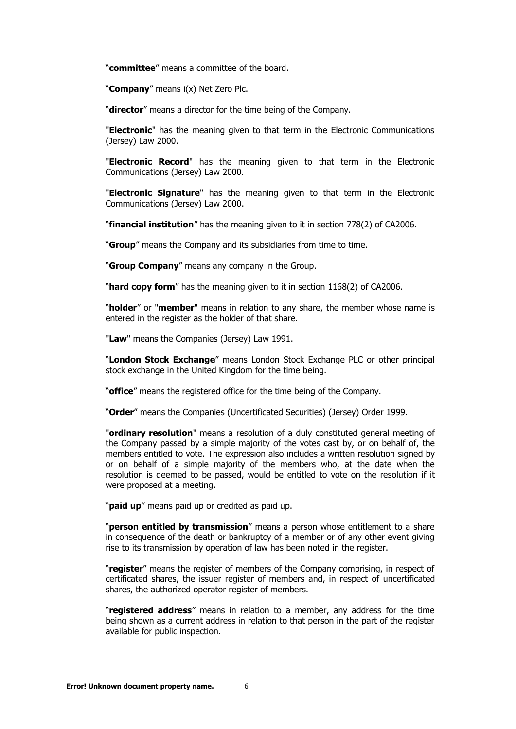"**committee**" means a committee of the board.

"**Company**" means i(x) Net Zero Plc.

"**director**" means a director for the time being of the Company.

"**Electronic**" has the meaning given to that term in the Electronic Communications (Jersey) Law 2000.

"**Electronic Record**" has the meaning given to that term in the Electronic Communications (Jersey) Law 2000.

"**Electronic Signature**" has the meaning given to that term in the Electronic Communications (Jersey) Law 2000.

"**financial institution**" has the meaning given to it in section 778(2) of CA2006.

"**Group**" means the Company and its subsidiaries from time to time.

"**Group Company**" means any company in the Group.

"**hard copy form**" has the meaning given to it in section 1168(2) of CA2006.

"**holder**" or "**member**" means in relation to any share, the member whose name is entered in the register as the holder of that share.

"**Law**" means the Companies (Jersey) Law 1991.

"**London Stock Exchange**" means London Stock Exchange PLC or other principal stock exchange in the United Kingdom for the time being.

"**office**" means the registered office for the time being of the Company.

"**Order**" means the Companies (Uncertificated Securities) (Jersey) Order 1999.

"**ordinary resolution**" means a resolution of a duly constituted general meeting of the Company passed by a simple majority of the votes cast by, or on behalf of, the members entitled to vote. The expression also includes a written resolution signed by or on behalf of a simple majority of the members who, at the date when the resolution is deemed to be passed, would be entitled to vote on the resolution if it were proposed at a meeting.

"**paid up**" means paid up or credited as paid up.

"**person entitled by transmission**" means a person whose entitlement to a share in consequence of the death or bankruptcy of a member or of any other event giving rise to its transmission by operation of law has been noted in the register.

"**register**" means the register of members of the Company comprising, in respect of certificated shares, the issuer register of members and, in respect of uncertificated shares, the authorized operator register of members.

"**registered address**" means in relation to a member, any address for the time being shown as a current address in relation to that person in the part of the register available for public inspection.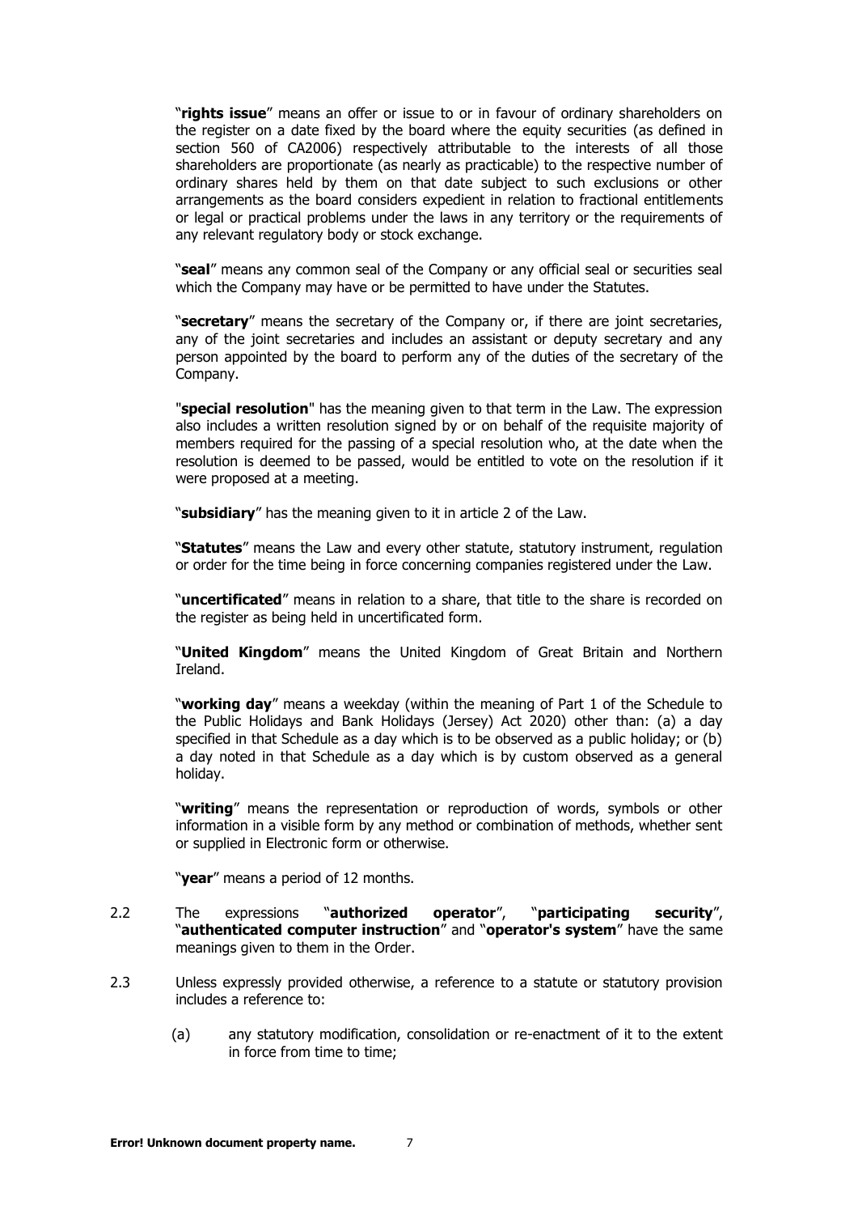"**rights issue**" means an offer or issue to or in favour of ordinary shareholders on the register on a date fixed by the board where the equity securities (as defined in section 560 of CA2006) respectively attributable to the interests of all those shareholders are proportionate (as nearly as practicable) to the respective number of ordinary shares held by them on that date subject to such exclusions or other arrangements as the board considers expedient in relation to fractional entitlements or legal or practical problems under the laws in any territory or the requirements of any relevant regulatory body or stock exchange.

"**seal**" means any common seal of the Company or any official seal or securities seal which the Company may have or be permitted to have under the Statutes.

"**secretary**" means the secretary of the Company or, if there are joint secretaries, any of the joint secretaries and includes an assistant or deputy secretary and any person appointed by the board to perform any of the duties of the secretary of the Company.

"**special resolution**" has the meaning given to that term in the Law. The expression also includes a written resolution signed by or on behalf of the requisite majority of members required for the passing of a special resolution who, at the date when the resolution is deemed to be passed, would be entitled to vote on the resolution if it were proposed at a meeting.

"**subsidiary**" has the meaning given to it in article 2 of the Law.

"**Statutes**" means the Law and every other statute, statutory instrument, regulation or order for the time being in force concerning companies registered under the Law.

"**uncertificated**" means in relation to a share, that title to the share is recorded on the register as being held in uncertificated form.

"**United Kingdom**" means the United Kingdom of Great Britain and Northern Ireland.

"**working day**" means a weekday (within the meaning of Part 1 of the Schedule to the Public Holidays and Bank Holidays (Jersey) Act 2020) other than: (a) a day specified in that Schedule as a day which is to be observed as a public holiday; or (b) a day noted in that Schedule as a day which is by custom observed as a general holiday.

"**writing**" means the representation or reproduction of words, symbols or other information in a visible form by any method or combination of methods, whether sent or supplied in Electronic form or otherwise.

"**year**" means a period of 12 months.

2.2 The expressions "**authorized operator**", "**participating security**", "**authenticated computer instruction**" and "**operator's system**" have the same meanings given to them in the Order.

2.3 Unless expressly provided otherwise, a reference to a statute or statutory provision includes a reference to:

(a) any statutory modification, consolidation or re-enactment of it to the extent in force from time to time;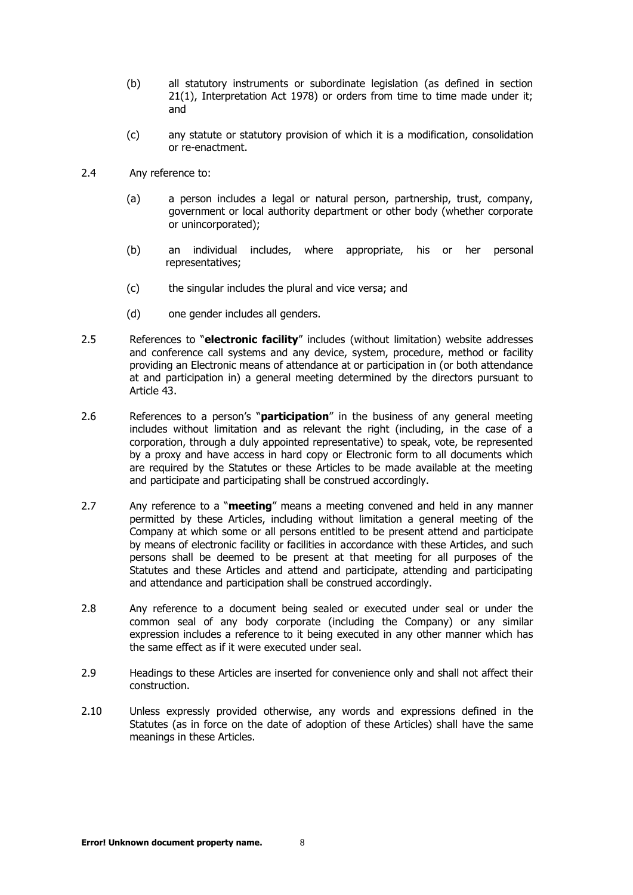(b) all statutory instruments or subordinate legislation (as defined in section 21(1), Interpretation Act 1978) or orders from time to time made under it; and

(c) any statute or statutory provision of which it is a modification, consolidation or re-enactment.

2.4 Any reference to:

(a) a person includes a legal or natural person, partnership, trust, company, government or local authority department or other body (whether corporate or unincorporated);

(b) an individual includes, where appropriate, his or her personal representatives;

(c) the singular includes the plural and vice versa; and

(d) one gender includes all genders.

2.5 References to "**electronic facility**" includes (without limitation) website addresses and conference call systems and any device, system, procedure, method or facility providing an Electronic means of attendance at or participation in (or both attendance at and participation in) a general meeting determined by the directors pursuant to Article 43.

2.6 References to a person's "**participation**" in the business of any general meeting includes without limitation and as relevant the right (including, in the case of a corporation, through a duly appointed representative) to speak, vote, be represented by a proxy and have access in hard copy or Electronic form to all documents which are required by the Statutes or these Articles to be made available at the meeting and participate and participating shall be construed accordingly.

2.7 Any reference to a "**meeting**" means a meeting convened and held in any manner permitted by these Articles, including without limitation a general meeting of the Company at which some or all persons entitled to be present attend and participate by means of electronic facility or facilities in accordance with these Articles, and such persons shall be deemed to be present at that meeting for all purposes of the Statutes and these Articles and attend and participate, attending and participating and attendance and participation shall be construed accordingly.

2.8 Any reference to a document being sealed or executed under seal or under the common seal of any body corporate (including the Company) or any similar expression includes a reference to it being executed in any other manner which has the same effect as if it were executed under seal.

2.9 Headings to these Articles are inserted for convenience only and shall not affect their construction.

2.10 Unless expressly provided otherwise, any words and expressions defined in the Statutes (as in force on the date of adoption of these Articles) shall have the same meanings in these Articles.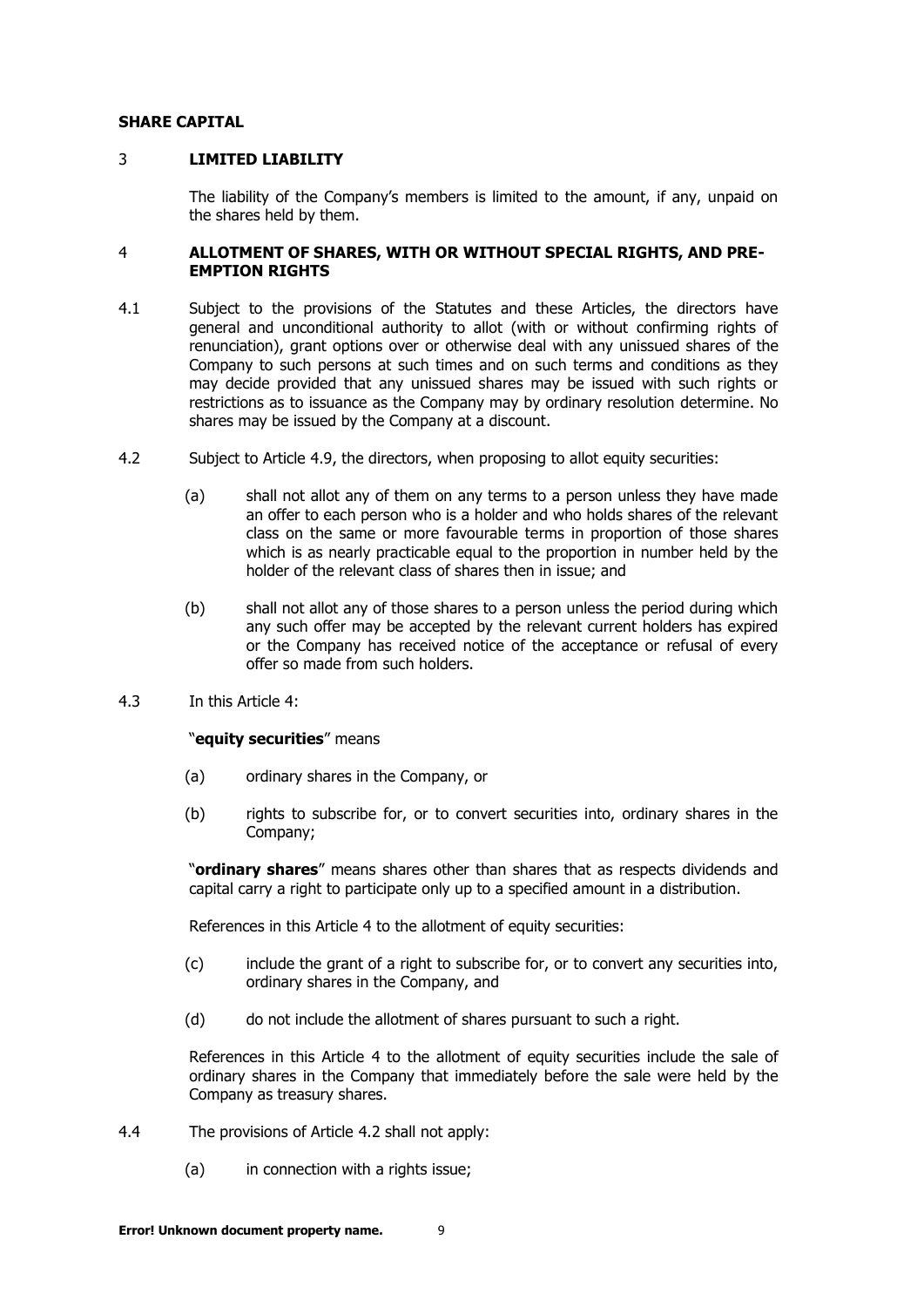**SHARE CAPITAL**

## 3 LIMITED LIABILITY

The liability of the Company's members is limited to the amount, if any, unpaid on the shares held by them.

## 4 ALLOTMENT OF SHARES, WITH OR WITHOUT SPECIAL RIGHTS, AND PRE-EMPTION RIGHTS

4.1 Subject to the provisions of the Statutes and these Articles, the directors have general and unconditional authority to allot (with or without confirming rights of renunciation), grant options over or otherwise deal with any unissued shares of the Company to such persons at such times and on such terms and conditions as they may decide provided that any unissued shares may be issued with such rights or restrictions as to issuance as the Company may by ordinary resolution determine. No shares may be issued by the Company at a discount.

4.2 Subject to Article 4.9, the directors, when proposing to allot equity securities:

(a) shall not allot any of them on any terms to a person unless they have made an offer to each person who is a holder and who holds shares of the relevant class on the same or more favourable terms in proportion of those shares which is as nearly practicable equal to the proportion in number held by the holder of the relevant class of shares then in issue; and

(b) shall not allot any of those shares to a person unless the period during which any such offer may be accepted by the relevant current holders has expired or the Company has received notice of the acceptance or refusal of every offer so made from such holders.

4.3 In this Article 4:

"**equity securities**" means

(a) ordinary shares in the Company, or

(b) rights to subscribe for, or to convert securities into, ordinary shares in the Company;

"**ordinary shares**" means shares other than shares that as respects dividends and capital carry a right to participate only up to a specified amount in a distribution.

References in this Article 4 to the allotment of equity securities:

(c) include the grant of a right to subscribe for, or to convert any securities into, ordinary shares in the Company, and

(d) do not include the allotment of shares pursuant to such a right.

References in this Article 4 to the allotment of equity securities include the sale of ordinary shares in the Company that immediately before the sale were held by the Company as treasury shares.

4.4 The provisions of Article 4.2 shall not apply:

(a) in connection with a rights issue;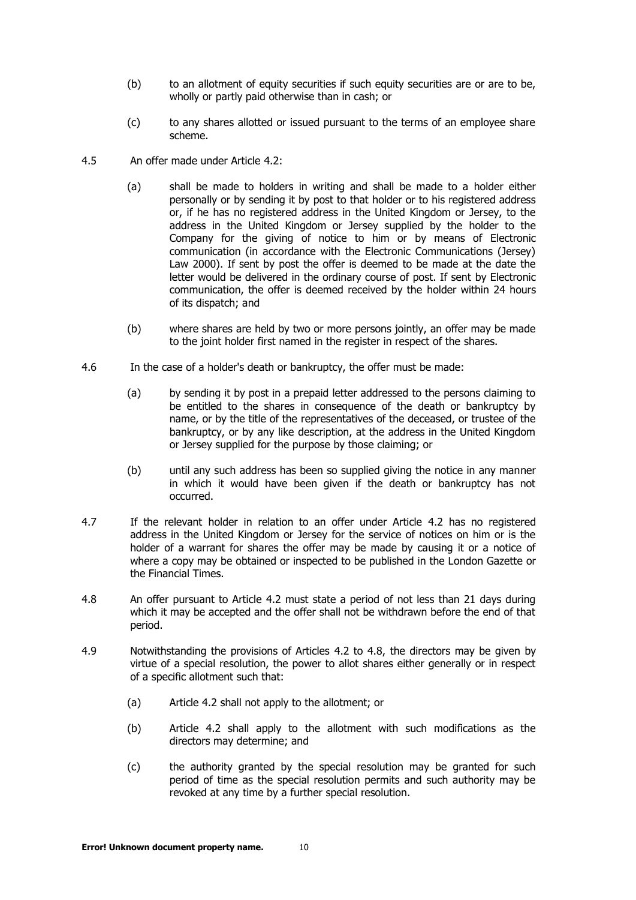(b) to an allotment of equity securities if such equity securities are or are to be, wholly or partly paid otherwise than in cash; or

(c) to any shares allotted or issued pursuant to the terms of an employee share scheme.

4.5 An offer made under Article 4.2:

(a) shall be made to holders in writing and shall be made to a holder either personally or by sending it by post to that holder or to his registered address or, if he has no registered address in the United Kingdom or Jersey, to the address in the United Kingdom or Jersey supplied by the holder to the Company for the giving of notice to him or by means of Electronic communication (in accordance with the Electronic Communications (Jersey) Law 2000). If sent by post the offer is deemed to be made at the date the letter would be delivered in the ordinary course of post. If sent by Electronic communication, the offer is deemed received by the holder within 24 hours of its dispatch; and

(b) where shares are held by two or more persons jointly, an offer may be made to the joint holder first named in the register in respect of the shares.

4.6 In the case of a holder's death or bankruptcy, the offer must be made:

(a) by sending it by post in a prepaid letter addressed to the persons claiming to be entitled to the shares in consequence of the death or bankruptcy by name, or by the title of the representatives of the deceased, or trustee of the bankruptcy, or by any like description, at the address in the United Kingdom or Jersey supplied for the purpose by those claiming; or

(b) until any such address has been so supplied giving the notice in any manner in which it would have been given if the death or bankruptcy has not occurred.

4.7 If the relevant holder in relation to an offer under Article 4.2 has no registered address in the United Kingdom or Jersey for the service of notices on him or is the holder of a warrant for shares the offer may be made by causing it or a notice of where a copy may be obtained or inspected to be published in the London Gazette or the Financial Times.

4.8 An offer pursuant to Article 4.2 must state a period of not less than 21 days during which it may be accepted and the offer shall not be withdrawn before the end of that period.

4.9 Notwithstanding the provisions of Articles 4.2 to 4.8, the directors may be given by virtue of a special resolution, the power to allot shares either generally or in respect of a specific allotment such that:

(a) Article 4.2 shall not apply to the allotment; or

(b) Article 4.2 shall apply to the allotment with such modifications as the directors may determine; and

(c) the authority granted by the special resolution may be granted for such period of time as the special resolution permits and such authority may be revoked at any time by a further special resolution.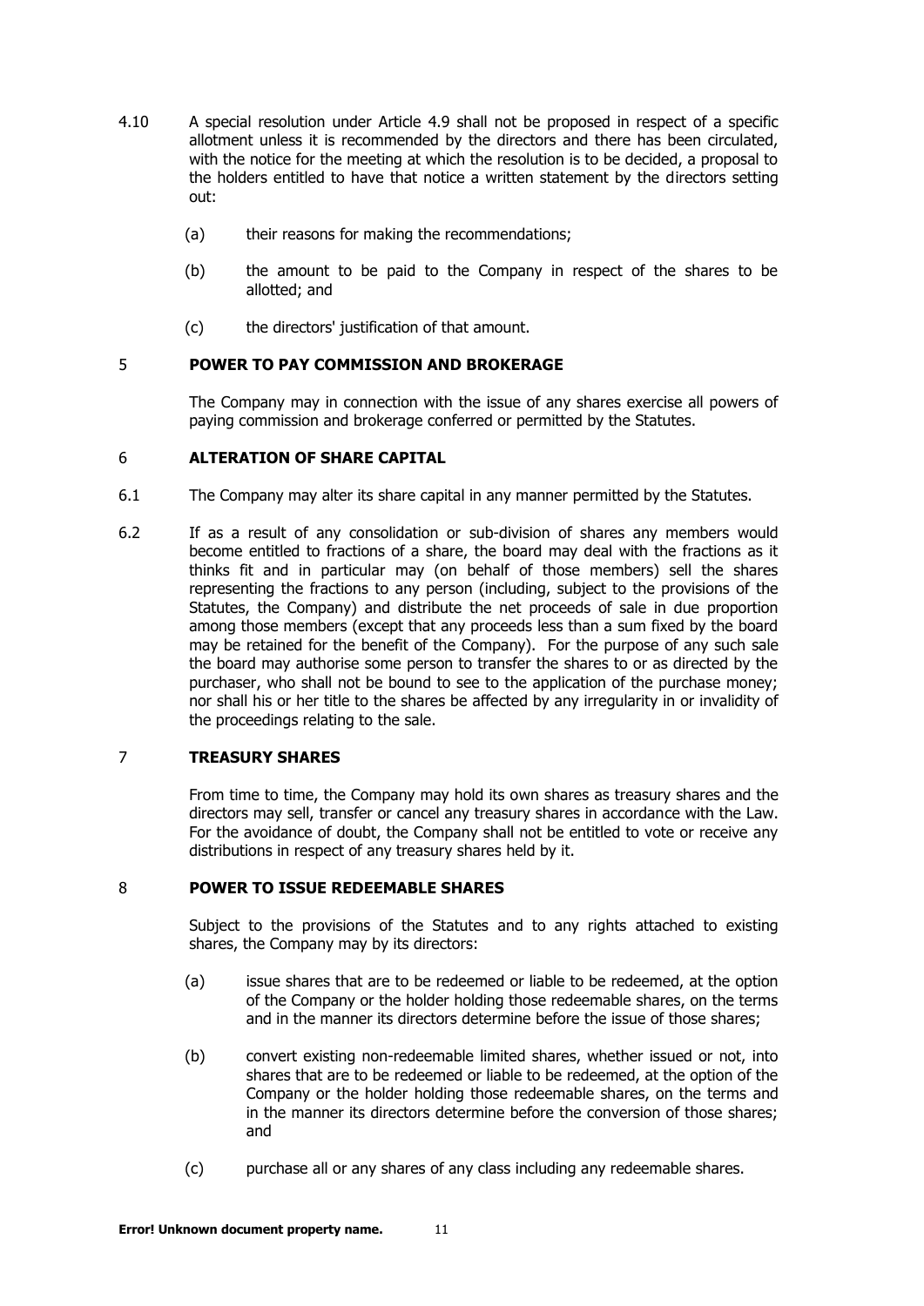4.10 A special resolution under Article 4.9 shall not be proposed in respect of a specific allotment unless it is recommended by the directors and there has been circulated, with the notice for the meeting at which the resolution is to be decided, a proposal to the holders entitled to have that notice a written statement by the directors setting out:

(a) their reasons for making the recommendations;

(b) the amount to be paid to the Company in respect of the shares to be allotted; and

(c) the directors' justification of that amount.

## 5 POWER TO PAY COMMISSION AND BROKERAGE

The Company may in connection with the issue of any shares exercise all powers of paying commission and brokerage conferred or permitted by the Statutes.

## 6 ALTERATION OF SHARE CAPITAL

6.1 The Company may alter its share capital in any manner permitted by the Statutes.

6.2 If as a result of any consolidation or sub-division of shares any members would become entitled to fractions of a share, the board may deal with the fractions as it thinks fit and in particular may (on behalf of those members) sell the shares representing the fractions to any person (including, subject to the provisions of the Statutes, the Company) and distribute the net proceeds of sale in due proportion among those members (except that any proceeds less than a sum fixed by the board may be retained for the benefit of the Company). For the purpose of any such sale the board may authorise some person to transfer the shares to or as directed by the purchaser, who shall not be bound to see to the application of the purchase money; nor shall his or her title to the shares be affected by any irregularity in or invalidity of the proceedings relating to the sale.

## 7 TREASURY SHARES

From time to time, the Company may hold its own shares as treasury shares and the directors may sell, transfer or cancel any treasury shares in accordance with the Law. For the avoidance of doubt, the Company shall not be entitled to vote or receive any distributions in respect of any treasury shares held by it.

## 8 POWER TO ISSUE REDEEMABLE SHARES

Subject to the provisions of the Statutes and to any rights attached to existing shares, the Company may by its directors:

(a) issue shares that are to be redeemed or liable to be redeemed, at the option of the Company or the holder holding those redeemable shares, on the terms and in the manner its directors determine before the issue of those shares;

(b) convert existing non-redeemable limited shares, whether issued or not, into shares that are to be redeemed or liable to be redeemed, at the option of the Company or the holder holding those redeemable shares, on the terms and in the manner its directors determine before the conversion of those shares; and

(c) purchase all or any shares of any class including any redeemable shares.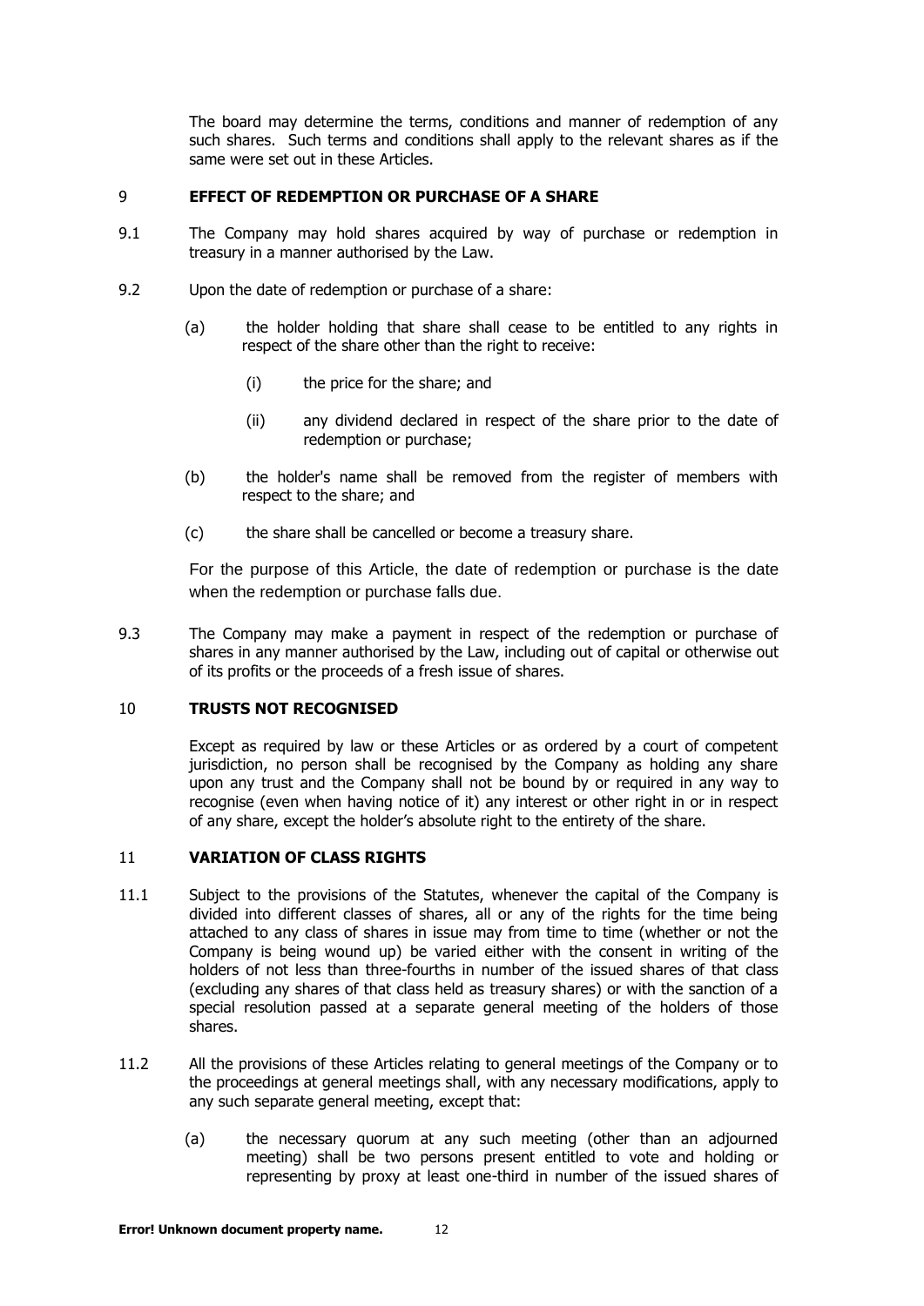The board may determine the terms, conditions and manner of redemption of any such shares. Such terms and conditions shall apply to the relevant shares as if the same were set out in these Articles.

## 9 EFFECT OF REDEMPTION OR PURCHASE OF A SHARE

9.1 The Company may hold shares acquired by way of purchase or redemption in treasury in a manner authorised by the Law.

9.2 Upon the date of redemption or purchase of a share:

(a) the holder holding that share shall cease to be entitled to any rights in respect of the share other than the right to receive:

(i) the price for the share; and

(ii) any dividend declared in respect of the share prior to the date of redemption or purchase;

(b) the holder's name shall be removed from the register of members with respect to the share; and

(c) the share shall be cancelled or become a treasury share.

For the purpose of this Article, the date of redemption or purchase is the date when the redemption or purchase falls due.

9.3 The Company may make a payment in respect of the redemption or purchase of shares in any manner authorised by the Law, including out of capital or otherwise out of its profits or the proceeds of a fresh issue of shares.

## 10 TRUSTS NOT RECOGNISED

Except as required by law or these Articles or as ordered by a court of competent jurisdiction, no person shall be recognised by the Company as holding any share upon any trust and the Company shall not be bound by or required in any way to recognise (even when having notice of it) any interest or other right in or in respect of any share, except the holder's absolute right to the entirety of the share.

## 11 VARIATION OF CLASS RIGHTS

11.1 Subject to the provisions of the Statutes, whenever the capital of the Company is divided into different classes of shares, all or any of the rights for the time being attached to any class of shares in issue may from time to time (whether or not the Company is being wound up) be varied either with the consent in writing of the holders of not less than three-fourths in number of the issued shares of that class (excluding any shares of that class held as treasury shares) or with the sanction of a special resolution passed at a separate general meeting of the holders of those shares.

11.2 All the provisions of these Articles relating to general meetings of the Company or to the proceedings at general meetings shall, with any necessary modifications, apply to any such separate general meeting, except that:

(a) the necessary quorum at any such meeting (other than an adjourned meeting) shall be two persons present entitled to vote and holding or representing by proxy at least one-third in number of the issued shares of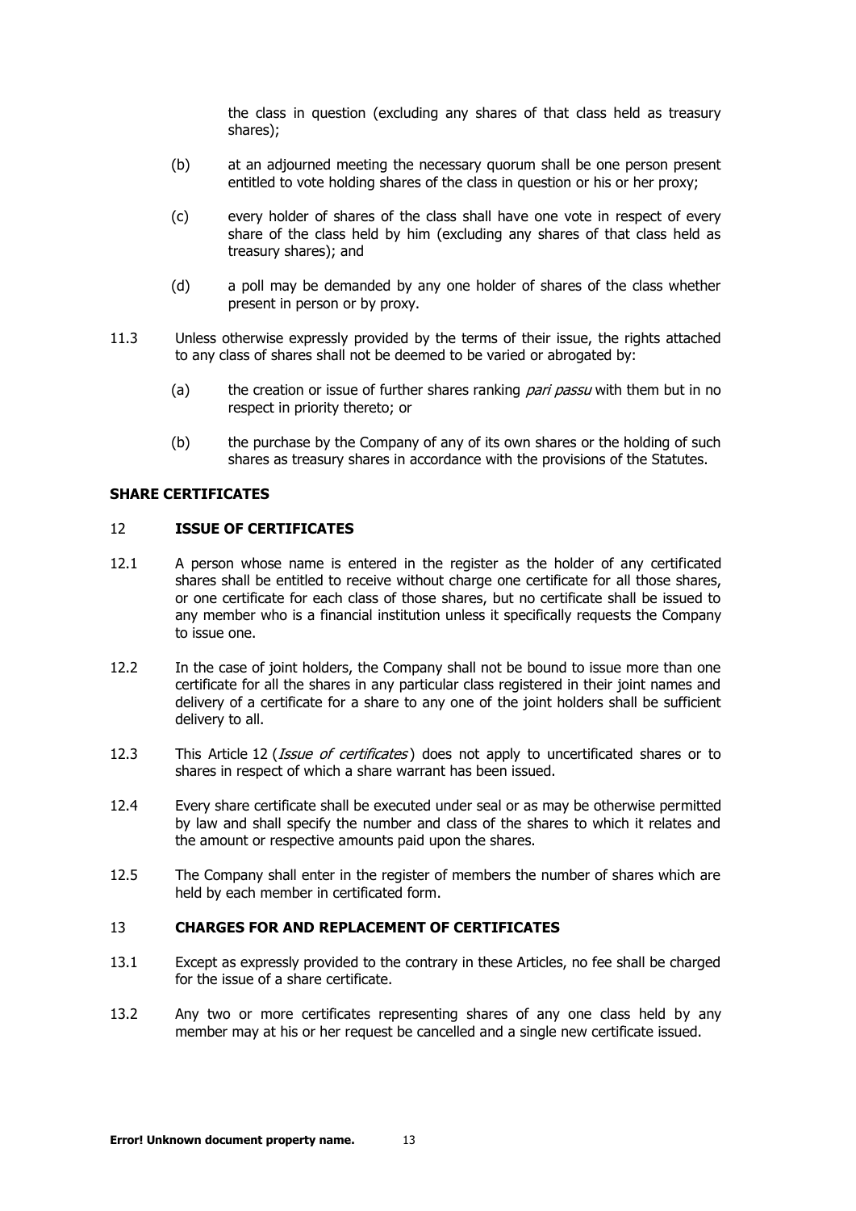the class in question (excluding any shares of that class held as treasury shares);

(b) at an adjourned meeting the necessary quorum shall be one person present entitled to vote holding shares of the class in question or his or her proxy;

(c) every holder of shares of the class shall have one vote in respect of every share of the class held by him (excluding any shares of that class held as treasury shares); and

(d) a poll may be demanded by any one holder of shares of the class whether present in person or by proxy.

11.3 Unless otherwise expressly provided by the terms of their issue, the rights attached to any class of shares shall not be deemed to be varied or abrogated by:

(a) the creation or issue of further shares ranking *pari passu* with them but in no respect in priority thereto; or

(b) the purchase by the Company of any of its own shares or the holding of such shares as treasury shares in accordance with the provisions of the Statutes.

**SHARE CERTIFICATES**

## 12 ISSUE OF CERTIFICATES

12.1 A person whose name is entered in the register as the holder of any certificated shares shall be entitled to receive without charge one certificate for all those shares, or one certificate for each class of those shares, but no certificate shall be issued to any member who is a financial institution unless it specifically requests the Company to issue one.

12.2 In the case of joint holders, the Company shall not be bound to issue more than one certificate for all the shares in any particular class registered in their joint names and delivery of a certificate for a share to any one of the joint holders shall be sufficient delivery to all.

12.3 This Article 12 (*Issue of certificates*) does not apply to uncertificated shares or to shares in respect of which a share warrant has been issued.

12.4 Every share certificate shall be executed under seal or as may be otherwise permitted by law and shall specify the number and class of the shares to which it relates and the amount or respective amounts paid upon the shares.

12.5 The Company shall enter in the register of members the number of shares which are held by each member in certificated form.

## 13 CHARGES FOR AND REPLACEMENT OF CERTIFICATES

13.1 Except as expressly provided to the contrary in these Articles, no fee shall be charged for the issue of a share certificate.

13.2 Any two or more certificates representing shares of any one class held by any member may at his or her request be cancelled and a single new certificate issued.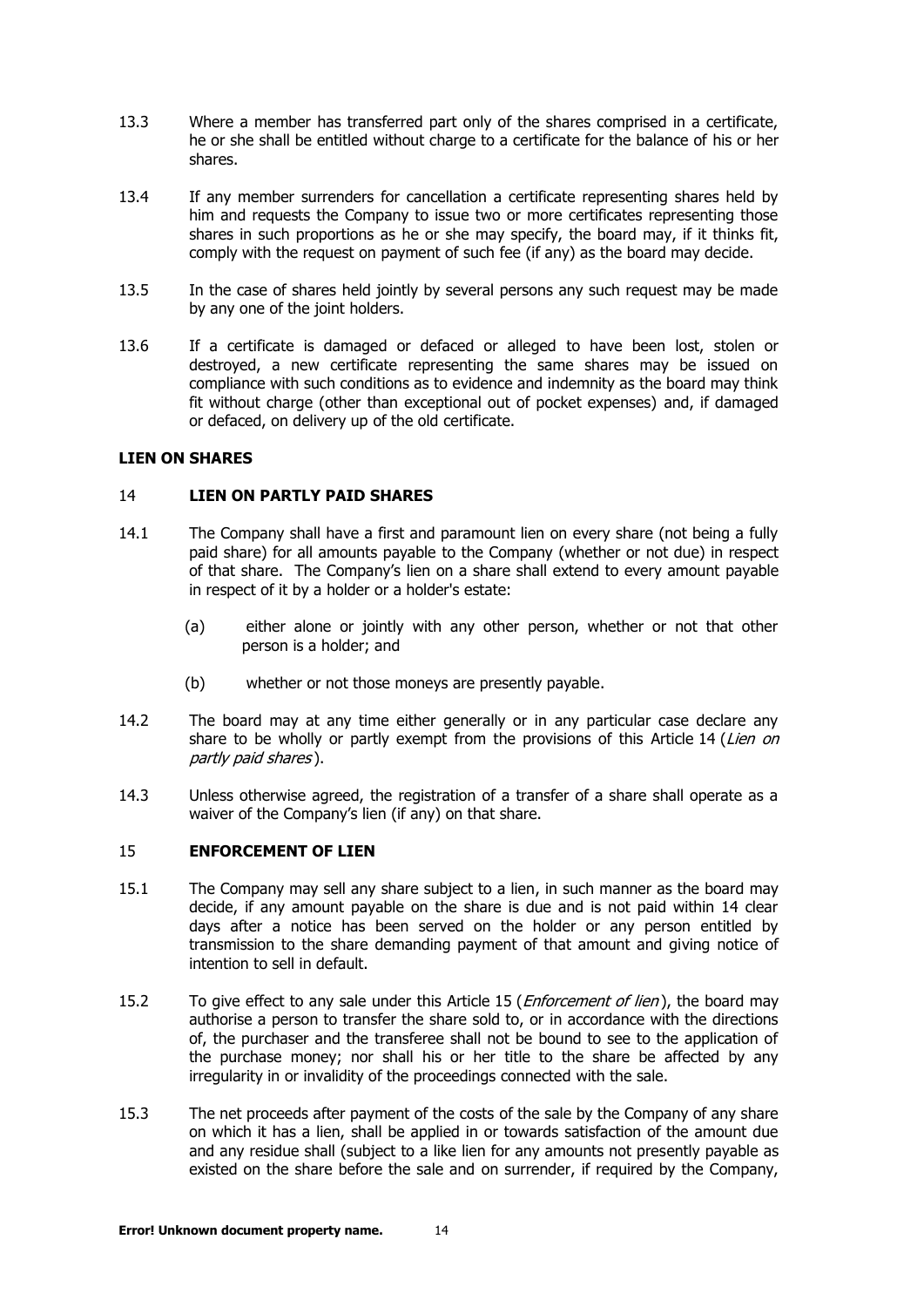13.3 Where a member has transferred part only of the shares comprised in a certificate, he or she shall be entitled without charge to a certificate for the balance of his or her shares.

13.4 If any member surrenders for cancellation a certificate representing shares held by him and requests the Company to issue two or more certificates representing those shares in such proportions as he or she may specify, the board may, if it thinks fit, comply with the request on payment of such fee (if any) as the board may decide.

13.5 In the case of shares held jointly by several persons any such request may be made by any one of the joint holders.

13.6 If a certificate is damaged or defaced or alleged to have been lost, stolen or destroyed, a new certificate representing the same shares may be issued on compliance with such conditions as to evidence and indemnity as the board may think fit without charge (other than exceptional out of pocket expenses) and, if damaged or defaced, on delivery up of the old certificate.

**LIEN ON SHARES**

14 **LIEN ON PARTLY PAID SHARES**

14.1 The Company shall have a first and paramount lien on every share (not being a fully paid share) for all amounts payable to the Company (whether or not due) in respect of that share. The Company's lien on a share shall extend to every amount payable in respect of it by a holder or a holder's estate:

(a) either alone or jointly with any other person, whether or not that other person is a holder; and

(b) whether or not those moneys are presently payable.

14.2 The board may at any time either generally or in any particular case declare any share to be wholly or partly exempt from the provisions of this Article 14 (*Lien on partly paid shares*).

14.3 Unless otherwise agreed, the registration of a transfer of a share shall operate as a waiver of the Company's lien (if any) on that share.

15 **ENFORCEMENT OF LIEN**

15.1 The Company may sell any share subject to a lien, in such manner as the board may decide, if any amount payable on the share is due and is not paid within 14 clear days after a notice has been served on the holder or any person entitled by transmission to the share demanding payment of that amount and giving notice of intention to sell in default.

15.2 To give effect to any sale under this Article 15 (*Enforcement of lien*), the board may authorise a person to transfer the share sold to, or in accordance with the directions of, the purchaser and the transferee shall not be bound to see to the application of the purchase money; nor shall his or her title to the share be affected by any irregularity in or invalidity of the proceedings connected with the sale.

15.3 The net proceeds after payment of the costs of the sale by the Company of any share on which it has a lien, shall be applied in or towards satisfaction of the amount due and any residue shall (subject to a like lien for any amounts not presently payable as existed on the share before the sale and on surrender, if required by the Company,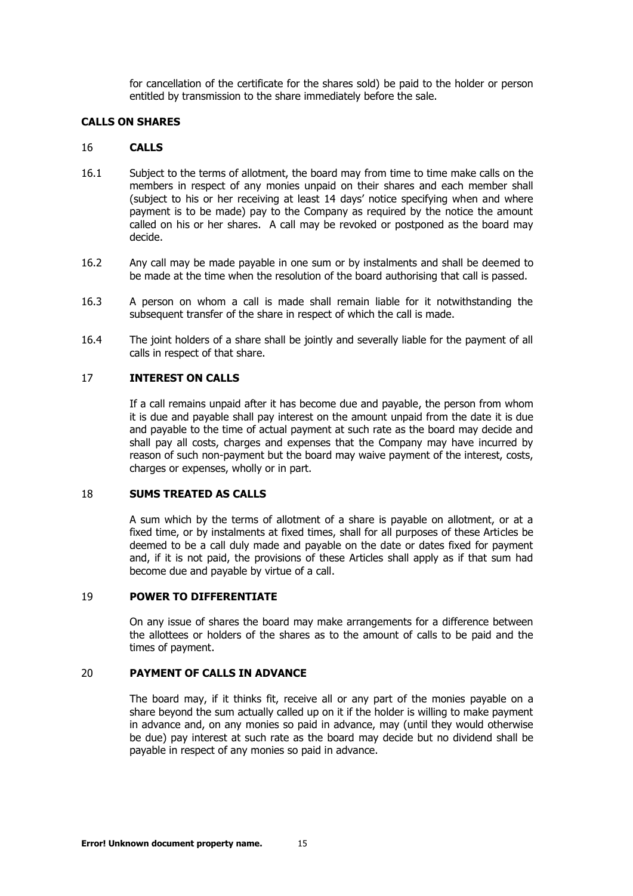for cancellation of the certificate for the shares sold) be paid to the holder or person entitled by transmission to the share immediately before the sale.

## CALLS ON SHARES

### 16 CALLS

16.1 Subject to the terms of allotment, the board may from time to time make calls on the members in respect of any monies unpaid on their shares and each member shall (subject to his or her receiving at least 14 days' notice specifying when and where payment is to be made) pay to the Company as required by the notice the amount called on his or her shares. A call may be revoked or postponed as the board may decide.

16.2 Any call may be made payable in one sum or by instalments and shall be deemed to be made at the time when the resolution of the board authorising that call is passed.

16.3 A person on whom a call is made shall remain liable for it notwithstanding the subsequent transfer of the share in respect of which the call is made.

16.4 The joint holders of a share shall be jointly and severally liable for the payment of all calls in respect of that share.

### 17 INTEREST ON CALLS

If a call remains unpaid after it has become due and payable, the person from whom it is due and payable shall pay interest on the amount unpaid from the date it is due and payable to the time of actual payment at such rate as the board may decide and shall pay all costs, charges and expenses that the Company may have incurred by reason of such non-payment but the board may waive payment of the interest, costs, charges or expenses, wholly or in part.

### 18 SUMS TREATED AS CALLS

A sum which by the terms of allotment of a share is payable on allotment, or at a fixed time, or by instalments at fixed times, shall for all purposes of these Articles be deemed to be a call duly made and payable on the date or dates fixed for payment and, if it is not paid, the provisions of these Articles shall apply as if that sum had become due and payable by virtue of a call.

### 19 POWER TO DIFFERENTIATE

On any issue of shares the board may make arrangements for a difference between the allottees or holders of the shares as to the amount of calls to be paid and the times of payment.

### 20 PAYMENT OF CALLS IN ADVANCE

The board may, if it thinks fit, receive all or any part of the monies payable on a share beyond the sum actually called up on it if the holder is willing to make payment in advance and, on any monies so paid in advance, may (until they would otherwise be due) pay interest at such rate as the board may decide but no dividend shall be payable in respect of any monies so paid in advance.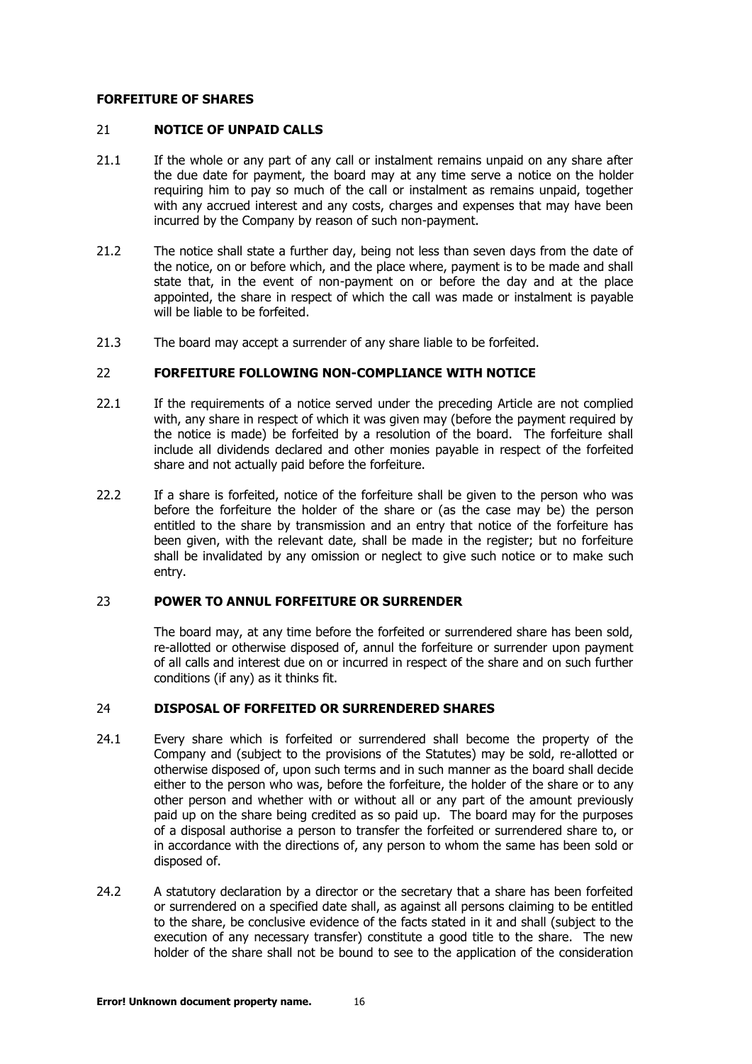## FORFEITURE OF SHARES

### 21 NOTICE OF UNPAID CALLS

21.1 If the whole or any part of any call or instalment remains unpaid on any share after the due date for payment, the board may at any time serve a notice on the holder requiring him to pay so much of the call or instalment as remains unpaid, together with any accrued interest and any costs, charges and expenses that may have been incurred by the Company by reason of such non-payment.

21.2 The notice shall state a further day, being not less than seven days from the date of the notice, on or before which, and the place where, payment is to be made and shall state that, in the event of non-payment on or before the day and at the place appointed, the share in respect of which the call was made or instalment is payable will be liable to be forfeited.

21.3 The board may accept a surrender of any share liable to be forfeited.

### 22 FORFEITURE FOLLOWING NON-COMPLIANCE WITH NOTICE

22.1 If the requirements of a notice served under the preceding Article are not complied with, any share in respect of which it was given may (before the payment required by the notice is made) be forfeited by a resolution of the board. The forfeiture shall include all dividends declared and other monies payable in respect of the forfeited share and not actually paid before the forfeiture.

22.2 If a share is forfeited, notice of the forfeiture shall be given to the person who was before the forfeiture the holder of the share or (as the case may be) the person entitled to the share by transmission and an entry that notice of the forfeiture has been given, with the relevant date, shall be made in the register; but no forfeiture shall be invalidated by any omission or neglect to give such notice or to make such entry.

### 23 POWER TO ANNUL FORFEITURE OR SURRENDER

The board may, at any time before the forfeited or surrendered share has been sold, re-allotted or otherwise disposed of, annul the forfeiture or surrender upon payment of all calls and interest due on or incurred in respect of the share and on such further conditions (if any) as it thinks fit.

### 24 DISPOSAL OF FORFEITED OR SURRENDERED SHARES

24.1 Every share which is forfeited or surrendered shall become the property of the Company and (subject to the provisions of the Statutes) may be sold, re-allotted or otherwise disposed of, upon such terms and in such manner as the board shall decide either to the person who was, before the forfeiture, the holder of the share or to any other person and whether with or without all or any part of the amount previously paid up on the share being credited as so paid up. The board may for the purposes of a disposal authorise a person to transfer the forfeited or surrendered share to, or in accordance with the directions of, any person to whom the same has been sold or disposed of.

24.2 A statutory declaration by a director or the secretary that a share has been forfeited or surrendered on a specified date shall, as against all persons claiming to be entitled to the share, be conclusive evidence of the facts stated in it and shall (subject to the execution of any necessary transfer) constitute a good title to the share. The new holder of the share shall not be bound to see to the application of the consideration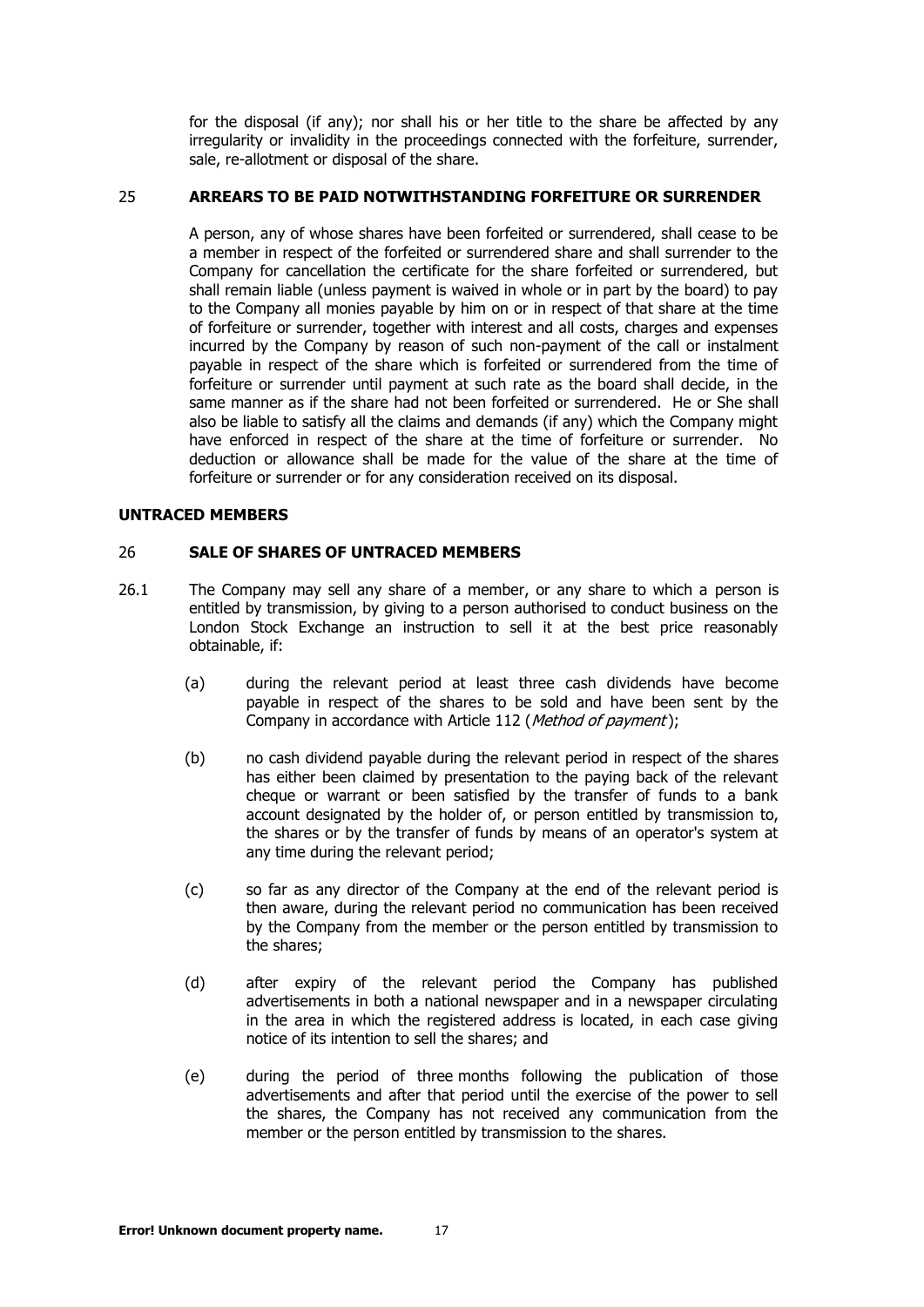for the disposal (if any); nor shall his or her title to the share be affected by any irregularity or invalidity in the proceedings connected with the forfeiture, surrender, sale, re-allotment or disposal of the share.

### 25 ARREARS TO BE PAID NOTWITHSTANDING FORFEITURE OR SURRENDER

A person, any of whose shares have been forfeited or surrendered, shall cease to be a member in respect of the forfeited or surrendered share and shall surrender to the Company for cancellation the certificate for the share forfeited or surrendered, but shall remain liable (unless payment is waived in whole or in part by the board) to pay to the Company all monies payable by him on or in respect of that share at the time of forfeiture or surrender, together with interest and all costs, charges and expenses incurred by the Company by reason of such non-payment of the call or instalment payable in respect of the share which is forfeited or surrendered from the time of forfeiture or surrender until payment at such rate as the board shall decide, in the same manner as if the share had not been forfeited or surrendered. He or She shall also be liable to satisfy all the claims and demands (if any) which the Company might have enforced in respect of the share at the time of forfeiture or surrender. No deduction or allowance shall be made for the value of the share at the time of forfeiture or surrender or for any consideration received on its disposal.

## UNTRACED MEMBERS

### 26 SALE OF SHARES OF UNTRACED MEMBERS

26.1 The Company may sell any share of a member, or any share to which a person is entitled by transmission, by giving to a person authorised to conduct business on the London Stock Exchange an instruction to sell it at the best price reasonably obtainable, if:

(a) during the relevant period at least three cash dividends have become payable in respect of the shares to be sold and have been sent by the Company in accordance with Article 112 (*Method of payment*);

(b) no cash dividend payable during the relevant period in respect of the shares has either been claimed by presentation to the paying back of the relevant cheque or warrant or been satisfied by the transfer of funds to a bank account designated by the holder of, or person entitled by transmission to, the shares or by the transfer of funds by means of an operator's system at any time during the relevant period;

(c) so far as any director of the Company at the end of the relevant period is then aware, during the relevant period no communication has been received by the Company from the member or the person entitled by transmission to the shares;

(d) after expiry of the relevant period the Company has published advertisements in both a national newspaper and in a newspaper circulating in the area in which the registered address is located, in each case giving notice of its intention to sell the shares; and

(e) during the period of three months following the publication of those advertisements and after that period until the exercise of the power to sell the shares, the Company has not received any communication from the member or the person entitled by transmission to the shares.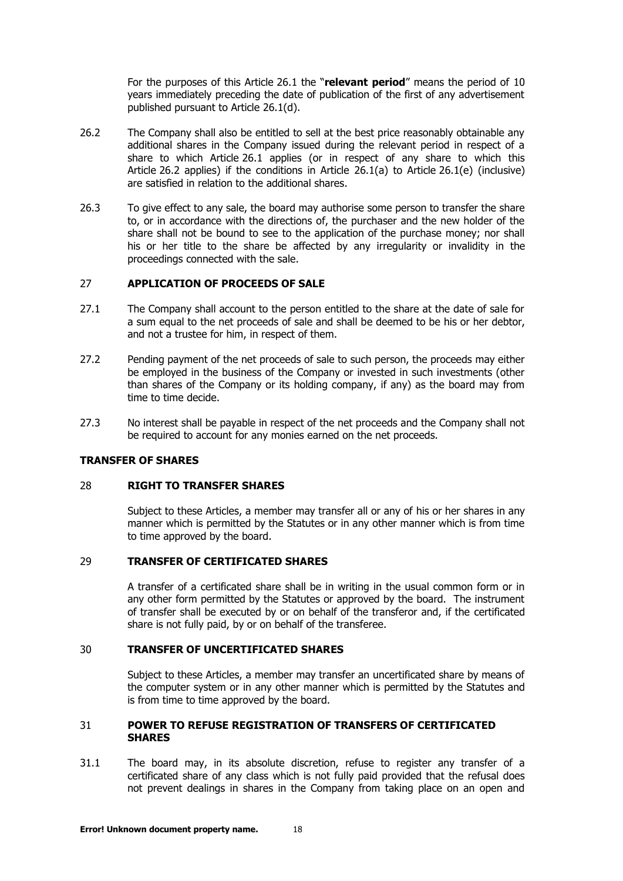For the purposes of this Article 26.1 the "**relevant period**" means the period of 10 years immediately preceding the date of publication of the first of any advertisement published pursuant to Article 26.1(d).

26.2 The Company shall also be entitled to sell at the best price reasonably obtainable any additional shares in the Company issued during the relevant period in respect of a share to which Article 26.1 applies (or in respect of any share to which this Article 26.2 applies) if the conditions in Article 26.1(a) to Article 26.1(e) (inclusive) are satisfied in relation to the additional shares.

26.3 To give effect to any sale, the board may authorise some person to transfer the share to, or in accordance with the directions of, the purchaser and the new holder of the share shall not be bound to see to the application of the purchase money; nor shall his or her title to the share be affected by any irregularity or invalidity in the proceedings connected with the sale.

### 27 APPLICATION OF PROCEEDS OF SALE

27.1 The Company shall account to the person entitled to the share at the date of sale for a sum equal to the net proceeds of sale and shall be deemed to be his or her debtor, and not a trustee for him, in respect of them.

27.2 Pending payment of the net proceeds of sale to such person, the proceeds may either be employed in the business of the Company or invested in such investments (other than shares of the Company or its holding company, if any) as the board may from time to time decide.

27.3 No interest shall be payable in respect of the net proceeds and the Company shall not be required to account for any monies earned on the net proceeds.

## TRANSFER OF SHARES

### 28 RIGHT TO TRANSFER SHARES

Subject to these Articles, a member may transfer all or any of his or her shares in any manner which is permitted by the Statutes or in any other manner which is from time to time approved by the board.

### 29 TRANSFER OF CERTIFICATED SHARES

A transfer of a certificated share shall be in writing in the usual common form or in any other form permitted by the Statutes or approved by the board. The instrument of transfer shall be executed by or on behalf of the transferor and, if the certificated share is not fully paid, by or on behalf of the transferee.

### 30 TRANSFER OF UNCERTIFICATED SHARES

Subject to these Articles, a member may transfer an uncertificated share by means of the computer system or in any other manner which is permitted by the Statutes and is from time to time approved by the board.

### 31 POWER TO REFUSE REGISTRATION OF TRANSFERS OF CERTIFICATED SHARES

31.1 The board may, in its absolute discretion, refuse to register any transfer of a certificated share of any class which is not fully paid provided that the refusal does not prevent dealings in shares in the Company from taking place on an open and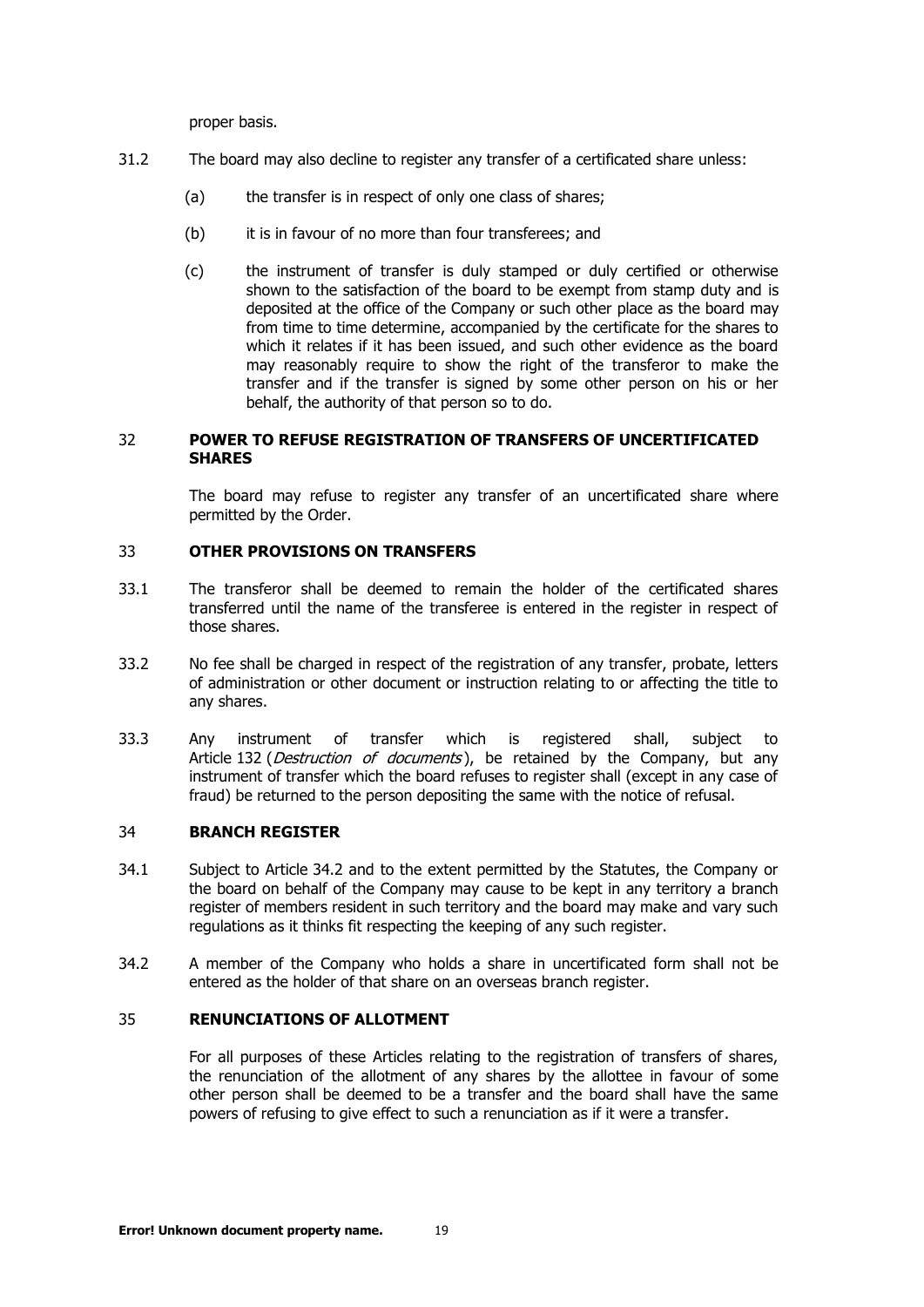proper basis.

31.2 The board may also decline to register any transfer of a certificated share unless:

(a) the transfer is in respect of only one class of shares;

(b) it is in favour of no more than four transferees; and

(c) the instrument of transfer is duly stamped or duly certified or otherwise shown to the satisfaction of the board to be exempt from stamp duty and is deposited at the office of the Company or such other place as the board may from time to time determine, accompanied by the certificate for the shares to which it relates if it has been issued, and such other evidence as the board may reasonably require to show the right of the transferor to make the transfer and if the transfer is signed by some other person on his or her behalf, the authority of that person so to do.

## 32 POWER TO REFUSE REGISTRATION OF TRANSFERS OF UNCERTIFICATED SHARES

The board may refuse to register any transfer of an uncertificated share where permitted by the Order.

## 33 OTHER PROVISIONS ON TRANSFERS

33.1 The transferor shall be deemed to remain the holder of the certificated shares transferred until the name of the transferee is entered in the register in respect of those shares.

33.2 No fee shall be charged in respect of the registration of any transfer, probate, letters of administration or other document or instruction relating to or affecting the title to any shares.

33.3 Any instrument of transfer which is registered shall, subject to Article 132 (*Destruction of documents*), be retained by the Company, but any instrument of transfer which the board refuses to register shall (except in any case of fraud) be returned to the person depositing the same with the notice of refusal.

## 34 BRANCH REGISTER

34.1 Subject to Article 34.2 and to the extent permitted by the Statutes, the Company or the board on behalf of the Company may cause to be kept in any territory a branch register of members resident in such territory and the board may make and vary such regulations as it thinks fit respecting the keeping of any such register.

34.2 A member of the Company who holds a share in uncertificated form shall not be entered as the holder of that share on an overseas branch register.

## 35 RENUNCIATIONS OF ALLOTMENT

For all purposes of these Articles relating to the registration of transfers of shares, the renunciation of the allotment of any shares by the allottee in favour of some other person shall be deemed to be a transfer and the board shall have the same powers of refusing to give effect to such a renunciation as if it were a transfer.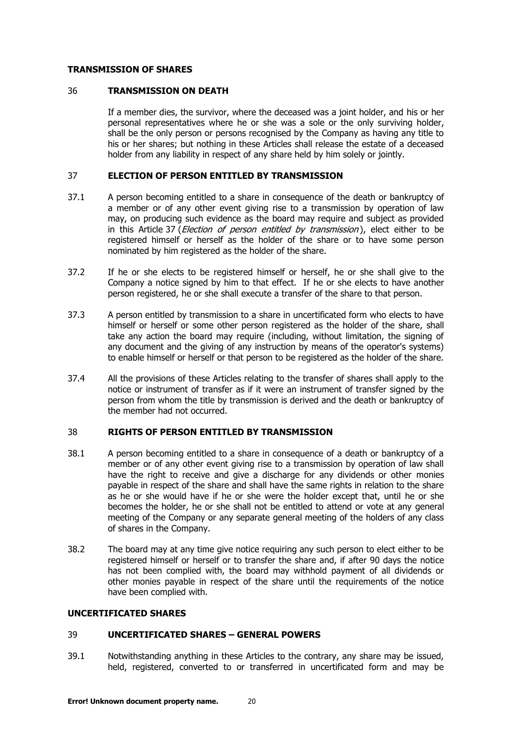## TRANSMISSION OF SHARES

### 36 TRANSMISSION ON DEATH

If a member dies, the survivor, where the deceased was a joint holder, and his or her personal representatives where he or she was a sole or the only surviving holder, shall be the only person or persons recognised by the Company as having any title to his or her shares; but nothing in these Articles shall release the estate of a deceased holder from any liability in respect of any share held by him solely or jointly.

### 37 ELECTION OF PERSON ENTITLED BY TRANSMISSION

37.1 A person becoming entitled to a share in consequence of the death or bankruptcy of a member or of any other event giving rise to a transmission by operation of law may, on producing such evidence as the board may require and subject as provided in this Article 37 (*Election of person entitled by transmission*), elect either to be registered himself or herself as the holder of the share or to have some person nominated by him registered as the holder of the share.

37.2 If he or she elects to be registered himself or herself, he or she shall give to the Company a notice signed by him to that effect. If he or she elects to have another person registered, he or she shall execute a transfer of the share to that person.

37.3 A person entitled by transmission to a share in uncertificated form who elects to have himself or herself or some other person registered as the holder of the share, shall take any action the board may require (including, without limitation, the signing of any document and the giving of any instruction by means of the operator's systems) to enable himself or herself or that person to be registered as the holder of the share.

37.4 All the provisions of these Articles relating to the transfer of shares shall apply to the notice or instrument of transfer as if it were an instrument of transfer signed by the person from whom the title by transmission is derived and the death or bankruptcy of the member had not occurred.

### 38 RIGHTS OF PERSON ENTITLED BY TRANSMISSION

38.1 A person becoming entitled to a share in consequence of a death or bankruptcy of a member or of any other event giving rise to a transmission by operation of law shall have the right to receive and give a discharge for any dividends or other monies payable in respect of the share and shall have the same rights in relation to the share as he or she would have if he or she were the holder except that, until he or she becomes the holder, he or she shall not be entitled to attend or vote at any general meeting of the Company or any separate general meeting of the holders of any class of shares in the Company.

38.2 The board may at any time give notice requiring any such person to elect either to be registered himself or herself or to transfer the share and, if after 90 days the notice has not been complied with, the board may withhold payment of all dividends or other monies payable in respect of the share until the requirements of the notice have been complied with.

## UNCERTIFICATED SHARES

### 39 UNCERTIFICATED SHARES – GENERAL POWERS

39.1 Notwithstanding anything in these Articles to the contrary, any share may be issued, held, registered, converted to or transferred in uncertificated form and may be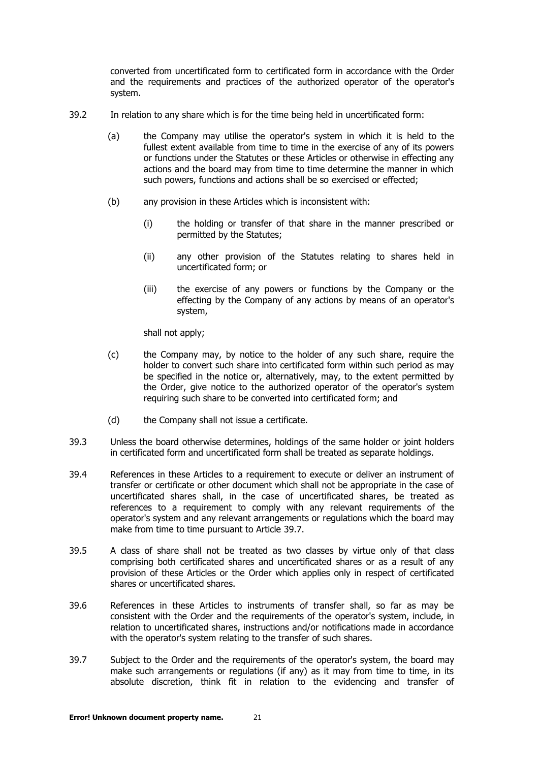converted from uncertificated form to certificated form in accordance with the Order and the requirements and practices of the authorized operator of the operator's system.

39.2 In relation to any share which is for the time being held in uncertificated form:

(a) the Company may utilise the operator's system in which it is held to the fullest extent available from time to time in the exercise of any of its powers or functions under the Statutes or these Articles or otherwise in effecting any actions and the board may from time to time determine the manner in which such powers, functions and actions shall be so exercised or effected;

(b) any provision in these Articles which is inconsistent with:

(i) the holding or transfer of that share in the manner prescribed or permitted by the Statutes;

(ii) any other provision of the Statutes relating to shares held in uncertificated form; or

(iii) the exercise of any powers or functions by the Company or the effecting by the Company of any actions by means of an operator's system,

shall not apply;

(c) the Company may, by notice to the holder of any such share, require the holder to convert such share into certificated form within such period as may be specified in the notice or, alternatively, may, to the extent permitted by the Order, give notice to the authorized operator of the operator's system requiring such share to be converted into certificated form; and

(d) the Company shall not issue a certificate.

39.3 Unless the board otherwise determines, holdings of the same holder or joint holders in certificated form and uncertificated form shall be treated as separate holdings.

39.4 References in these Articles to a requirement to execute or deliver an instrument of transfer or certificate or other document which shall not be appropriate in the case of uncertificated shares shall, in the case of uncertificated shares, be treated as references to a requirement to comply with any relevant requirements of the operator's system and any relevant arrangements or regulations which the board may make from time to time pursuant to Article 39.7.

39.5 A class of share shall not be treated as two classes by virtue only of that class comprising both certificated shares and uncertificated shares or as a result of any provision of these Articles or the Order which applies only in respect of certificated shares or uncertificated shares.

39.6 References in these Articles to instruments of transfer shall, so far as may be consistent with the Order and the requirements of the operator's system, include, in relation to uncertificated shares, instructions and/or notifications made in accordance with the operator's system relating to the transfer of such shares.

39.7 Subject to the Order and the requirements of the operator's system, the board may make such arrangements or regulations (if any) as it may from time to time, in its absolute discretion, think fit in relation to the evidencing and transfer of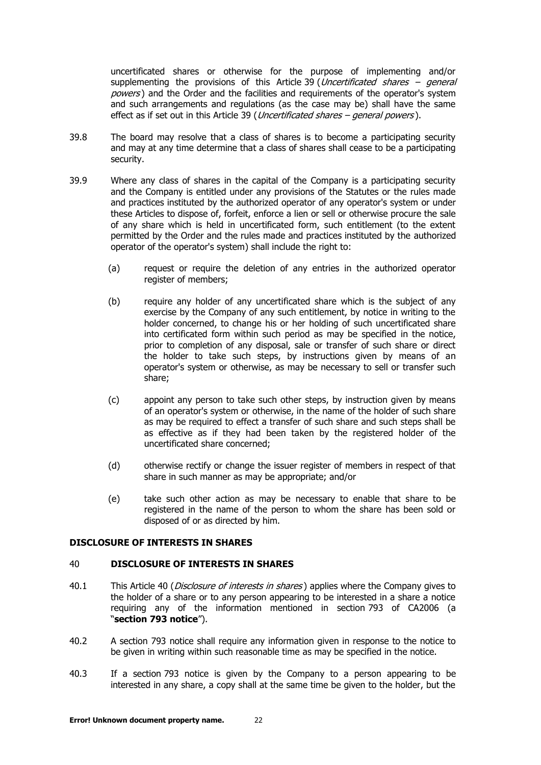uncertificated shares or otherwise for the purpose of implementing and/or supplementing the provisions of this Article 39 (*Uncertificated shares – general powers*) and the Order and the facilities and requirements of the operator's system and such arrangements and regulations (as the case may be) shall have the same effect as if set out in this Article 39 (*Uncertificated shares – general powers*).

39.8 The board may resolve that a class of shares is to become a participating security and may at any time determine that a class of shares shall cease to be a participating security.

39.9 Where any class of shares in the capital of the Company is a participating security and the Company is entitled under any provisions of the Statutes or the rules made and practices instituted by the authorized operator of any operator's system or under these Articles to dispose of, forfeit, enforce a lien or sell or otherwise procure the sale of any share which is held in uncertificated form, such entitlement (to the extent permitted by the Order and the rules made and practices instituted by the authorized operator of the operator's system) shall include the right to:

(a) request or require the deletion of any entries in the authorized operator register of members;

(b) require any holder of any uncertificated share which is the subject of any exercise by the Company of any such entitlement, by notice in writing to the holder concerned, to change his or her holding of such uncertificated share into certificated form within such period as may be specified in the notice, prior to completion of any disposal, sale or transfer of such share or direct the holder to take such steps, by instructions given by means of an operator's system or otherwise, as may be necessary to sell or transfer such share;

(c) appoint any person to take such other steps, by instruction given by means of an operator's system or otherwise, in the name of the holder of such share as may be required to effect a transfer of such share and such steps shall be as effective as if they had been taken by the registered holder of the uncertificated share concerned;

(d) otherwise rectify or change the issuer register of members in respect of that share in such manner as may be appropriate; and/or

(e) take such other action as may be necessary to enable that share to be registered in the name of the person to whom the share has been sold or disposed of or as directed by him.

## DISCLOSURE OF INTERESTS IN SHARES

### 40 DISCLOSURE OF INTERESTS IN SHARES

40.1 This Article 40 (*Disclosure of interests in shares*) applies where the Company gives to the holder of a share or to any person appearing to be interested in a share a notice requiring any of the information mentioned in section 793 of CA2006 (a "**section 793 notice**").

40.2 A section 793 notice shall require any information given in response to the notice to be given in writing within such reasonable time as may be specified in the notice.

40.3 If a section 793 notice is given by the Company to a person appearing to be interested in any share, a copy shall at the same time be given to the holder, but the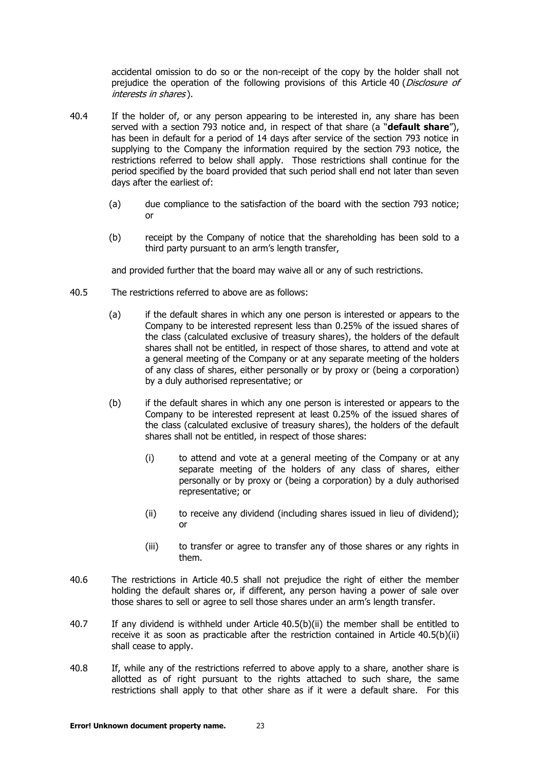accidental omission to do so or the non-receipt of the copy by the holder shall not prejudice the operation of the following provisions of this Article 40 (*Disclosure of interests in shares*).

40.4 If the holder of, or any person appearing to be interested in, any share has been served with a section 793 notice and, in respect of that share (a "**default share**"), has been in default for a period of 14 days after service of the section 793 notice in supplying to the Company the information required by the section 793 notice, the restrictions referred to below shall apply. Those restrictions shall continue for the period specified by the board provided that such period shall end not later than seven days after the earliest of:

(a) due compliance to the satisfaction of the board with the section 793 notice; or

(b) receipt by the Company of notice that the shareholding has been sold to a third party pursuant to an arm's length transfer,

and provided further that the board may waive all or any of such restrictions.

40.5 The restrictions referred to above are as follows:

(a) if the default shares in which any one person is interested or appears to the Company to be interested represent less than 0.25% of the issued shares of the class (calculated exclusive of treasury shares), the holders of the default shares shall not be entitled, in respect of those shares, to attend and vote at a general meeting of the Company or at any separate meeting of the holders of any class of shares, either personally or by proxy or (being a corporation) by a duly authorised representative; or

(b) if the default shares in which any one person is interested or appears to the Company to be interested represent at least 0.25% of the issued shares of the class (calculated exclusive of treasury shares), the holders of the default shares shall not be entitled, in respect of those shares:

(i) to attend and vote at a general meeting of the Company or at any separate meeting of the holders of any class of shares, either personally or by proxy or (being a corporation) by a duly authorised representative; or

(ii) to receive any dividend (including shares issued in lieu of dividend); or

(iii) to transfer or agree to transfer any of those shares or any rights in them.

40.6 The restrictions in Article 40.5 shall not prejudice the right of either the member holding the default shares or, if different, any person having a power of sale over those shares to sell or agree to sell those shares under an arm's length transfer.

40.7 If any dividend is withheld under Article 40.5(b)(ii) the member shall be entitled to receive it as soon as practicable after the restriction contained in Article 40.5(b)(ii) shall cease to apply.

40.8 If, while any of the restrictions referred to above apply to a share, another share is allotted as of right pursuant to the rights attached to such share, the same restrictions shall apply to that other share as if it were a default share. For this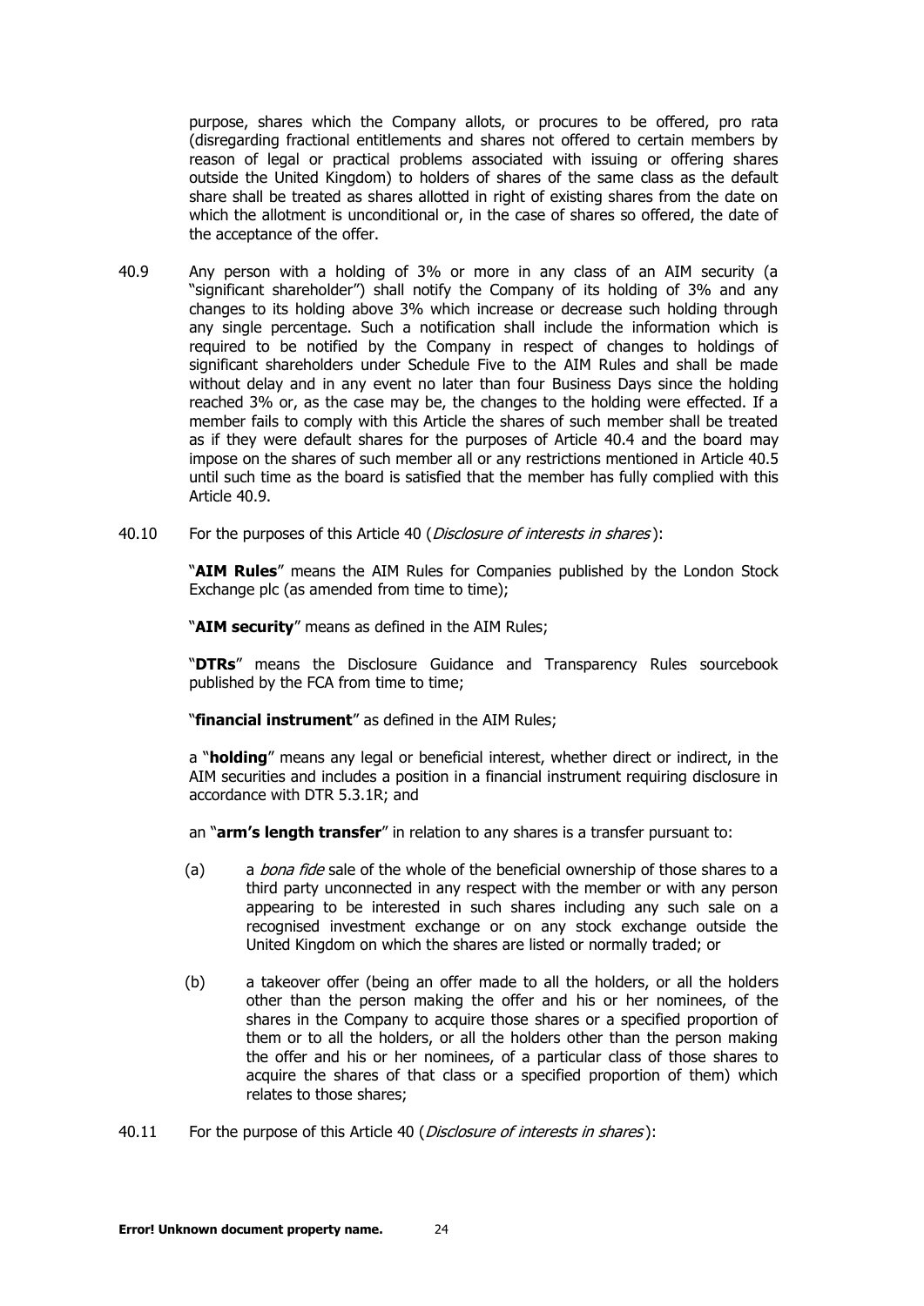purpose, shares which the Company allots, or procures to be offered, pro rata (disregarding fractional entitlements and shares not offered to certain members by reason of legal or practical problems associated with issuing or offering shares outside the United Kingdom) to holders of shares of the same class as the default share shall be treated as shares allotted in right of existing shares from the date on which the allotment is unconditional or, in the case of shares so offered, the date of the acceptance of the offer.

40.9 Any person with a holding of 3% or more in any class of an AIM security (a "significant shareholder") shall notify the Company of its holding of 3% and any changes to its holding above 3% which increase or decrease such holding through any single percentage. Such a notification shall include the information which is required to be notified by the Company in respect of changes to holdings of significant shareholders under Schedule Five to the AIM Rules and shall be made without delay and in any event no later than four Business Days since the holding reached 3% or, as the case may be, the changes to the holding were effected. If a member fails to comply with this Article the shares of such member shall be treated as if they were default shares for the purposes of Article 40.4 and the board may impose on the shares of such member all or any restrictions mentioned in Article 40.5 until such time as the board is satisfied that the member has fully complied with this Article 40.9.

40.10 For the purposes of this Article 40 (*Disclosure of interests in shares*):

"**AIM Rules**" means the AIM Rules for Companies published by the London Stock Exchange plc (as amended from time to time);

"**AIM security**" means as defined in the AIM Rules;

"**DTRs**" means the Disclosure Guidance and Transparency Rules sourcebook published by the FCA from time to time;

"**financial instrument**" as defined in the AIM Rules;

a "**holding**" means any legal or beneficial interest, whether direct or indirect, in the AIM securities and includes a position in a financial instrument requiring disclosure in accordance with DTR 5.3.1R; and

an "**arm's length transfer**" in relation to any shares is a transfer pursuant to:

(a) a *bona fide* sale of the whole of the beneficial ownership of those shares to a third party unconnected in any respect with the member or with any person appearing to be interested in such shares including any such sale on a recognised investment exchange or on any stock exchange outside the United Kingdom on which the shares are listed or normally traded; or

(b) a takeover offer (being an offer made to all the holders, or all the holders other than the person making the offer and his or her nominees, of the shares in the Company to acquire those shares or a specified proportion of them or to all the holders, or all the holders other than the person making the offer and his or her nominees, of a particular class of those shares to acquire the shares of that class or a specified proportion of them) which relates to those shares;

40.11 For the purpose of this Article 40 (*Disclosure of interests in shares*):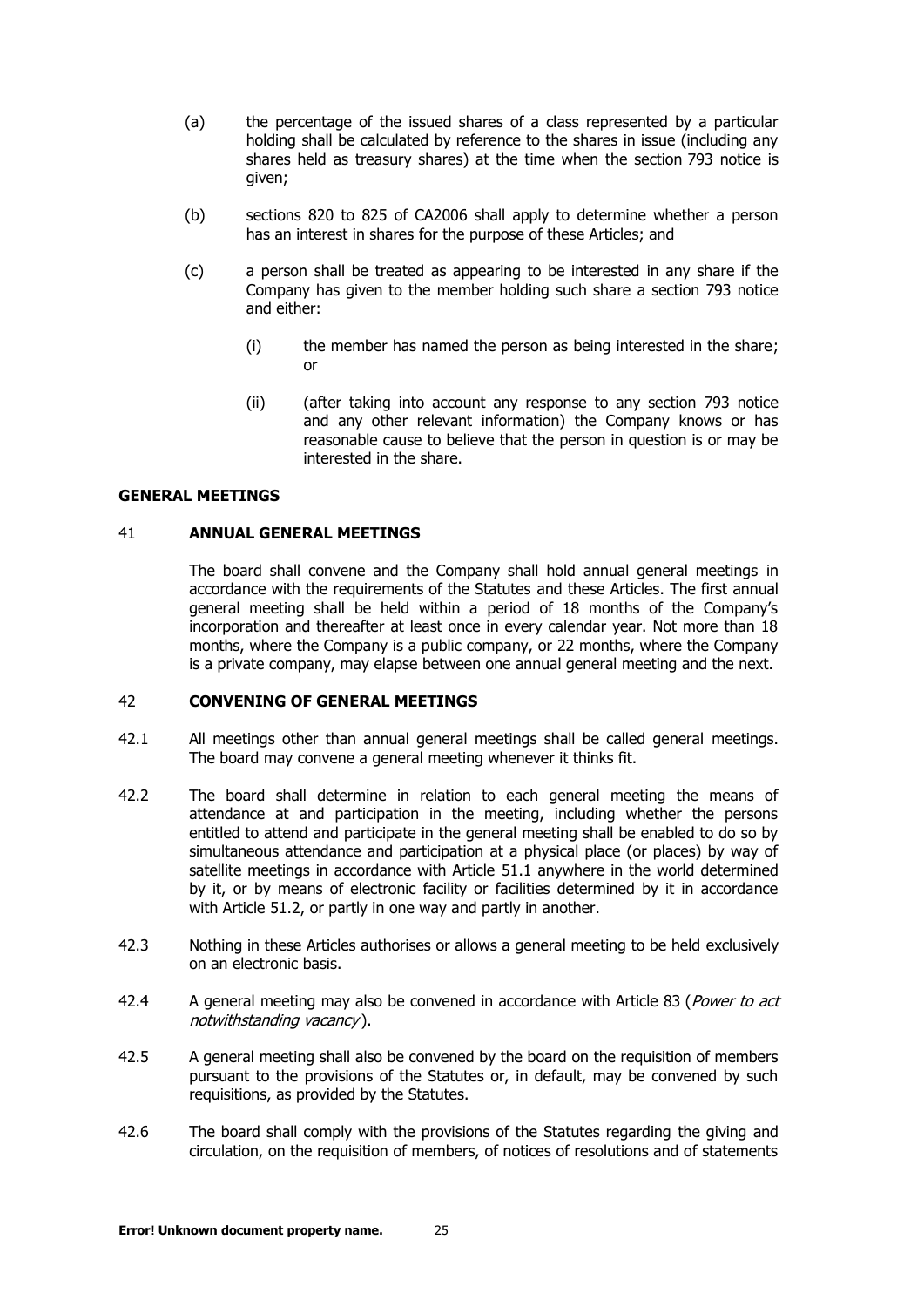(a) the percentage of the issued shares of a class represented by a particular holding shall be calculated by reference to the shares in issue (including any shares held as treasury shares) at the time when the section 793 notice is given;

(b) sections 820 to 825 of CA2006 shall apply to determine whether a person has an interest in shares for the purpose of these Articles; and

(c) a person shall be treated as appearing to be interested in any share if the Company has given to the member holding such share a section 793 notice and either:

   (i) the member has named the person as being interested in the share; or

   (ii) (after taking into account any response to any section 793 notice and any other relevant information) the Company knows or has reasonable cause to believe that the person in question is or may be interested in the share.

## GENERAL MEETINGS

### 41 ANNUAL GENERAL MEETINGS

The board shall convene and the Company shall hold annual general meetings in accordance with the requirements of the Statutes and these Articles. The first annual general meeting shall be held within a period of 18 months of the Company's incorporation and thereafter at least once in every calendar year. Not more than 18 months, where the Company is a public company, or 22 months, where the Company is a private company, may elapse between one annual general meeting and the next.

### 42 CONVENING OF GENERAL MEETINGS

42.1 All meetings other than annual general meetings shall be called general meetings. The board may convene a general meeting whenever it thinks fit.

42.2 The board shall determine in relation to each general meeting the means of attendance at and participation in the meeting, including whether the persons entitled to attend and participate in the general meeting shall be enabled to do so by simultaneous attendance and participation at a physical place (or places) by way of satellite meetings in accordance with Article 51.1 anywhere in the world determined by it, or by means of electronic facility or facilities determined by it in accordance with Article 51.2, or partly in one way and partly in another.

42.3 Nothing in these Articles authorises or allows a general meeting to be held exclusively on an electronic basis.

42.4 A general meeting may also be convened in accordance with Article 83 (*Power to act notwithstanding vacancy*).

42.5 A general meeting shall also be convened by the board on the requisition of members pursuant to the provisions of the Statutes or, in default, may be convened by such requisitions, as provided by the Statutes.

42.6 The board shall comply with the provisions of the Statutes regarding the giving and circulation, on the requisition of members, of notices of resolutions and of statements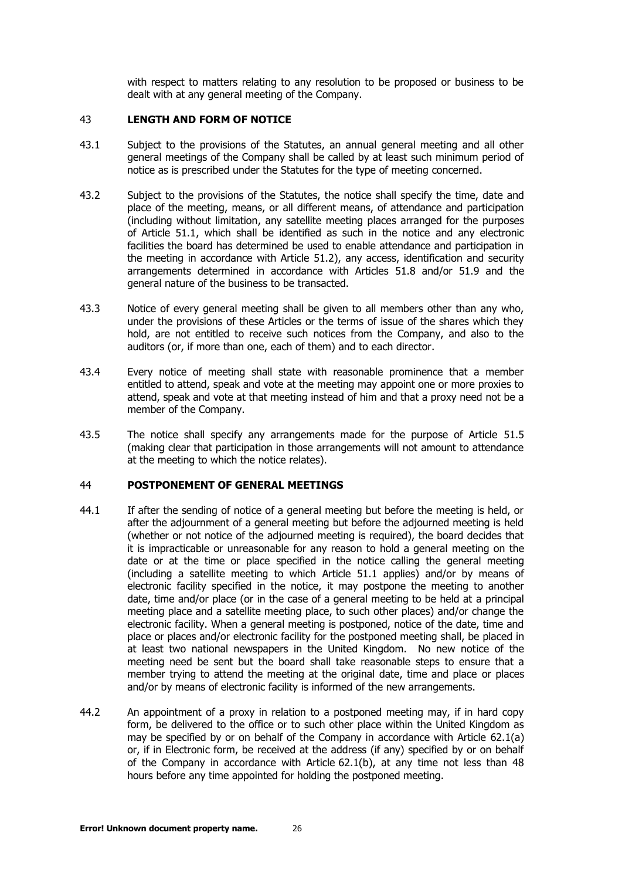with respect to matters relating to any resolution to be proposed or business to be dealt with at any general meeting of the Company.

## 43 LENGTH AND FORM OF NOTICE

43.1 Subject to the provisions of the Statutes, an annual general meeting and all other general meetings of the Company shall be called by at least such minimum period of notice as is prescribed under the Statutes for the type of meeting concerned.

43.2 Subject to the provisions of the Statutes, the notice shall specify the time, date and place of the meeting, means, or all different means, of attendance and participation (including without limitation, any satellite meeting places arranged for the purposes of Article 51.1, which shall be identified as such in the notice and any electronic facilities the board has determined be used to enable attendance and participation in the meeting in accordance with Article 51.2), any access, identification and security arrangements determined in accordance with Articles 51.8 and/or 51.9 and the general nature of the business to be transacted.

43.3 Notice of every general meeting shall be given to all members other than any who, under the provisions of these Articles or the terms of issue of the shares which they hold, are not entitled to receive such notices from the Company, and also to the auditors (or, if more than one, each of them) and to each director.

43.4 Every notice of meeting shall state with reasonable prominence that a member entitled to attend, speak and vote at the meeting may appoint one or more proxies to attend, speak and vote at that meeting instead of him and that a proxy need not be a member of the Company.

43.5 The notice shall specify any arrangements made for the purpose of Article 51.5 (making clear that participation in those arrangements will not amount to attendance at the meeting to which the notice relates).

## 44 POSTPONEMENT OF GENERAL MEETINGS

44.1 If after the sending of notice of a general meeting but before the meeting is held, or after the adjournment of a general meeting but before the adjourned meeting is held (whether or not notice of the adjourned meeting is required), the board decides that it is impracticable or unreasonable for any reason to hold a general meeting on the date or at the time or place specified in the notice calling the general meeting (including a satellite meeting to which Article 51.1 applies) and/or by means of electronic facility specified in the notice, it may postpone the meeting to another date, time and/or place (or in the case of a general meeting to be held at a principal meeting place and a satellite meeting place, to such other places) and/or change the electronic facility. When a general meeting is postponed, notice of the date, time and place or places and/or electronic facility for the postponed meeting shall, be placed in at least two national newspapers in the United Kingdom. No new notice of the meeting need be sent but the board shall take reasonable steps to ensure that a member trying to attend the meeting at the original date, time and place or places and/or by means of electronic facility is informed of the new arrangements.

44.2 An appointment of a proxy in relation to a postponed meeting may, if in hard copy form, be delivered to the office or to such other place within the United Kingdom as may be specified by or on behalf of the Company in accordance with Article 62.1(a) or, if in Electronic form, be received at the address (if any) specified by or on behalf of the Company in accordance with Article 62.1(b), at any time not less than 48 hours before any time appointed for holding the postponed meeting.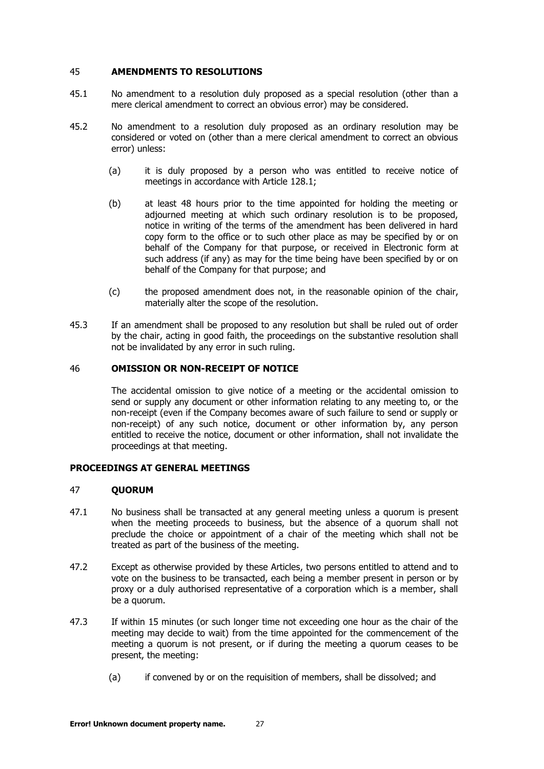## 45 AMENDMENTS TO RESOLUTIONS

45.1 No amendment to a resolution duly proposed as a special resolution (other than a mere clerical amendment to correct an obvious error) may be considered.

45.2 No amendment to a resolution duly proposed as an ordinary resolution may be considered or voted on (other than a mere clerical amendment to correct an obvious error) unless:

(a) it is duly proposed by a person who was entitled to receive notice of meetings in accordance with Article 128.1;

(b) at least 48 hours prior to the time appointed for holding the meeting or adjourned meeting at which such ordinary resolution is to be proposed, notice in writing of the terms of the amendment has been delivered in hard copy form to the office or to such other place as may be specified by or on behalf of the Company for that purpose, or received in Electronic form at such address (if any) as may for the time being have been specified by or on behalf of the Company for that purpose; and

(c) the proposed amendment does not, in the reasonable opinion of the chair, materially alter the scope of the resolution.

45.3 If an amendment shall be proposed to any resolution but shall be ruled out of order by the chair, acting in good faith, the proceedings on the substantive resolution shall not be invalidated by any error in such ruling.

## 46 OMISSION OR NON-RECEIPT OF NOTICE

The accidental omission to give notice of a meeting or the accidental omission to send or supply any document or other information relating to any meeting to, or the non-receipt (even if the Company becomes aware of such failure to send or supply or non-receipt) of any such notice, document or other information by, any person entitled to receive the notice, document or other information, shall not invalidate the proceedings at that meeting.

## PROCEEDINGS AT GENERAL MEETINGS

## 47 QUORUM

47.1 No business shall be transacted at any general meeting unless a quorum is present when the meeting proceeds to business, but the absence of a quorum shall not preclude the choice or appointment of a chair of the meeting which shall not be treated as part of the business of the meeting.

47.2 Except as otherwise provided by these Articles, two persons entitled to attend and to vote on the business to be transacted, each being a member present in person or by proxy or a duly authorised representative of a corporation which is a member, shall be a quorum.

47.3 If within 15 minutes (or such longer time not exceeding one hour as the chair of the meeting may decide to wait) from the time appointed for the commencement of the meeting a quorum is not present, or if during the meeting a quorum ceases to be present, the meeting:

(a) if convened by or on the requisition of members, shall be dissolved; and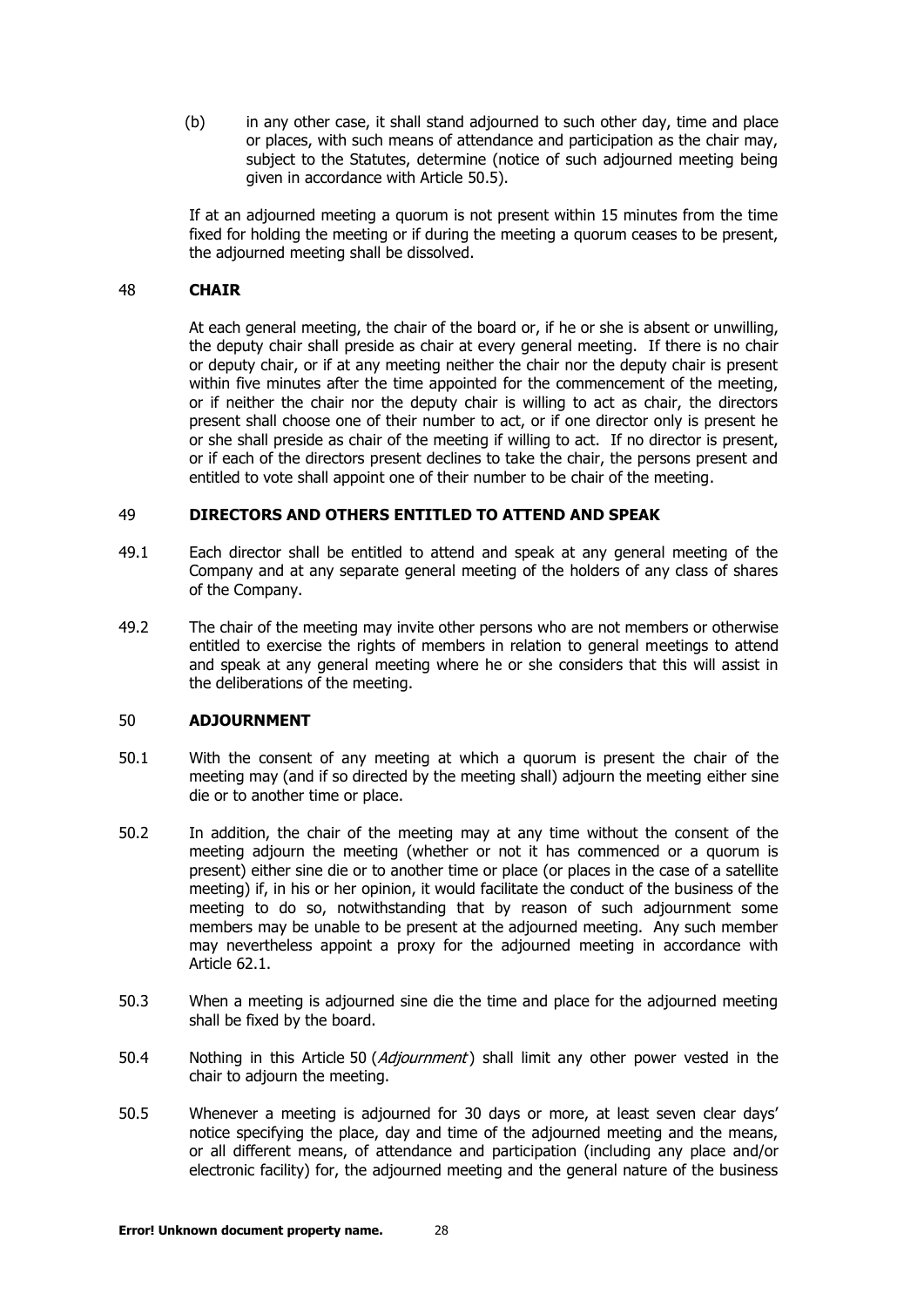(b) in any other case, it shall stand adjourned to such other day, time and place or places, with such means of attendance and participation as the chair may, subject to the Statutes, determine (notice of such adjourned meeting being given in accordance with Article 50.5).

If at an adjourned meeting a quorum is not present within 15 minutes from the time fixed for holding the meeting or if during the meeting a quorum ceases to be present, the adjourned meeting shall be dissolved.

## 48 CHAIR

At each general meeting, the chair of the board or, if he or she is absent or unwilling, the deputy chair shall preside as chair at every general meeting. If there is no chair or deputy chair, or if at any meeting neither the chair nor the deputy chair is present within five minutes after the time appointed for the commencement of the meeting, or if neither the chair nor the deputy chair is willing to act as chair, the directors present shall choose one of their number to act, or if one director only is present he or she shall preside as chair of the meeting if willing to act. If no director is present, or if each of the directors present declines to take the chair, the persons present and entitled to vote shall appoint one of their number to be chair of the meeting.

## 49 DIRECTORS AND OTHERS ENTITLED TO ATTEND AND SPEAK

49.1 Each director shall be entitled to attend and speak at any general meeting of the Company and at any separate general meeting of the holders of any class of shares of the Company.

49.2 The chair of the meeting may invite other persons who are not members or otherwise entitled to exercise the rights of members in relation to general meetings to attend and speak at any general meeting where he or she considers that this will assist in the deliberations of the meeting.

## 50 ADJOURNMENT

50.1 With the consent of any meeting at which a quorum is present the chair of the meeting may (and if so directed by the meeting shall) adjourn the meeting either sine die or to another time or place.

50.2 In addition, the chair of the meeting may at any time without the consent of the meeting adjourn the meeting (whether or not it has commenced or a quorum is present) either sine die or to another time or place (or places in the case of a satellite meeting) if, in his or her opinion, it would facilitate the conduct of the business of the meeting to do so, notwithstanding that by reason of such adjournment some members may be unable to be present at the adjourned meeting. Any such member may nevertheless appoint a proxy for the adjourned meeting in accordance with Article 62.1.

50.3 When a meeting is adjourned sine die the time and place for the adjourned meeting shall be fixed by the board.

50.4 Nothing in this Article 50 (*Adjournment*) shall limit any other power vested in the chair to adjourn the meeting.

50.5 Whenever a meeting is adjourned for 30 days or more, at least seven clear days' notice specifying the place, day and time of the adjourned meeting and the means, or all different means, of attendance and participation (including any place and/or electronic facility) for, the adjourned meeting and the general nature of the business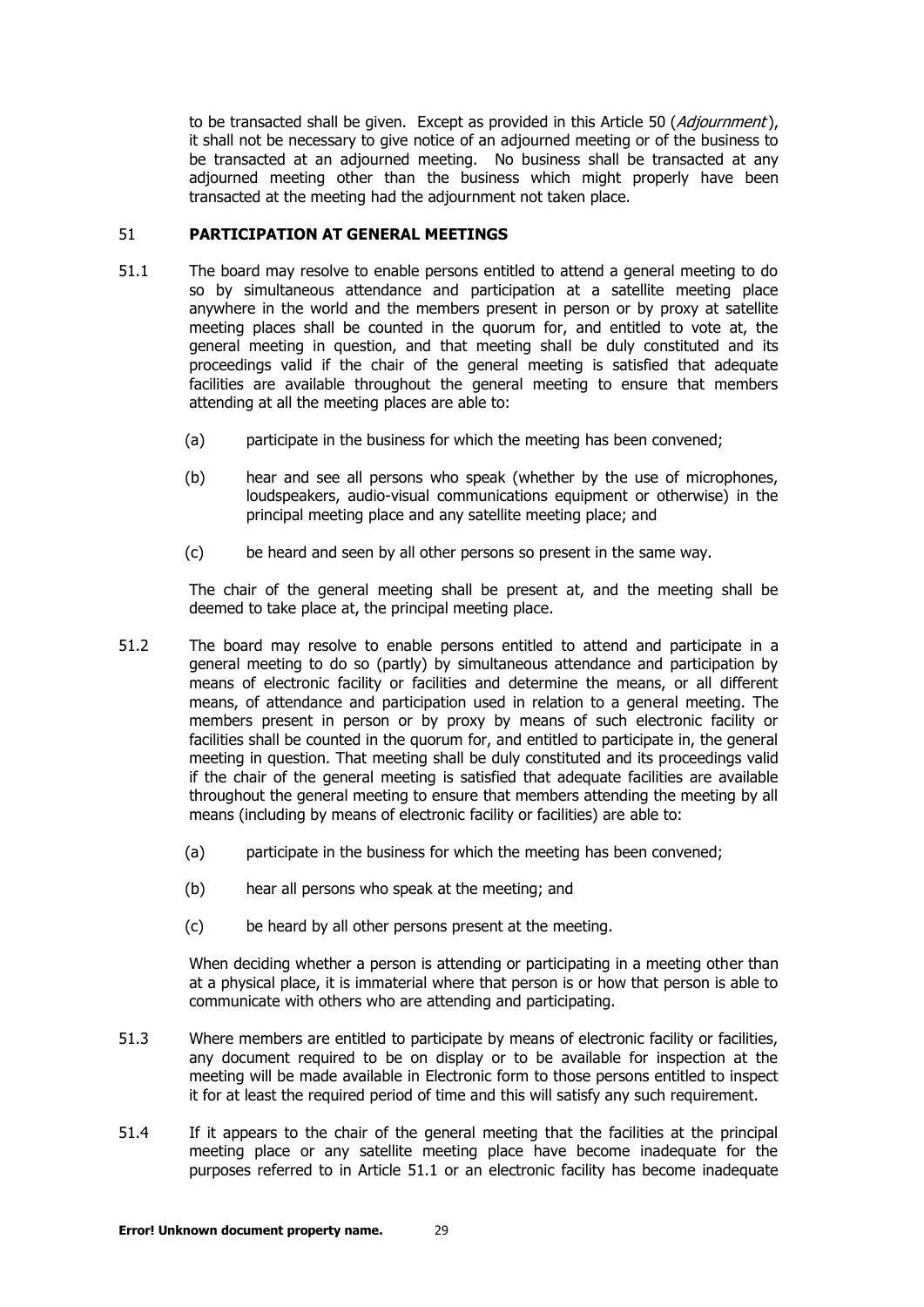to be transacted shall be given. Except as provided in this Article 50 (*Adjournment*), it shall not be necessary to give notice of an adjourned meeting or of the business to be transacted at an adjourned meeting. No business shall be transacted at any adjourned meeting other than the business which might properly have been transacted at the meeting had the adjournment not taken place.

## 51 PARTICIPATION AT GENERAL MEETINGS

51.1 The board may resolve to enable persons entitled to attend a general meeting to do so by simultaneous attendance and participation at a satellite meeting place anywhere in the world and the members present in person or by proxy at satellite meeting places shall be counted in the quorum for, and entitled to vote at, the general meeting in question, and that meeting shall be duly constituted and its proceedings valid if the chair of the general meeting is satisfied that adequate facilities are available throughout the general meeting to ensure that members attending at all the meeting places are able to:

(a) participate in the business for which the meeting has been convened;

(b) hear and see all persons who speak (whether by the use of microphones, loudspeakers, audio-visual communications equipment or otherwise) in the principal meeting place and any satellite meeting place; and

(c) be heard and seen by all other persons so present in the same way.

The chair of the general meeting shall be present at, and the meeting shall be deemed to take place at, the principal meeting place.

51.2 The board may resolve to enable persons entitled to attend and participate in a general meeting to do so (partly) by simultaneous attendance and participation by means of electronic facility or facilities and determine the means, or all different means, of attendance and participation used in relation to a general meeting. The members present in person or by proxy by means of such electronic facility or facilities shall be counted in the quorum for, and entitled to participate in, the general meeting in question. That meeting shall be duly constituted and its proceedings valid if the chair of the general meeting is satisfied that adequate facilities are available throughout the general meeting to ensure that members attending the meeting by all means (including by means of electronic facility or facilities) are able to:

(a) participate in the business for which the meeting has been convened;

(b) hear all persons who speak at the meeting; and

(c) be heard by all other persons present at the meeting.

When deciding whether a person is attending or participating in a meeting other than at a physical place, it is immaterial where that person is or how that person is able to communicate with others who are attending and participating.

51.3 Where members are entitled to participate by means of electronic facility or facilities, any document required to be on display or to be available for inspection at the meeting will be made available in Electronic form to those persons entitled to inspect it for at least the required period of time and this will satisfy any such requirement.

51.4 If it appears to the chair of the general meeting that the facilities at the principal meeting place or any satellite meeting place have become inadequate for the purposes referred to in Article 51.1 or an electronic facility has become inadequate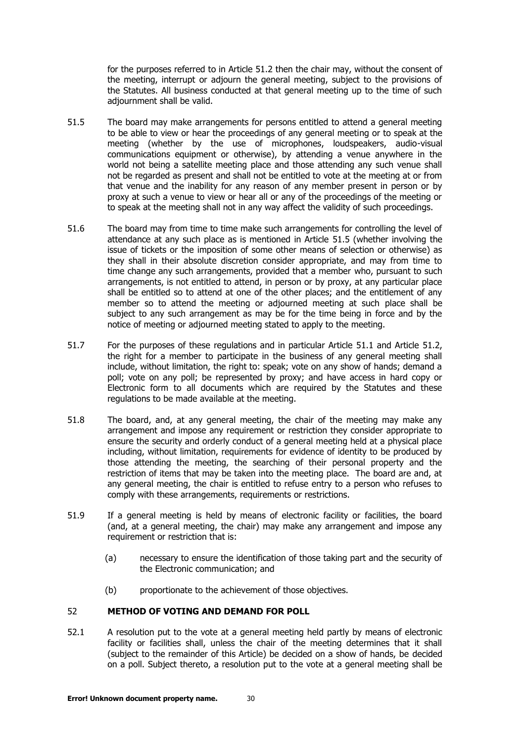for the purposes referred to in Article 51.2 then the chair may, without the consent of the meeting, interrupt or adjourn the general meeting, subject to the provisions of the Statutes. All business conducted at that general meeting up to the time of such adjournment shall be valid.

51.5 The board may make arrangements for persons entitled to attend a general meeting to be able to view or hear the proceedings of any general meeting or to speak at the meeting (whether by the use of microphones, loudspeakers, audio-visual communications equipment or otherwise), by attending a venue anywhere in the world not being a satellite meeting place and those attending any such venue shall not be regarded as present and shall not be entitled to vote at the meeting at or from that venue and the inability for any reason of any member present in person or by proxy at such a venue to view or hear all or any of the proceedings of the meeting or to speak at the meeting shall not in any way affect the validity of such proceedings.

51.6 The board may from time to time make such arrangements for controlling the level of attendance at any such place as is mentioned in Article 51.5 (whether involving the issue of tickets or the imposition of some other means of selection or otherwise) as they shall in their absolute discretion consider appropriate, and may from time to time change any such arrangements, provided that a member who, pursuant to such arrangements, is not entitled to attend, in person or by proxy, at any particular place shall be entitled so to attend at one of the other places; and the entitlement of any member so to attend the meeting or adjourned meeting at such place shall be subject to any such arrangement as may be for the time being in force and by the notice of meeting or adjourned meeting stated to apply to the meeting.

51.7 For the purposes of these regulations and in particular Article 51.1 and Article 51.2, the right for a member to participate in the business of any general meeting shall include, without limitation, the right to: speak; vote on any show of hands; demand a poll; vote on any poll; be represented by proxy; and have access in hard copy or Electronic form to all documents which are required by the Statutes and these regulations to be made available at the meeting.

51.8 The board, and, at any general meeting, the chair of the meeting may make any arrangement and impose any requirement or restriction they consider appropriate to ensure the security and orderly conduct of a general meeting held at a physical place including, without limitation, requirements for evidence of identity to be produced by those attending the meeting, the searching of their personal property and the restriction of items that may be taken into the meeting place. The board are and, at any general meeting, the chair is entitled to refuse entry to a person who refuses to comply with these arrangements, requirements or restrictions.

51.9 If a general meeting is held by means of electronic facility or facilities, the board (and, at a general meeting, the chair) may make any arrangement and impose any requirement or restriction that is:

(a) necessary to ensure the identification of those taking part and the security of the Electronic communication; and

(b) proportionate to the achievement of those objectives.

## 52 METHOD OF VOTING AND DEMAND FOR POLL

52.1 A resolution put to the vote at a general meeting held partly by means of electronic facility or facilities shall, unless the chair of the meeting determines that it shall (subject to the remainder of this Article) be decided on a show of hands, be decided on a poll. Subject thereto, a resolution put to the vote at a general meeting shall be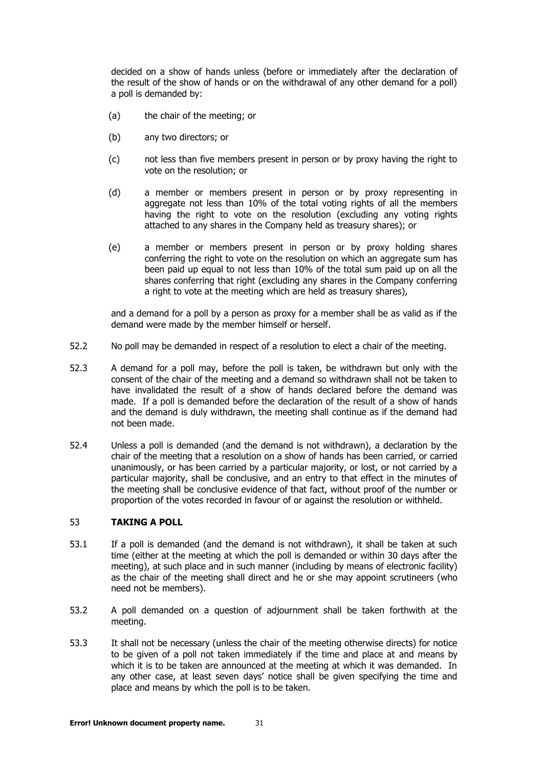decided on a show of hands unless (before or immediately after the declaration of the result of the show of hands or on the withdrawal of any other demand for a poll) a poll is demanded by:

(a) the chair of the meeting; or

(b) any two directors; or

(c) not less than five members present in person or by proxy having the right to vote on the resolution; or

(d) a member or members present in person or by proxy representing in aggregate not less than 10% of the total voting rights of all the members having the right to vote on the resolution (excluding any voting rights attached to any shares in the Company held as treasury shares); or

(e) a member or members present in person or by proxy holding shares conferring the right to vote on the resolution on which an aggregate sum has been paid up equal to not less than 10% of the total sum paid up on all the shares conferring that right (excluding any shares in the Company conferring a right to vote at the meeting which are held as treasury shares),

and a demand for a poll by a person as proxy for a member shall be as valid as if the demand were made by the member himself or herself.

52.2 No poll may be demanded in respect of a resolution to elect a chair of the meeting.

52.3 A demand for a poll may, before the poll is taken, be withdrawn but only with the consent of the chair of the meeting and a demand so withdrawn shall not be taken to have invalidated the result of a show of hands declared before the demand was made. If a poll is demanded before the declaration of the result of a show of hands and the demand is duly withdrawn, the meeting shall continue as if the demand had not been made.

52.4 Unless a poll is demanded (and the demand is not withdrawn), a declaration by the chair of the meeting that a resolution on a show of hands has been carried, or carried unanimously, or has been carried by a particular majority, or lost, or not carried by a particular majority, shall be conclusive, and an entry to that effect in the minutes of the meeting shall be conclusive evidence of that fact, without proof of the number or proportion of the votes recorded in favour of or against the resolution or withheld.

## 53 TAKING A POLL

53.1 If a poll is demanded (and the demand is not withdrawn), it shall be taken at such time (either at the meeting at which the poll is demanded or within 30 days after the meeting), at such place and in such manner (including by means of electronic facility) as the chair of the meeting shall direct and he or she may appoint scrutineers (who need not be members).

53.2 A poll demanded on a question of adjournment shall be taken forthwith at the meeting.

53.3 It shall not be necessary (unless the chair of the meeting otherwise directs) for notice to be given of a poll not taken immediately if the time and place at and means by which it is to be taken are announced at the meeting at which it was demanded. In any other case, at least seven days' notice shall be given specifying the time and place and means by which the poll is to be taken.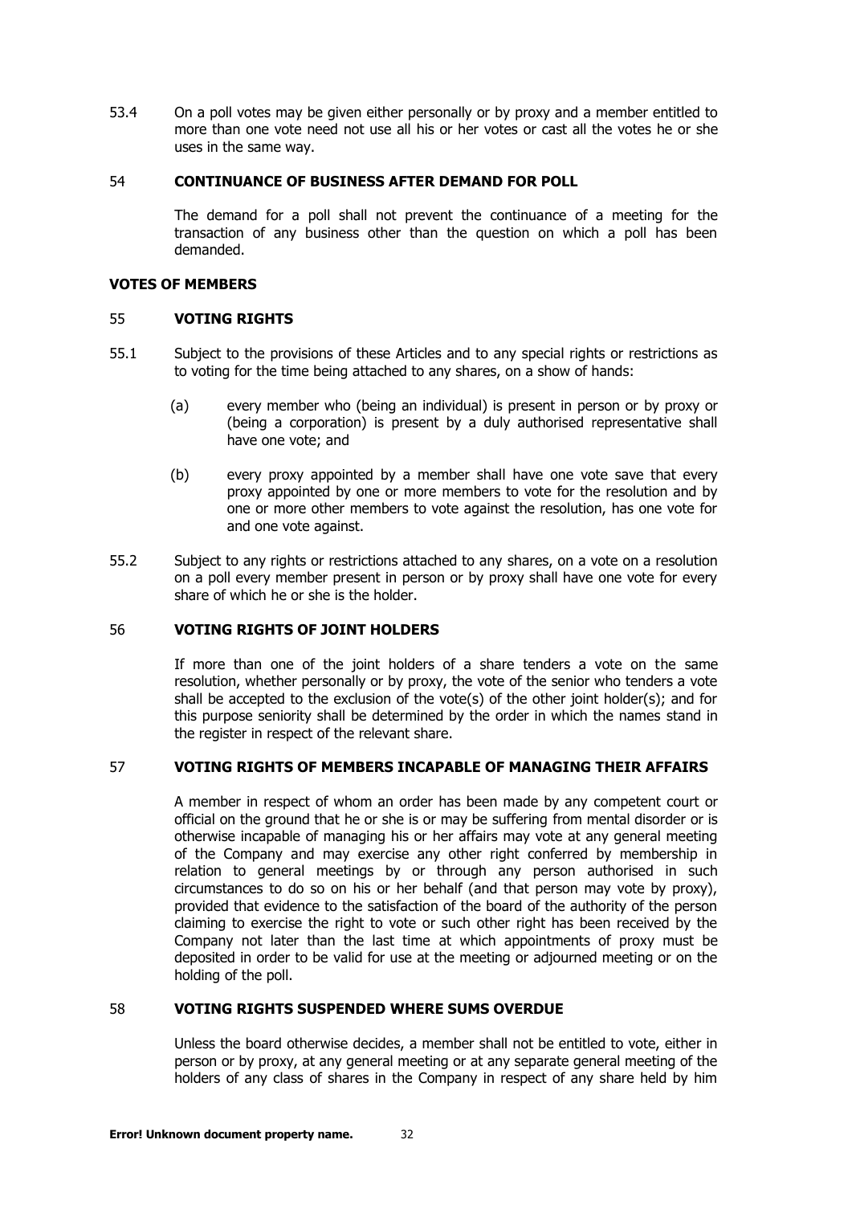53.4 On a poll votes may be given either personally or by proxy and a member entitled to more than one vote need not use all his or her votes or cast all the votes he or she uses in the same way.

## 54 CONTINUANCE OF BUSINESS AFTER DEMAND FOR POLL

The demand for a poll shall not prevent the continuance of a meeting for the transaction of any business other than the question on which a poll has been demanded.

## VOTES OF MEMBERS

## 55 VOTING RIGHTS

55.1 Subject to the provisions of these Articles and to any special rights or restrictions as to voting for the time being attached to any shares, on a show of hands:

(a) every member who (being an individual) is present in person or by proxy or (being a corporation) is present by a duly authorised representative shall have one vote; and

(b) every proxy appointed by a member shall have one vote save that every proxy appointed by one or more members to vote for the resolution and by one or more other members to vote against the resolution, has one vote for and one vote against.

55.2 Subject to any rights or restrictions attached to any shares, on a vote on a resolution on a poll every member present in person or by proxy shall have one vote for every share of which he or she is the holder.

## 56 VOTING RIGHTS OF JOINT HOLDERS

If more than one of the joint holders of a share tenders a vote on the same resolution, whether personally or by proxy, the vote of the senior who tenders a vote shall be accepted to the exclusion of the vote(s) of the other joint holder(s); and for this purpose seniority shall be determined by the order in which the names stand in the register in respect of the relevant share.

## 57 VOTING RIGHTS OF MEMBERS INCAPABLE OF MANAGING THEIR AFFAIRS

A member in respect of whom an order has been made by any competent court or official on the ground that he or she is or may be suffering from mental disorder or is otherwise incapable of managing his or her affairs may vote at any general meeting of the Company and may exercise any other right conferred by membership in relation to general meetings by or through any person authorised in such circumstances to do so on his or her behalf (and that person may vote by proxy), provided that evidence to the satisfaction of the board of the authority of the person claiming to exercise the right to vote or such other right has been received by the Company not later than the last time at which appointments of proxy must be deposited in order to be valid for use at the meeting or adjourned meeting or on the holding of the poll.

## 58 VOTING RIGHTS SUSPENDED WHERE SUMS OVERDUE

Unless the board otherwise decides, a member shall not be entitled to vote, either in person or by proxy, at any general meeting or at any separate general meeting of the holders of any class of shares in the Company in respect of any share held by him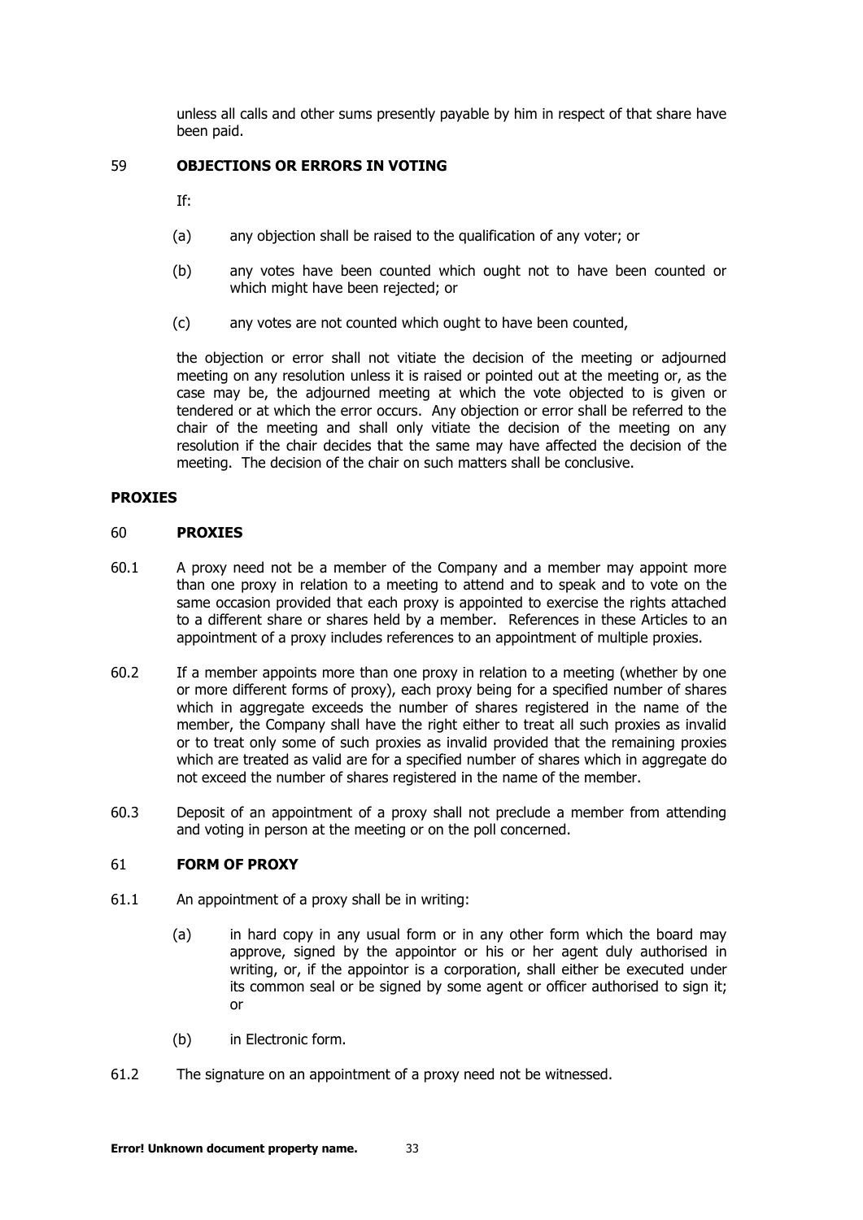unless all calls and other sums presently payable by him in respect of that share have been paid.

## 59 OBJECTIONS OR ERRORS IN VOTING

If:

(a) any objection shall be raised to the qualification of any voter; or

(b) any votes have been counted which ought not to have been counted or which might have been rejected; or

(c) any votes are not counted which ought to have been counted,

the objection or error shall not vitiate the decision of the meeting or adjourned meeting on any resolution unless it is raised or pointed out at the meeting or, as the case may be, the adjourned meeting at which the vote objected to is given or tendered or at which the error occurs. Any objection or error shall be referred to the chair of the meeting and shall only vitiate the decision of the meeting on any resolution if the chair decides that the same may have affected the decision of the meeting. The decision of the chair on such matters shall be conclusive.

# PROXIES

## 60 PROXIES

60.1 A proxy need not be a member of the Company and a member may appoint more than one proxy in relation to a meeting to attend and to speak and to vote on the same occasion provided that each proxy is appointed to exercise the rights attached to a different share or shares held by a member. References in these Articles to an appointment of a proxy includes references to an appointment of multiple proxies.

60.2 If a member appoints more than one proxy in relation to a meeting (whether by one or more different forms of proxy), each proxy being for a specified number of shares which in aggregate exceeds the number of shares registered in the name of the member, the Company shall have the right either to treat all such proxies as invalid or to treat only some of such proxies as invalid provided that the remaining proxies which are treated as valid are for a specified number of shares which in aggregate do not exceed the number of shares registered in the name of the member.

60.3 Deposit of an appointment of a proxy shall not preclude a member from attending and voting in person at the meeting or on the poll concerned.

## 61 FORM OF PROXY

61.1 An appointment of a proxy shall be in writing:

(a) in hard copy in any usual form or in any other form which the board may approve, signed by the appointor or his or her agent duly authorised in writing, or, if the appointor is a corporation, shall either be executed under its common seal or be signed by some agent or officer authorised to sign it; or

(b) in Electronic form.

61.2 The signature on an appointment of a proxy need not be witnessed.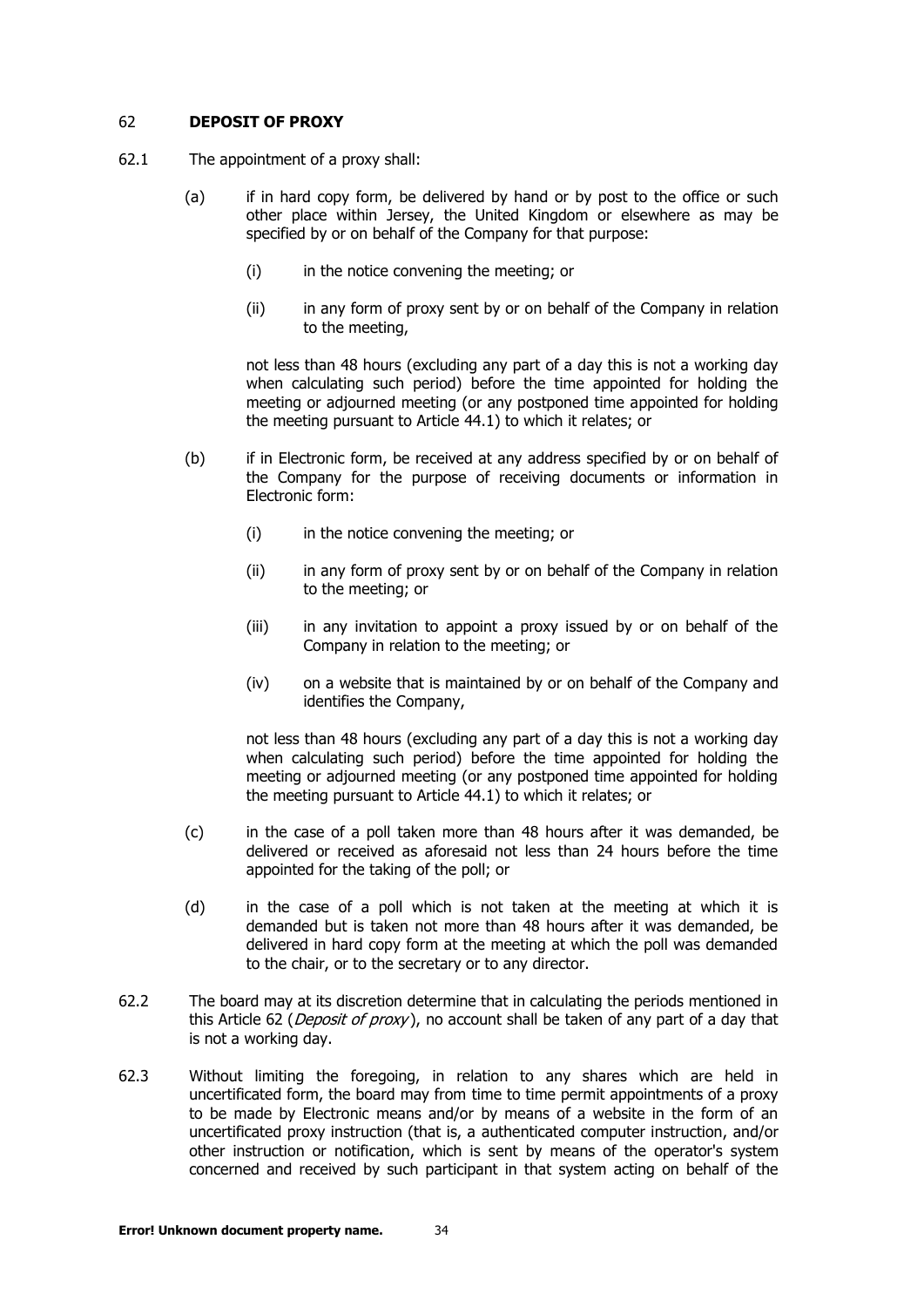## 62 **DEPOSIT OF PROXY**

62.1 The appointment of a proxy shall:

(a) if in hard copy form, be delivered by hand or by post to the office or such other place within Jersey, the United Kingdom or elsewhere as may be specified by or on behalf of the Company for that purpose:

(i) in the notice convening the meeting; or

(ii) in any form of proxy sent by or on behalf of the Company in relation to the meeting,

not less than 48 hours (excluding any part of a day this is not a working day when calculating such period) before the time appointed for holding the meeting or adjourned meeting (or any postponed time appointed for holding the meeting pursuant to Article 44.1) to which it relates; or

(b) if in Electronic form, be received at any address specified by or on behalf of the Company for the purpose of receiving documents or information in Electronic form:

(i) in the notice convening the meeting; or

(ii) in any form of proxy sent by or on behalf of the Company in relation to the meeting; or

(iii) in any invitation to appoint a proxy issued by or on behalf of the Company in relation to the meeting; or

(iv) on a website that is maintained by or on behalf of the Company and identifies the Company,

not less than 48 hours (excluding any part of a day this is not a working day when calculating such period) before the time appointed for holding the meeting or adjourned meeting (or any postponed time appointed for holding the meeting pursuant to Article 44.1) to which it relates; or

(c) in the case of a poll taken more than 48 hours after it was demanded, be delivered or received as aforesaid not less than 24 hours before the time appointed for the taking of the poll; or

(d) in the case of a poll which is not taken at the meeting at which it is demanded but is taken not more than 48 hours after it was demanded, be delivered in hard copy form at the meeting at which the poll was demanded to the chair, or to the secretary or to any director.

62.2 The board may at its discretion determine that in calculating the periods mentioned in this Article 62 (*Deposit of proxy*), no account shall be taken of any part of a day that is not a working day.

62.3 Without limiting the foregoing, in relation to any shares which are held in uncertificated form, the board may from time to time permit appointments of a proxy to be made by Electronic means and/or by means of a website in the form of an uncertificated proxy instruction (that is, a authenticated computer instruction, and/or other instruction or notification, which is sent by means of the operator's system concerned and received by such participant in that system acting on behalf of the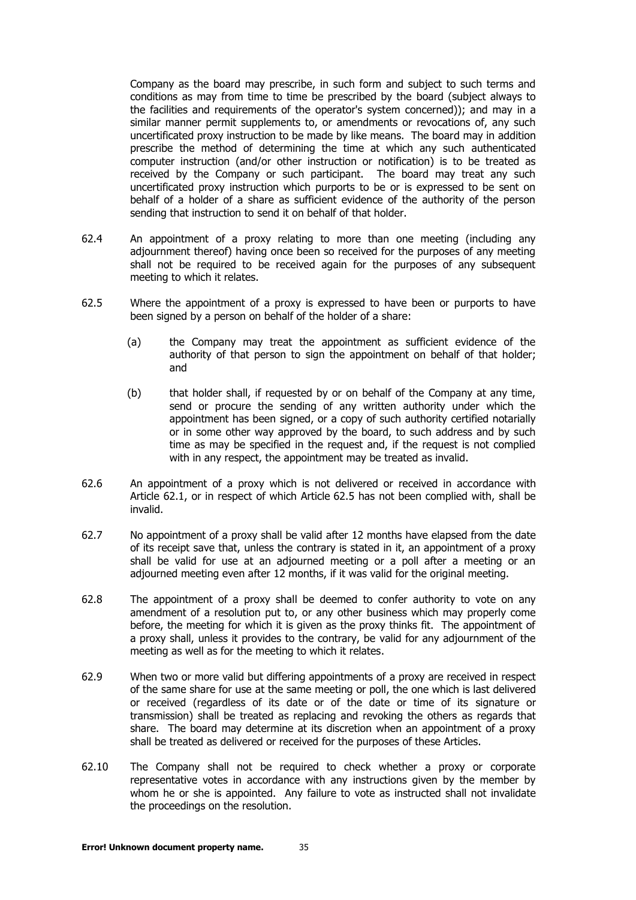Company as the board may prescribe, in such form and subject to such terms and conditions as may from time to time be prescribed by the board (subject always to the facilities and requirements of the operator's system concerned)); and may in a similar manner permit supplements to, or amendments or revocations of, any such uncertificated proxy instruction to be made by like means. The board may in addition prescribe the method of determining the time at which any such authenticated computer instruction (and/or other instruction or notification) is to be treated as received by the Company or such participant. The board may treat any such uncertificated proxy instruction which purports to be or is expressed to be sent on behalf of a holder of a share as sufficient evidence of the authority of the person sending that instruction to send it on behalf of that holder.

62.4 An appointment of a proxy relating to more than one meeting (including any adjournment thereof) having once been so received for the purposes of any meeting shall not be required to be received again for the purposes of any subsequent meeting to which it relates.

62.5 Where the appointment of a proxy is expressed to have been or purports to have been signed by a person on behalf of the holder of a share:

(a) the Company may treat the appointment as sufficient evidence of the authority of that person to sign the appointment on behalf of that holder; and

(b) that holder shall, if requested by or on behalf of the Company at any time, send or procure the sending of any written authority under which the appointment has been signed, or a copy of such authority certified notarially or in some other way approved by the board, to such address and by such time as may be specified in the request and, if the request is not complied with in any respect, the appointment may be treated as invalid.

62.6 An appointment of a proxy which is not delivered or received in accordance with Article 62.1, or in respect of which Article 62.5 has not been complied with, shall be invalid.

62.7 No appointment of a proxy shall be valid after 12 months have elapsed from the date of its receipt save that, unless the contrary is stated in it, an appointment of a proxy shall be valid for use at an adjourned meeting or a poll after a meeting or an adjourned meeting even after 12 months, if it was valid for the original meeting.

62.8 The appointment of a proxy shall be deemed to confer authority to vote on any amendment of a resolution put to, or any other business which may properly come before, the meeting for which it is given as the proxy thinks fit. The appointment of a proxy shall, unless it provides to the contrary, be valid for any adjournment of the meeting as well as for the meeting to which it relates.

62.9 When two or more valid but differing appointments of a proxy are received in respect of the same share for use at the same meeting or poll, the one which is last delivered or received (regardless of its date or of the date or time of its signature or transmission) shall be treated as replacing and revoking the others as regards that share. The board may determine at its discretion when an appointment of a proxy shall be treated as delivered or received for the purposes of these Articles.

62.10 The Company shall not be required to check whether a proxy or corporate representative votes in accordance with any instructions given by the member by whom he or she is appointed. Any failure to vote as instructed shall not invalidate the proceedings on the resolution.

**Error! Unknown document property name.**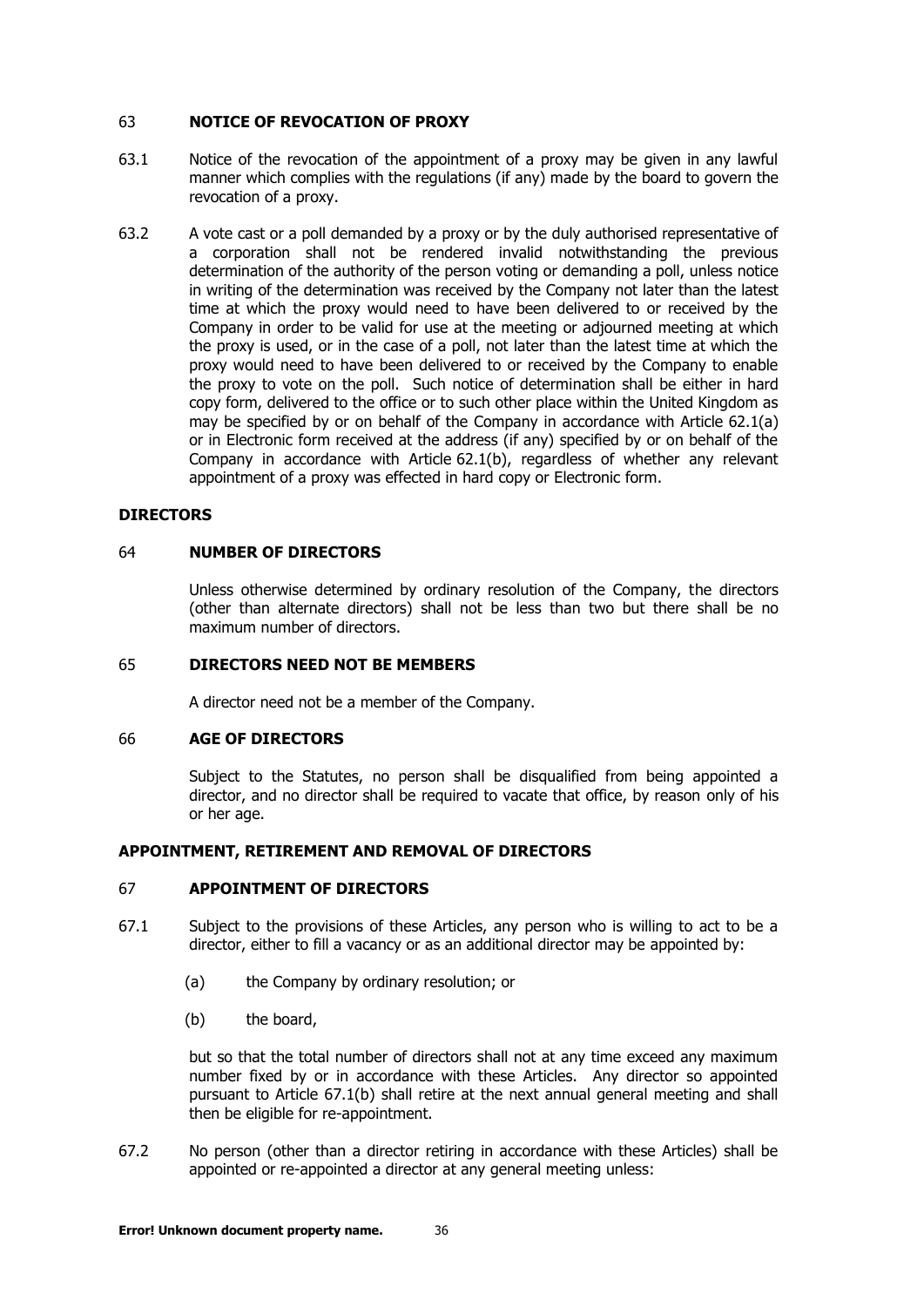## 63 NOTICE OF REVOCATION OF PROXY

63.1 Notice of the revocation of the appointment of a proxy may be given in any lawful manner which complies with the regulations (if any) made by the board to govern the revocation of a proxy.

63.2 A vote cast or a poll demanded by a proxy or by the duly authorised representative of a corporation shall not be rendered invalid notwithstanding the previous determination of the authority of the person voting or demanding a poll, unless notice in writing of the determination was received by the Company not later than the latest time at which the proxy would need to have been delivered to or received by the Company in order to be valid for use at the meeting or adjourned meeting at which the proxy is used, or in the case of a poll, not later than the latest time at which the proxy would need to have been delivered to or received by the Company to enable the proxy to vote on the poll. Such notice of determination shall be either in hard copy form, delivered to the office or to such other place within the United Kingdom as may be specified by or on behalf of the Company in accordance with Article 62.1(a) or in Electronic form received at the address (if any) specified by or on behalf of the Company in accordance with Article 62.1(b), regardless of whether any relevant appointment of a proxy was effected in hard copy or Electronic form.

# DIRECTORS

## 64 NUMBER OF DIRECTORS

Unless otherwise determined by ordinary resolution of the Company, the directors (other than alternate directors) shall not be less than two but there shall be no maximum number of directors.

## 65 DIRECTORS NEED NOT BE MEMBERS

A director need not be a member of the Company.

## 66 AGE OF DIRECTORS

Subject to the Statutes, no person shall be disqualified from being appointed a director, and no director shall be required to vacate that office, by reason only of his or her age.

# APPOINTMENT, RETIREMENT AND REMOVAL OF DIRECTORS

## 67 APPOINTMENT OF DIRECTORS

67.1 Subject to the provisions of these Articles, any person who is willing to act to be a director, either to fill a vacancy or as an additional director may be appointed by:

(a) the Company by ordinary resolution; or

(b) the board,

but so that the total number of directors shall not at any time exceed any maximum number fixed by or in accordance with these Articles. Any director so appointed pursuant to Article 67.1(b) shall retire at the next annual general meeting and shall then be eligible for re-appointment.

67.2 No person (other than a director retiring in accordance with these Articles) shall be appointed or re-appointed a director at any general meeting unless: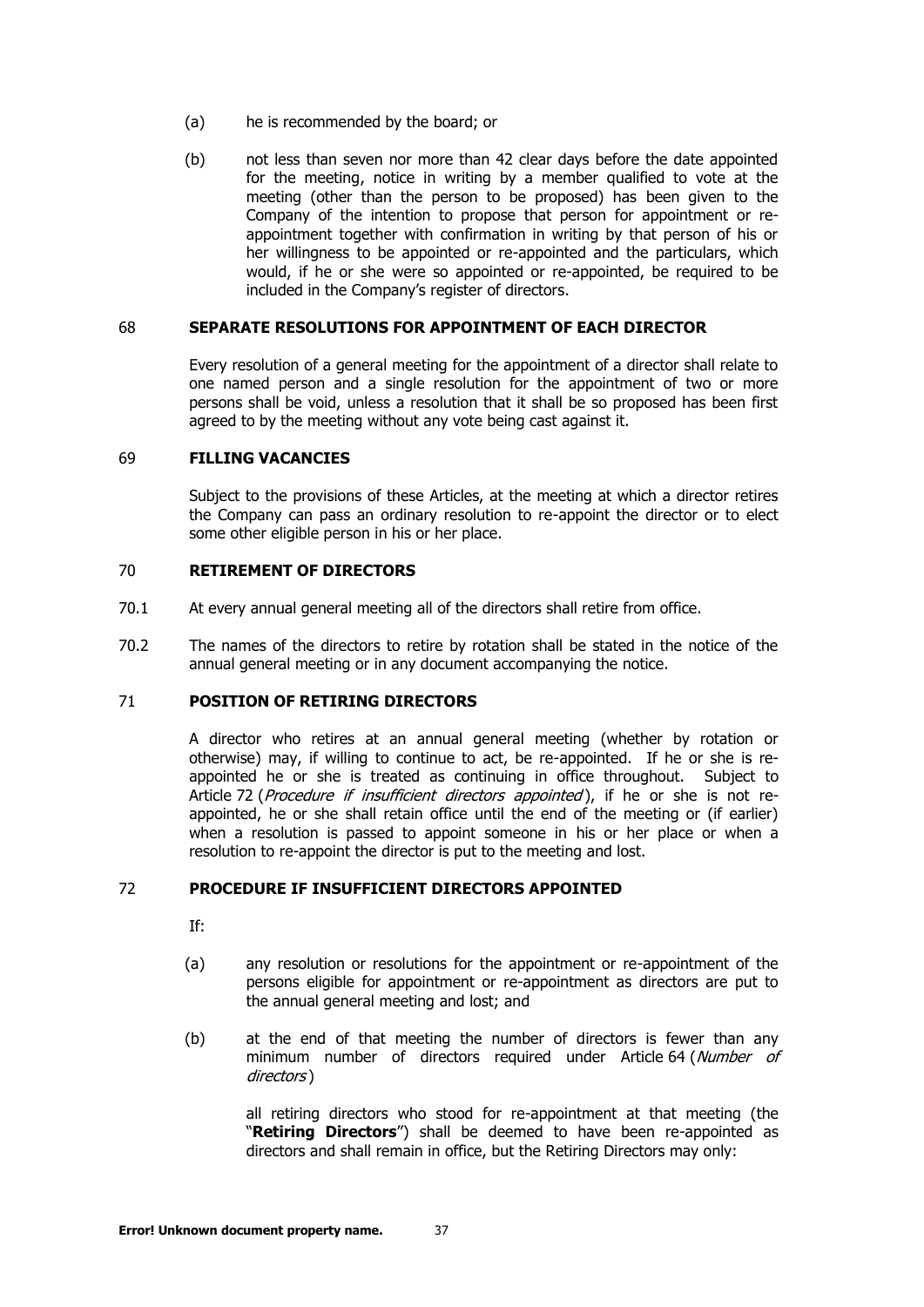(a) he is recommended by the board; or

(b) not less than seven nor more than 42 clear days before the date appointed for the meeting, notice in writing by a member qualified to vote at the meeting (other than the person to be proposed) has been given to the Company of the intention to propose that person for appointment or re-appointment together with confirmation in writing by that person of his or her willingness to be appointed or re-appointed and the particulars, which would, if he or she were so appointed or re-appointed, be required to be included in the Company's register of directors.

## 68 SEPARATE RESOLUTIONS FOR APPOINTMENT OF EACH DIRECTOR

Every resolution of a general meeting for the appointment of a director shall relate to one named person and a single resolution for the appointment of two or more persons shall be void, unless a resolution that it shall be so proposed has been first agreed to by the meeting without any vote being cast against it.

## 69 FILLING VACANCIES

Subject to the provisions of these Articles, at the meeting at which a director retires the Company can pass an ordinary resolution to re-appoint the director or to elect some other eligible person in his or her place.

## 70 RETIREMENT OF DIRECTORS

70.1 At every annual general meeting all of the directors shall retire from office.

70.2 The names of the directors to retire by rotation shall be stated in the notice of the annual general meeting or in any document accompanying the notice.

## 71 POSITION OF RETIRING DIRECTORS

A director who retires at an annual general meeting (whether by rotation or otherwise) may, if willing to continue to act, be re-appointed. If he or she is re-appointed he or she is treated as continuing in office throughout. Subject to Article 72 (*Procedure if insufficient directors appointed*), if he or she is not re-appointed, he or she shall retain office until the end of the meeting or (if earlier) when a resolution is passed to appoint someone in his or her place or when a resolution to re-appoint the director is put to the meeting and lost.

## 72 PROCEDURE IF INSUFFICIENT DIRECTORS APPOINTED

If:

(a) any resolution or resolutions for the appointment or re-appointment of the persons eligible for appointment or re-appointment as directors are put to the annual general meeting and lost; and

(b) at the end of that meeting the number of directors is fewer than any minimum number of directors required under Article 64 (*Number of directors*)

all retiring directors who stood for re-appointment at that meeting (the "**Retiring Directors**") shall be deemed to have been re-appointed as directors and shall remain in office, but the Retiring Directors may only: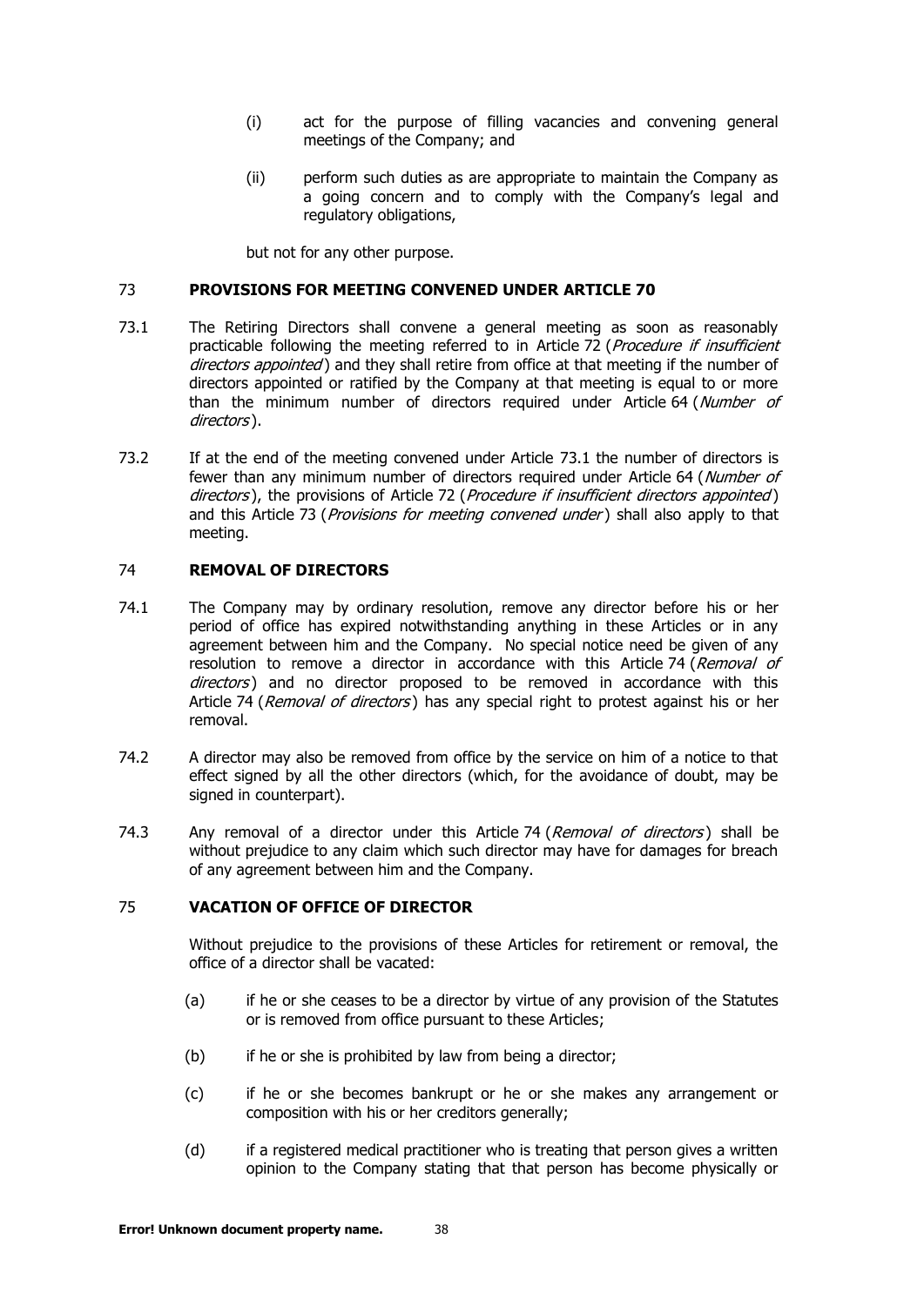(i) act for the purpose of filling vacancies and convening general meetings of the Company; and

(ii) perform such duties as are appropriate to maintain the Company as a going concern and to comply with the Company's legal and regulatory obligations,

but not for any other purpose.

## 73 PROVISIONS FOR MEETING CONVENED UNDER ARTICLE 70

73.1 The Retiring Directors shall convene a general meeting as soon as reasonably practicable following the meeting referred to in Article 72 (*Procedure if insufficient directors appointed*) and they shall retire from office at that meeting if the number of directors appointed or ratified by the Company at that meeting is equal to or more than the minimum number of directors required under Article 64 (*Number of directors*).

73.2 If at the end of the meeting convened under Article 73.1 the number of directors is fewer than any minimum number of directors required under Article 64 (*Number of directors*), the provisions of Article 72 (*Procedure if insufficient directors appointed*) and this Article 73 (*Provisions for meeting convened under*) shall also apply to that meeting.

## 74 REMOVAL OF DIRECTORS

74.1 The Company may by ordinary resolution, remove any director before his or her period of office has expired notwithstanding anything in these Articles or in any agreement between him and the Company. No special notice need be given of any resolution to remove a director in accordance with this Article 74 (*Removal of directors*) and no director proposed to be removed in accordance with this Article 74 (*Removal of directors*) has any special right to protest against his or her removal.

74.2 A director may also be removed from office by the service on him of a notice to that effect signed by all the other directors (which, for the avoidance of doubt, may be signed in counterpart).

74.3 Any removal of a director under this Article 74 (*Removal of directors*) shall be without prejudice to any claim which such director may have for damages for breach of any agreement between him and the Company.

## 75 VACATION OF OFFICE OF DIRECTOR

Without prejudice to the provisions of these Articles for retirement or removal, the office of a director shall be vacated:

(a) if he or she ceases to be a director by virtue of any provision of the Statutes or is removed from office pursuant to these Articles;

(b) if he or she is prohibited by law from being a director;

(c) if he or she becomes bankrupt or he or she makes any arrangement or composition with his or her creditors generally;

(d) if a registered medical practitioner who is treating that person gives a written opinion to the Company stating that that person has become physically or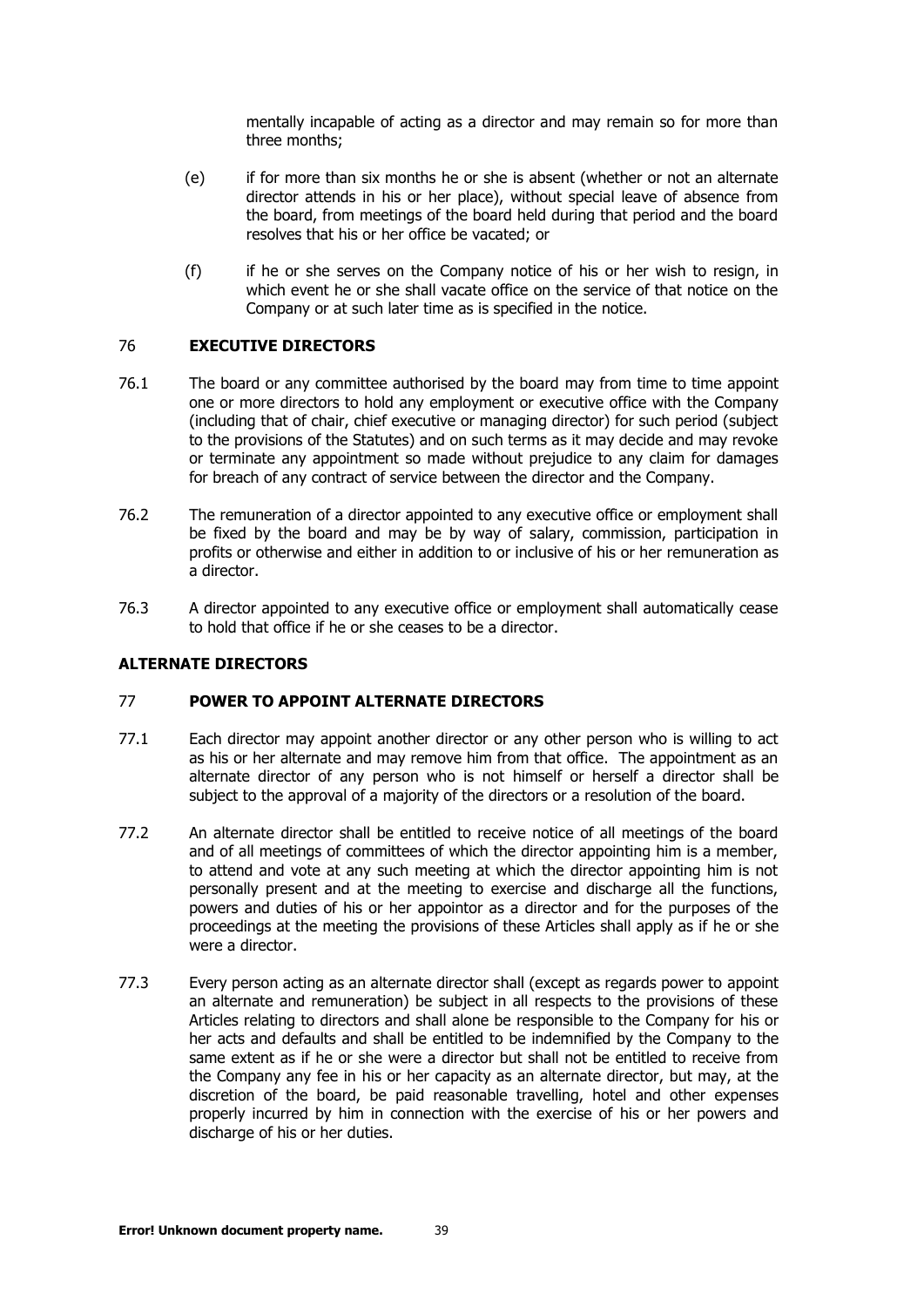mentally incapable of acting as a director and may remain so for more than three months;

(e) if for more than six months he or she is absent (whether or not an alternate director attends in his or her place), without special leave of absence from the board, from meetings of the board held during that period and the board resolves that his or her office be vacated; or

(f) if he or she serves on the Company notice of his or her wish to resign, in which event he or she shall vacate office on the service of that notice on the Company or at such later time as is specified in the notice.

## 76 EXECUTIVE DIRECTORS

76.1 The board or any committee authorised by the board may from time to time appoint one or more directors to hold any employment or executive office with the Company (including that of chair, chief executive or managing director) for such period (subject to the provisions of the Statutes) and on such terms as it may decide and may revoke or terminate any appointment so made without prejudice to any claim for damages for breach of any contract of service between the director and the Company.

76.2 The remuneration of a director appointed to any executive office or employment shall be fixed by the board and may be by way of salary, commission, participation in profits or otherwise and either in addition to or inclusive of his or her remuneration as a director.

76.3 A director appointed to any executive office or employment shall automatically cease to hold that office if he or she ceases to be a director.

## ALTERNATE DIRECTORS

## 77 POWER TO APPOINT ALTERNATE DIRECTORS

77.1 Each director may appoint another director or any other person who is willing to act as his or her alternate and may remove him from that office. The appointment as an alternate director of any person who is not himself or herself a director shall be subject to the approval of a majority of the directors or a resolution of the board.

77.2 An alternate director shall be entitled to receive notice of all meetings of the board and of all meetings of committees of which the director appointing him is a member, to attend and vote at any such meeting at which the director appointing him is not personally present and at the meeting to exercise and discharge all the functions, powers and duties of his or her appointor as a director and for the purposes of the proceedings at the meeting the provisions of these Articles shall apply as if he or she were a director.

77.3 Every person acting as an alternate director shall (except as regards power to appoint an alternate and remuneration) be subject in all respects to the provisions of these Articles relating to directors and shall alone be responsible to the Company for his or her acts and defaults and shall be entitled to be indemnified by the Company to the same extent as if he or she were a director but shall not be entitled to receive from the Company any fee in his or her capacity as an alternate director, but may, at the discretion of the board, be paid reasonable travelling, hotel and other expenses properly incurred by him in connection with the exercise of his or her powers and discharge of his or her duties.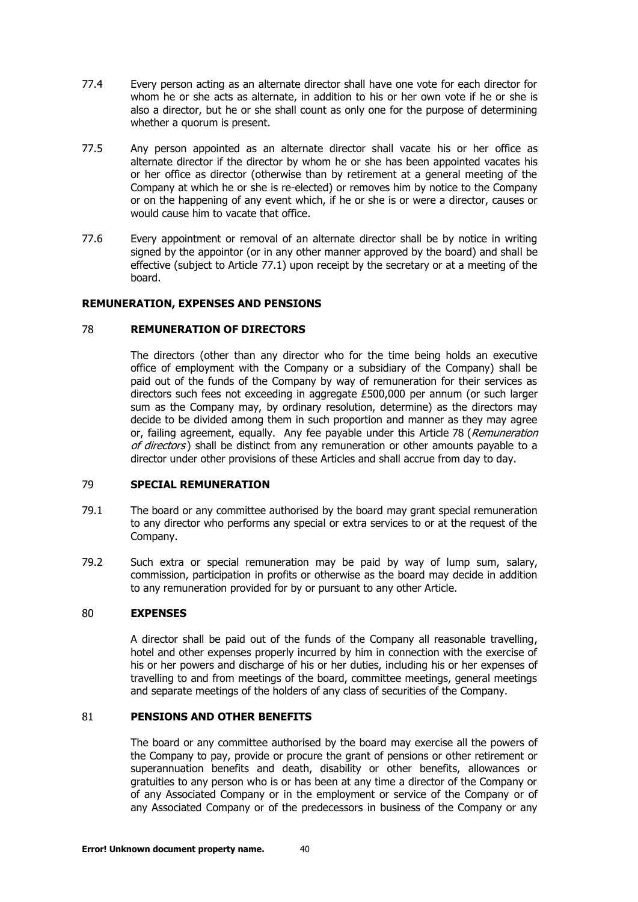77.4 Every person acting as an alternate director shall have one vote for each director for whom he or she acts as alternate, in addition to his or her own vote if he or she is also a director, but he or she shall count as only one for the purpose of determining whether a quorum is present.

77.5 Any person appointed as an alternate director shall vacate his or her office as alternate director if the director by whom he or she has been appointed vacates his or her office as director (otherwise than by retirement at a general meeting of the Company at which he or she is re-elected) or removes him by notice to the Company or on the happening of any event which, if he or she is or were a director, causes or would cause him to vacate that office.

77.6 Every appointment or removal of an alternate director shall be by notice in writing signed by the appointor (or in any other manner approved by the board) and shall be effective (subject to Article 77.1) upon receipt by the secretary or at a meeting of the board.

## REMUNERATION, EXPENSES AND PENSIONS

### 78 REMUNERATION OF DIRECTORS

The directors (other than any director who for the time being holds an executive office of employment with the Company or a subsidiary of the Company) shall be paid out of the funds of the Company by way of remuneration for their services as directors such fees not exceeding in aggregate £500,000 per annum (or such larger sum as the Company may, by ordinary resolution, determine) as the directors may decide to be divided among them in such proportion and manner as they may agree or, failing agreement, equally. Any fee payable under this Article 78 (*Remuneration of directors*) shall be distinct from any remuneration or other amounts payable to a director under other provisions of these Articles and shall accrue from day to day.

### 79 SPECIAL REMUNERATION

79.1 The board or any committee authorised by the board may grant special remuneration to any director who performs any special or extra services to or at the request of the Company.

79.2 Such extra or special remuneration may be paid by way of lump sum, salary, commission, participation in profits or otherwise as the board may decide in addition to any remuneration provided for by or pursuant to any other Article.

### 80 EXPENSES

A director shall be paid out of the funds of the Company all reasonable travelling, hotel and other expenses properly incurred by him in connection with the exercise of his or her powers and discharge of his or her duties, including his or her expenses of travelling to and from meetings of the board, committee meetings, general meetings and separate meetings of the holders of any class of securities of the Company.

### 81 PENSIONS AND OTHER BENEFITS

The board or any committee authorised by the board may exercise all the powers of the Company to pay, provide or procure the grant of pensions or other retirement or superannuation benefits and death, disability or other benefits, allowances or gratuities to any person who is or has been at any time a director of the Company or of any Associated Company or in the employment or service of the Company or of any Associated Company or of the predecessors in business of the Company or any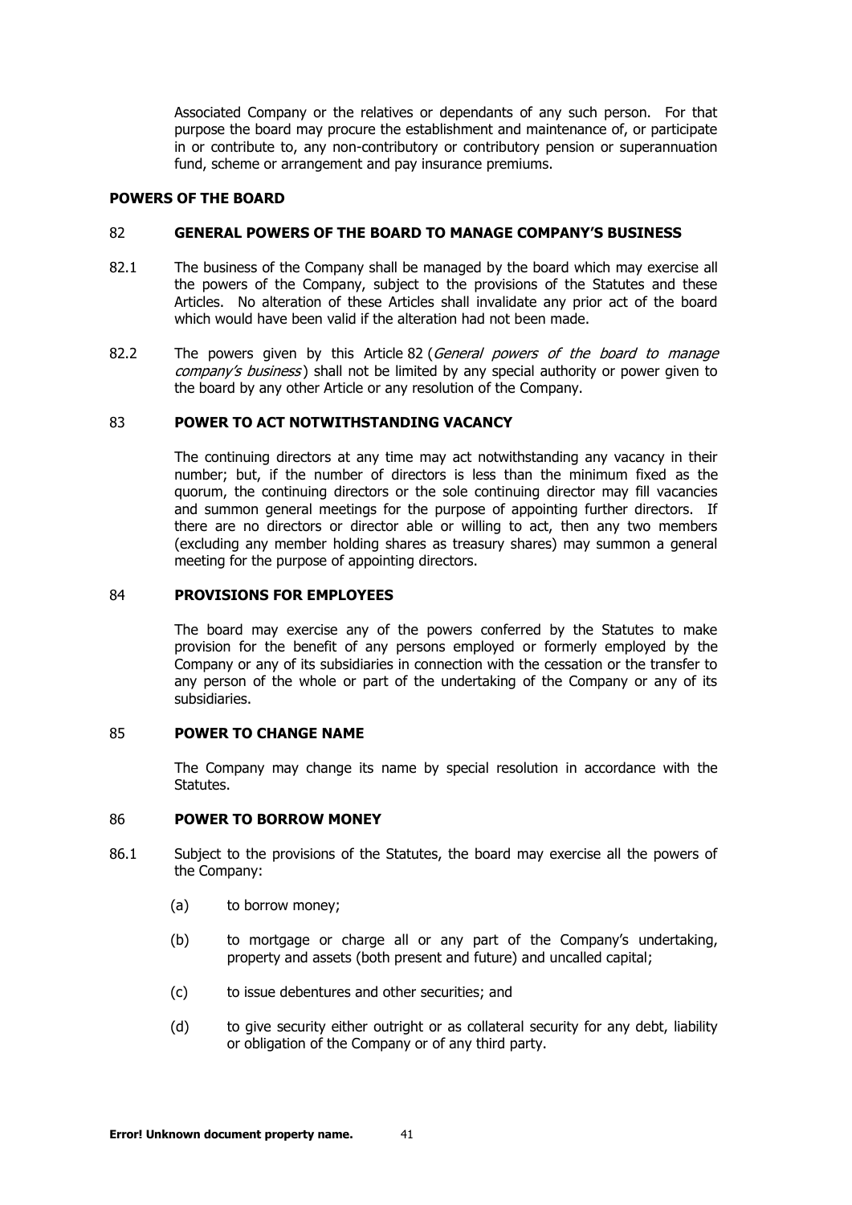Associated Company or the relatives or dependants of any such person. For that purpose the board may procure the establishment and maintenance of, or participate in or contribute to, any non-contributory or contributory pension or superannuation fund, scheme or arrangement and pay insurance premiums.

## POWERS OF THE BOARD

### 82 GENERAL POWERS OF THE BOARD TO MANAGE COMPANY'S BUSINESS

82.1 The business of the Company shall be managed by the board which may exercise all the powers of the Company, subject to the provisions of the Statutes and these Articles. No alteration of these Articles shall invalidate any prior act of the board which would have been valid if the alteration had not been made.

82.2 The powers given by this Article 82 (*General powers of the board to manage company's business*) shall not be limited by any special authority or power given to the board by any other Article or any resolution of the Company.

### 83 POWER TO ACT NOTWITHSTANDING VACANCY

The continuing directors at any time may act notwithstanding any vacancy in their number; but, if the number of directors is less than the minimum fixed as the quorum, the continuing directors or the sole continuing director may fill vacancies and summon general meetings for the purpose of appointing further directors. If there are no directors or director able or willing to act, then any two members (excluding any member holding shares as treasury shares) may summon a general meeting for the purpose of appointing directors.

### 84 PROVISIONS FOR EMPLOYEES

The board may exercise any of the powers conferred by the Statutes to make provision for the benefit of any persons employed or formerly employed by the Company or any of its subsidiaries in connection with the cessation or the transfer to any person of the whole or part of the undertaking of the Company or any of its subsidiaries.

### 85 POWER TO CHANGE NAME

The Company may change its name by special resolution in accordance with the Statutes.

### 86 POWER TO BORROW MONEY

86.1 Subject to the provisions of the Statutes, the board may exercise all the powers of the Company:

(a) to borrow money;

(b) to mortgage or charge all or any part of the Company's undertaking, property and assets (both present and future) and uncalled capital;

(c) to issue debentures and other securities; and

(d) to give security either outright or as collateral security for any debt, liability or obligation of the Company or of any third party.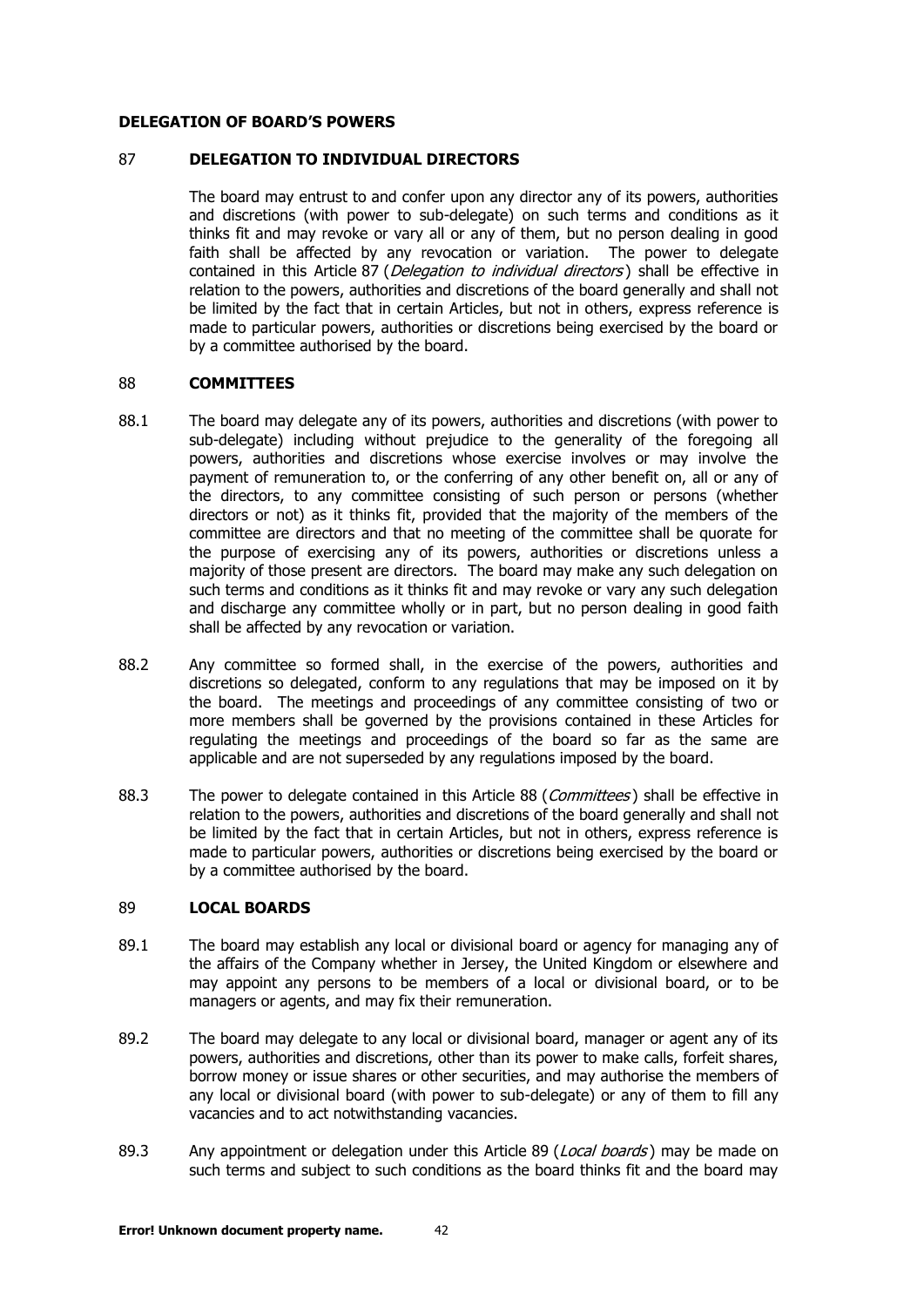## DELEGATION OF BOARD'S POWERS

### 87 DELEGATION TO INDIVIDUAL DIRECTORS

The board may entrust to and confer upon any director any of its powers, authorities and discretions (with power to sub-delegate) on such terms and conditions as it thinks fit and may revoke or vary all or any of them, but no person dealing in good faith shall be affected by any revocation or variation. The power to delegate contained in this Article 87 (*Delegation to individual directors*) shall be effective in relation to the powers, authorities and discretions of the board generally and shall not be limited by the fact that in certain Articles, but not in others, express reference is made to particular powers, authorities or discretions being exercised by the board or by a committee authorised by the board.

### 88 COMMITTEES

88.1 The board may delegate any of its powers, authorities and discretions (with power to sub-delegate) including without prejudice to the generality of the foregoing all powers, authorities and discretions whose exercise involves or may involve the payment of remuneration to, or the conferring of any other benefit on, all or any of the directors, to any committee consisting of such person or persons (whether directors or not) as it thinks fit, provided that the majority of the members of the committee are directors and that no meeting of the committee shall be quorate for the purpose of exercising any of its powers, authorities or discretions unless a majority of those present are directors. The board may make any such delegation on such terms and conditions as it thinks fit and may revoke or vary any such delegation and discharge any committee wholly or in part, but no person dealing in good faith shall be affected by any revocation or variation.

88.2 Any committee so formed shall, in the exercise of the powers, authorities and discretions so delegated, conform to any regulations that may be imposed on it by the board. The meetings and proceedings of any committee consisting of two or more members shall be governed by the provisions contained in these Articles for regulating the meetings and proceedings of the board so far as the same are applicable and are not superseded by any regulations imposed by the board.

88.3 The power to delegate contained in this Article 88 (*Committees*) shall be effective in relation to the powers, authorities and discretions of the board generally and shall not be limited by the fact that in certain Articles, but not in others, express reference is made to particular powers, authorities or discretions being exercised by the board or by a committee authorised by the board.

### 89 LOCAL BOARDS

89.1 The board may establish any local or divisional board or agency for managing any of the affairs of the Company whether in Jersey, the United Kingdom or elsewhere and may appoint any persons to be members of a local or divisional board, or to be managers or agents, and may fix their remuneration.

89.2 The board may delegate to any local or divisional board, manager or agent any of its powers, authorities and discretions, other than its power to make calls, forfeit shares, borrow money or issue shares or other securities, and may authorise the members of any local or divisional board (with power to sub-delegate) or any of them to fill any vacancies and to act notwithstanding vacancies.

89.3 Any appointment or delegation under this Article 89 (*Local boards*) may be made on such terms and subject to such conditions as the board thinks fit and the board may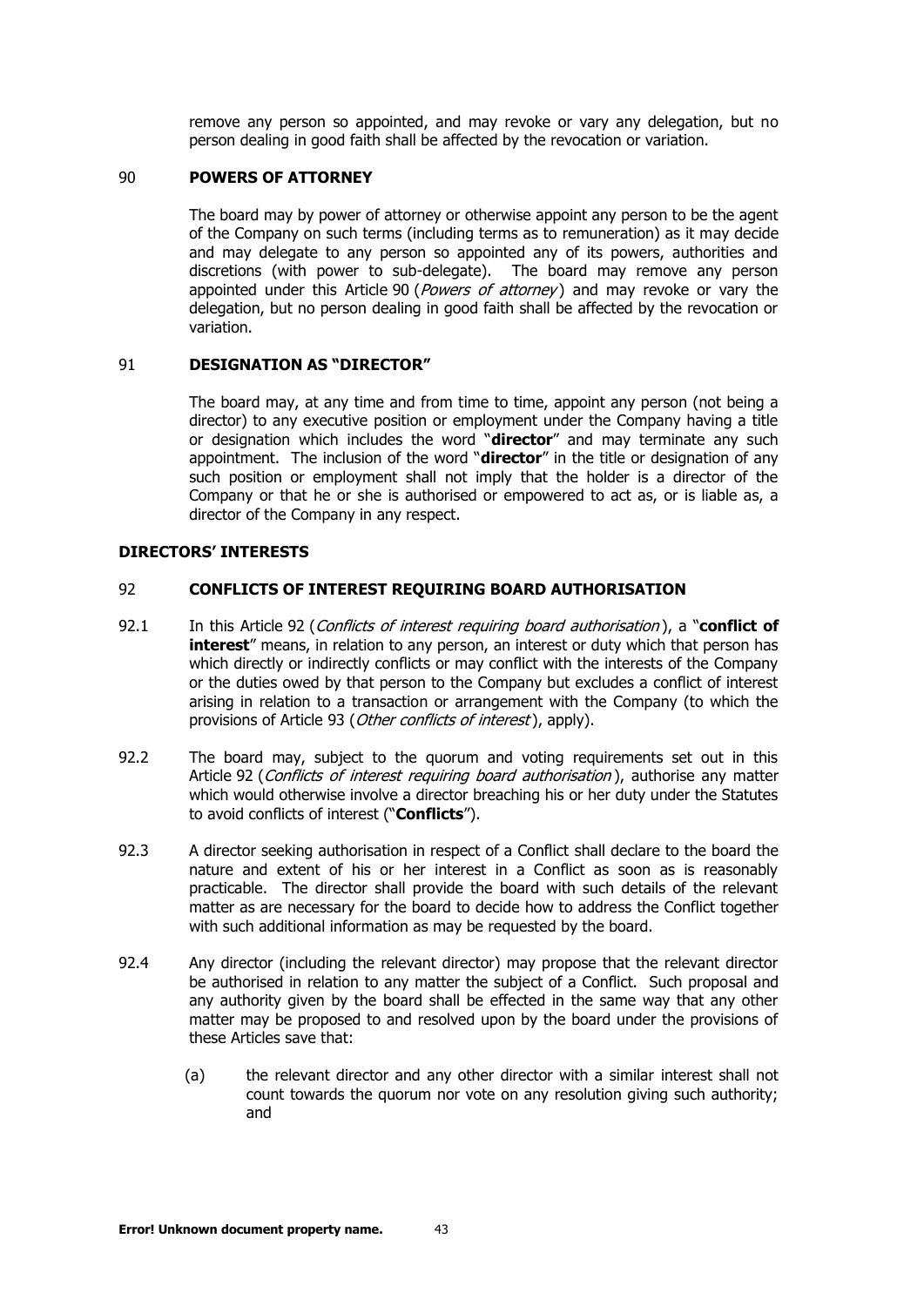remove any person so appointed, and may revoke or vary any delegation, but no person dealing in good faith shall be affected by the revocation or variation.

## 90 POWERS OF ATTORNEY

The board may by power of attorney or otherwise appoint any person to be the agent of the Company on such terms (including terms as to remuneration) as it may decide and may delegate to any person so appointed any of its powers, authorities and discretions (with power to sub-delegate). The board may remove any person appointed under this Article 90 (*Powers of attorney*) and may revoke or vary the delegation, but no person dealing in good faith shall be affected by the revocation or variation.

## 91 DESIGNATION AS "DIRECTOR"

The board may, at any time and from time to time, appoint any person (not being a director) to any executive position or employment under the Company having a title or designation which includes the word "**director**" and may terminate any such appointment. The inclusion of the word "**director**" in the title or designation of any such position or employment shall not imply that the holder is a director of the Company or that he or she is authorised or empowered to act as, or is liable as, a director of the Company in any respect.

# DIRECTORS' INTERESTS

## 92 CONFLICTS OF INTEREST REQUIRING BOARD AUTHORISATION

92.1 In this Article 92 (*Conflicts of interest requiring board authorisation*), a "**conflict of interest**" means, in relation to any person, an interest or duty which that person has which directly or indirectly conflicts or may conflict with the interests of the Company or the duties owed by that person to the Company but excludes a conflict of interest arising in relation to a transaction or arrangement with the Company (to which the provisions of Article 93 (*Other conflicts of interest*), apply).

92.2 The board may, subject to the quorum and voting requirements set out in this Article 92 (*Conflicts of interest requiring board authorisation*), authorise any matter which would otherwise involve a director breaching his or her duty under the Statutes to avoid conflicts of interest ("**Conflicts**").

92.3 A director seeking authorisation in respect of a Conflict shall declare to the board the nature and extent of his or her interest in a Conflict as soon as is reasonably practicable. The director shall provide the board with such details of the relevant matter as are necessary for the board to decide how to address the Conflict together with such additional information as may be requested by the board.

92.4 Any director (including the relevant director) may propose that the relevant director be authorised in relation to any matter the subject of a Conflict. Such proposal and any authority given by the board shall be effected in the same way that any other matter may be proposed to and resolved upon by the board under the provisions of these Articles save that:

(a) the relevant director and any other director with a similar interest shall not count towards the quorum nor vote on any resolution giving such authority; and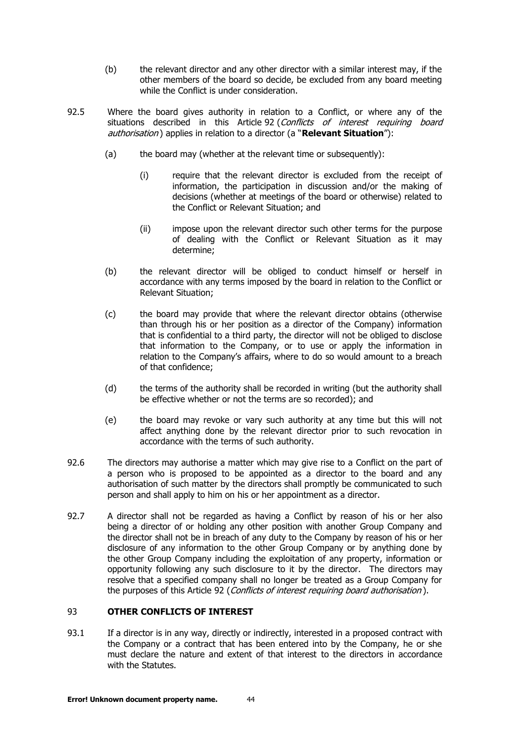(b) the relevant director and any other director with a similar interest may, if the other members of the board so decide, be excluded from any board meeting while the Conflict is under consideration.

92.5 Where the board gives authority in relation to a Conflict, or where any of the situations described in this Article 92 (*Conflicts of interest requiring board authorisation*) applies in relation to a director (a "**Relevant Situation**"):

(a) the board may (whether at the relevant time or subsequently):

(i) require that the relevant director is excluded from the receipt of information, the participation in discussion and/or the making of decisions (whether at meetings of the board or otherwise) related to the Conflict or Relevant Situation; and

(ii) impose upon the relevant director such other terms for the purpose of dealing with the Conflict or Relevant Situation as it may determine;

(b) the relevant director will be obliged to conduct himself or herself in accordance with any terms imposed by the board in relation to the Conflict or Relevant Situation;

(c) the board may provide that where the relevant director obtains (otherwise than through his or her position as a director of the Company) information that is confidential to a third party, the director will not be obliged to disclose that information to the Company, or to use or apply the information in relation to the Company's affairs, where to do so would amount to a breach of that confidence;

(d) the terms of the authority shall be recorded in writing (but the authority shall be effective whether or not the terms are so recorded); and

(e) the board may revoke or vary such authority at any time but this will not affect anything done by the relevant director prior to such revocation in accordance with the terms of such authority.

92.6 The directors may authorise a matter which may give rise to a Conflict on the part of a person who is proposed to be appointed as a director to the board and any authorisation of such matter by the directors shall promptly be communicated to such person and shall apply to him on his or her appointment as a director.

92.7 A director shall not be regarded as having a Conflict by reason of his or her also being a director of or holding any other position with another Group Company and the director shall not be in breach of any duty to the Company by reason of his or her disclosure of any information to the other Group Company or by anything done by the other Group Company including the exploitation of any property, information or opportunity following any such disclosure to it by the director. The directors may resolve that a specified company shall no longer be treated as a Group Company for the purposes of this Article 92 (*Conflicts of interest requiring board authorisation*).

## 93 OTHER CONFLICTS OF INTEREST

93.1 If a director is in any way, directly or indirectly, interested in a proposed contract with the Company or a contract that has been entered into by the Company, he or she must declare the nature and extent of that interest to the directors in accordance with the Statutes.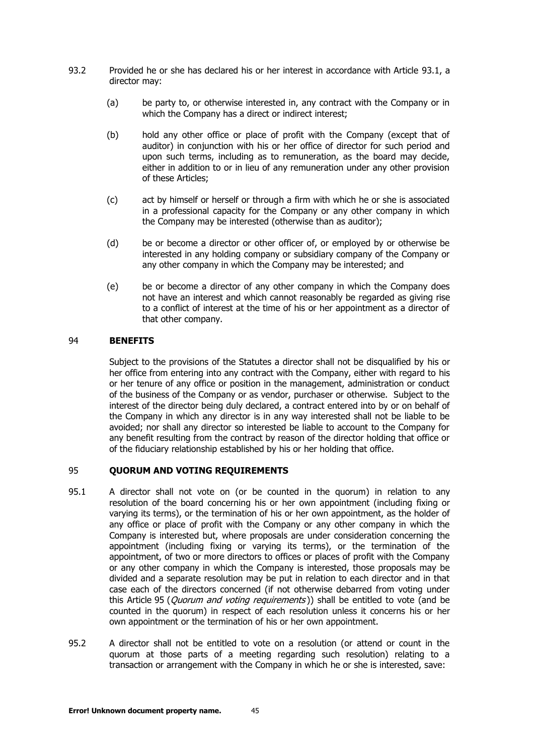93.2 Provided he or she has declared his or her interest in accordance with Article 93.1, a director may:

(a) be party to, or otherwise interested in, any contract with the Company or in which the Company has a direct or indirect interest;

(b) hold any other office or place of profit with the Company (except that of auditor) in conjunction with his or her office of director for such period and upon such terms, including as to remuneration, as the board may decide, either in addition to or in lieu of any remuneration under any other provision of these Articles;

(c) act by himself or herself or through a firm with which he or she is associated in a professional capacity for the Company or any other company in which the Company may be interested (otherwise than as auditor);

(d) be or become a director or other officer of, or employed by or otherwise be interested in any holding company or subsidiary company of the Company or any other company in which the Company may be interested; and

(e) be or become a director of any other company in which the Company does not have an interest and which cannot reasonably be regarded as giving rise to a conflict of interest at the time of his or her appointment as a director of that other company.

## 94 BENEFITS

Subject to the provisions of the Statutes a director shall not be disqualified by his or her office from entering into any contract with the Company, either with regard to his or her tenure of any office or position in the management, administration or conduct of the business of the Company or as vendor, purchaser or otherwise. Subject to the interest of the director being duly declared, a contract entered into by or on behalf of the Company in which any director is in any way interested shall not be liable to be avoided; nor shall any director so interested be liable to account to the Company for any benefit resulting from the contract by reason of the director holding that office or of the fiduciary relationship established by his or her holding that office.

## 95 QUORUM AND VOTING REQUIREMENTS

95.1 A director shall not vote on (or be counted in the quorum) in relation to any resolution of the board concerning his or her own appointment (including fixing or varying its terms), or the termination of his or her own appointment, as the holder of any office or place of profit with the Company or any other company in which the Company is interested but, where proposals are under consideration concerning the appointment (including fixing or varying its terms), or the termination of the appointment, of two or more directors to offices or places of profit with the Company or any other company in which the Company is interested, those proposals may be divided and a separate resolution may be put in relation to each director and in that case each of the directors concerned (if not otherwise debarred from voting under this Article 95 (*Quorum and voting requirements*)) shall be entitled to vote (and be counted in the quorum) in respect of each resolution unless it concerns his or her own appointment or the termination of his or her own appointment.

95.2 A director shall not be entitled to vote on a resolution (or attend or count in the quorum at those parts of a meeting regarding such resolution) relating to a transaction or arrangement with the Company in which he or she is interested, save: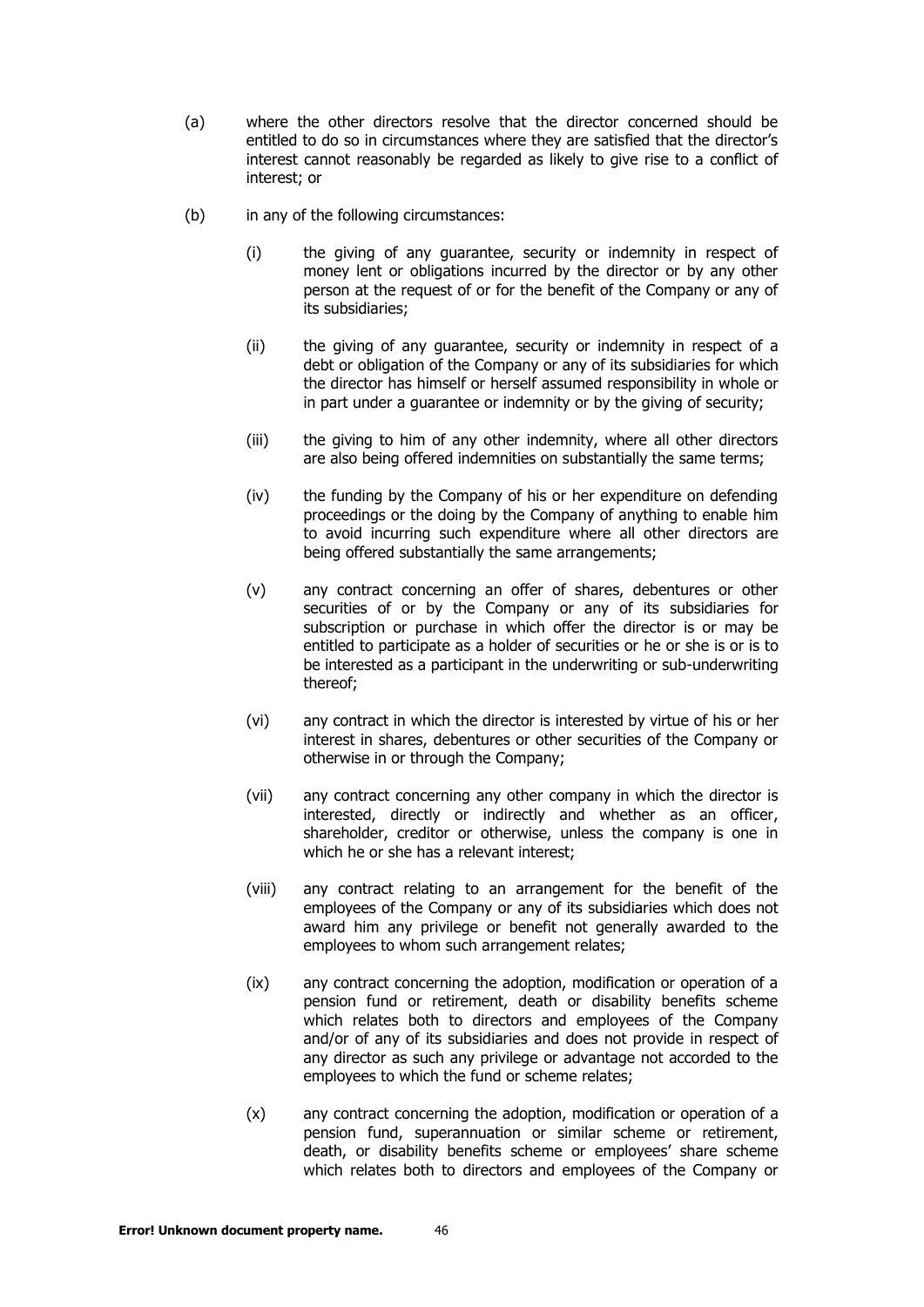(a) where the other directors resolve that the director concerned should be entitled to do so in circumstances where they are satisfied that the director's interest cannot reasonably be regarded as likely to give rise to a conflict of interest; or

(b) in any of the following circumstances:

  (i) the giving of any guarantee, security or indemnity in respect of money lent or obligations incurred by the director or by any other person at the request of or for the benefit of the Company or any of its subsidiaries;

  (ii) the giving of any guarantee, security or indemnity in respect of a debt or obligation of the Company or any of its subsidiaries for which the director has himself or herself assumed responsibility in whole or in part under a guarantee or indemnity or by the giving of security;

  (iii) the giving to him of any other indemnity, where all other directors are also being offered indemnities on substantially the same terms;

  (iv) the funding by the Company of his or her expenditure on defending proceedings or the doing by the Company of anything to enable him to avoid incurring such expenditure where all other directors are being offered substantially the same arrangements;

  (v) any contract concerning an offer of shares, debentures or other securities of or by the Company or any of its subsidiaries for subscription or purchase in which offer the director is or may be entitled to participate as a holder of securities or he or she is or is to be interested as a participant in the underwriting or sub-underwriting thereof;

  (vi) any contract in which the director is interested by virtue of his or her interest in shares, debentures or other securities of the Company or otherwise in or through the Company;

  (vii) any contract concerning any other company in which the director is interested, directly or indirectly and whether as an officer, shareholder, creditor or otherwise, unless the company is one in which he or she has a relevant interest;

  (viii) any contract relating to an arrangement for the benefit of the employees of the Company or any of its subsidiaries which does not award him any privilege or benefit not generally awarded to the employees to whom such arrangement relates;

  (ix) any contract concerning the adoption, modification or operation of a pension fund or retirement, death or disability benefits scheme which relates both to directors and employees of the Company and/or of any of its subsidiaries and does not provide in respect of any director as such any privilege or advantage not accorded to the employees to which the fund or scheme relates;

  (x) any contract concerning the adoption, modification or operation of a pension fund, superannuation or similar scheme or retirement, death, or disability benefits scheme or employees' share scheme which relates both to directors and employees of the Company or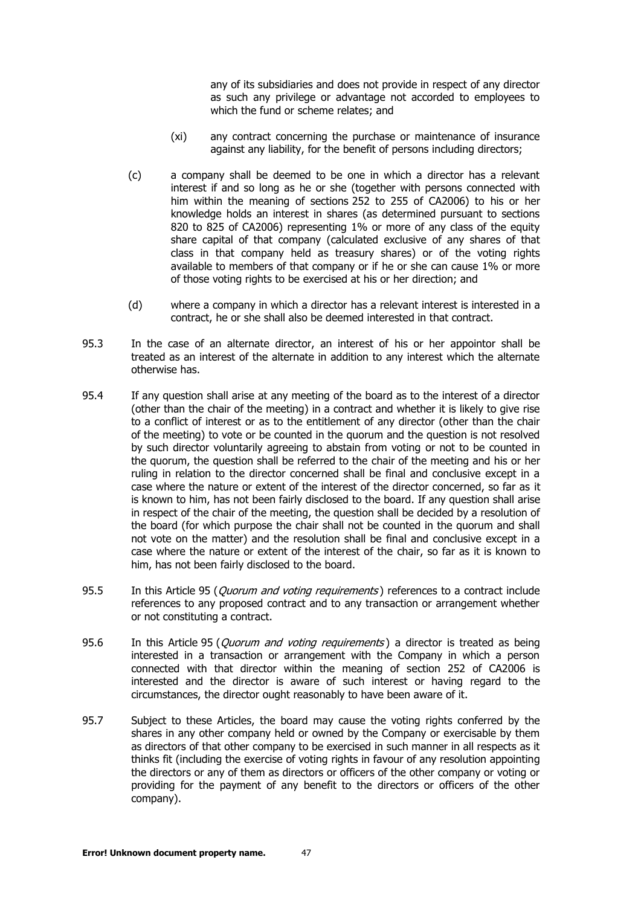any of its subsidiaries and does not provide in respect of any director as such any privilege or advantage not accorded to employees to which the fund or scheme relates; and

(xi) any contract concerning the purchase or maintenance of insurance against any liability, for the benefit of persons including directors;

(c) a company shall be deemed to be one in which a director has a relevant interest if and so long as he or she (together with persons connected with him within the meaning of sections 252 to 255 of CA2006) to his or her knowledge holds an interest in shares (as determined pursuant to sections 820 to 825 of CA2006) representing 1% or more of any class of the equity share capital of that company (calculated exclusive of any shares of that class in that company held as treasury shares) or of the voting rights available to members of that company or if he or she can cause 1% or more of those voting rights to be exercised at his or her direction; and

(d) where a company in which a director has a relevant interest is interested in a contract, he or she shall also be deemed interested in that contract.

95.3 In the case of an alternate director, an interest of his or her appointor shall be treated as an interest of the alternate in addition to any interest which the alternate otherwise has.

95.4 If any question shall arise at any meeting of the board as to the interest of a director (other than the chair of the meeting) in a contract and whether it is likely to give rise to a conflict of interest or as to the entitlement of any director (other than the chair of the meeting) to vote or be counted in the quorum and the question is not resolved by such director voluntarily agreeing to abstain from voting or not to be counted in the quorum, the question shall be referred to the chair of the meeting and his or her ruling in relation to the director concerned shall be final and conclusive except in a case where the nature or extent of the interest of the director concerned, so far as it is known to him, has not been fairly disclosed to the board. If any question shall arise in respect of the chair of the meeting, the question shall be decided by a resolution of the board (for which purpose the chair shall not be counted in the quorum and shall not vote on the matter) and the resolution shall be final and conclusive except in a case where the nature or extent of the interest of the chair, so far as it is known to him, has not been fairly disclosed to the board.

95.5 In this Article 95 (*Quorum and voting requirements*) references to a contract include references to any proposed contract and to any transaction or arrangement whether or not constituting a contract.

95.6 In this Article 95 (*Quorum and voting requirements*) a director is treated as being interested in a transaction or arrangement with the Company in which a person connected with that director within the meaning of section 252 of CA2006 is interested and the director is aware of such interest or having regard to the circumstances, the director ought reasonably to have been aware of it.

95.7 Subject to these Articles, the board may cause the voting rights conferred by the shares in any other company held or owned by the Company or exercisable by them as directors of that other company to be exercised in such manner in all respects as it thinks fit (including the exercise of voting rights in favour of any resolution appointing the directors or any of them as directors or officers of the other company or voting or providing for the payment of any benefit to the directors or officers of the other company).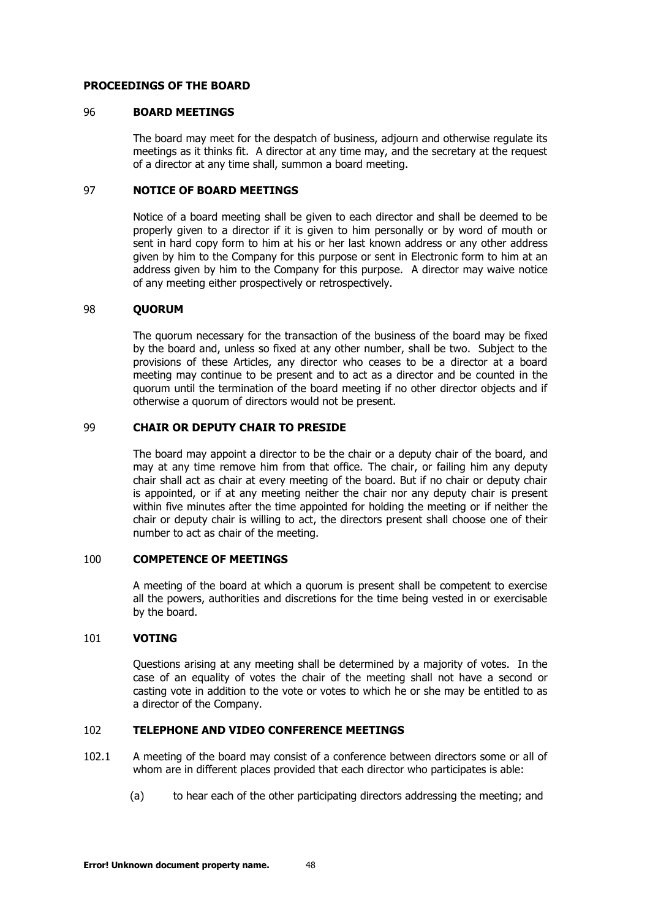## PROCEEDINGS OF THE BOARD

### 96 BOARD MEETINGS

The board may meet for the despatch of business, adjourn and otherwise regulate its meetings as it thinks fit. A director at any time may, and the secretary at the request of a director at any time shall, summon a board meeting.

### 97 NOTICE OF BOARD MEETINGS

Notice of a board meeting shall be given to each director and shall be deemed to be properly given to a director if it is given to him personally or by word of mouth or sent in hard copy form to him at his or her last known address or any other address given by him to the Company for this purpose or sent in Electronic form to him at an address given by him to the Company for this purpose. A director may waive notice of any meeting either prospectively or retrospectively.

### 98 QUORUM

The quorum necessary for the transaction of the business of the board may be fixed by the board and, unless so fixed at any other number, shall be two. Subject to the provisions of these Articles, any director who ceases to be a director at a board meeting may continue to be present and to act as a director and be counted in the quorum until the termination of the board meeting if no other director objects and if otherwise a quorum of directors would not be present.

### 99 CHAIR OR DEPUTY CHAIR TO PRESIDE

The board may appoint a director to be the chair or a deputy chair of the board, and may at any time remove him from that office. The chair, or failing him any deputy chair shall act as chair at every meeting of the board. But if no chair or deputy chair is appointed, or if at any meeting neither the chair nor any deputy chair is present within five minutes after the time appointed for holding the meeting or if neither the chair or deputy chair is willing to act, the directors present shall choose one of their number to act as chair of the meeting.

### 100 COMPETENCE OF MEETINGS

A meeting of the board at which a quorum is present shall be competent to exercise all the powers, authorities and discretions for the time being vested in or exercisable by the board.

### 101 VOTING

Questions arising at any meeting shall be determined by a majority of votes. In the case of an equality of votes the chair of the meeting shall not have a second or casting vote in addition to the vote or votes to which he or she may be entitled to as a director of the Company.

### 102 TELEPHONE AND VIDEO CONFERENCE MEETINGS

102.1 A meeting of the board may consist of a conference between directors some or all of whom are in different places provided that each director who participates is able:

(a) to hear each of the other participating directors addressing the meeting; and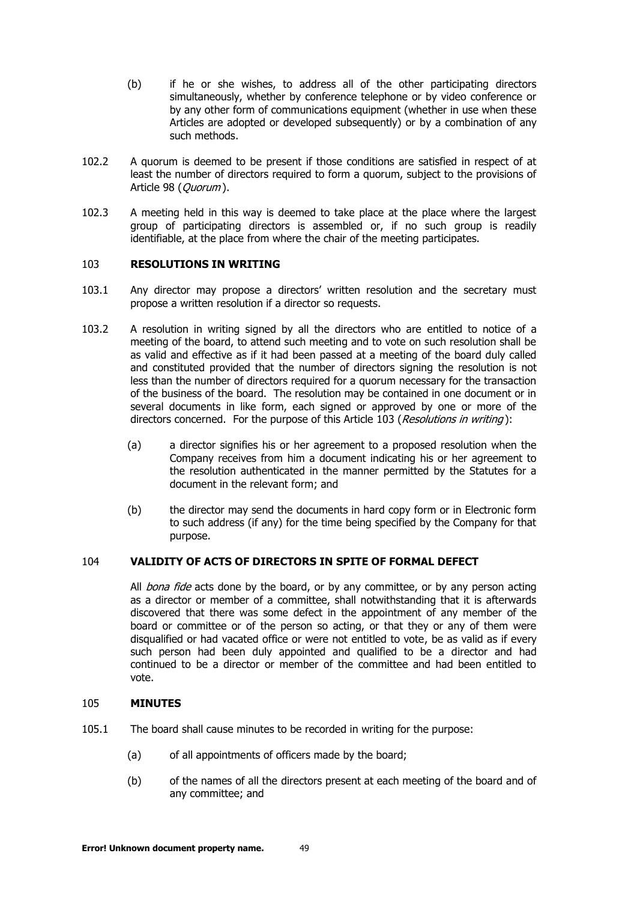(b) if he or she wishes, to address all of the other participating directors simultaneously, whether by conference telephone or by video conference or by any other form of communications equipment (whether in use when these Articles are adopted or developed subsequently) or by a combination of any such methods.

102.2 A quorum is deemed to be present if those conditions are satisfied in respect of at least the number of directors required to form a quorum, subject to the provisions of Article 98 (*Quorum*).

102.3 A meeting held in this way is deemed to take place at the place where the largest group of participating directors is assembled or, if no such group is readily identifiable, at the place from where the chair of the meeting participates.

## 103 RESOLUTIONS IN WRITING

103.1 Any director may propose a directors' written resolution and the secretary must propose a written resolution if a director so requests.

103.2 A resolution in writing signed by all the directors who are entitled to notice of a meeting of the board, to attend such meeting and to vote on such resolution shall be as valid and effective as if it had been passed at a meeting of the board duly called and constituted provided that the number of directors signing the resolution is not less than the number of directors required for a quorum necessary for the transaction of the business of the board. The resolution may be contained in one document or in several documents in like form, each signed or approved by one or more of the directors concerned. For the purpose of this Article 103 (*Resolutions in writing*):

(a) a director signifies his or her agreement to a proposed resolution when the Company receives from him a document indicating his or her agreement to the resolution authenticated in the manner permitted by the Statutes for a document in the relevant form; and

(b) the director may send the documents in hard copy form or in Electronic form to such address (if any) for the time being specified by the Company for that purpose.

## 104 VALIDITY OF ACTS OF DIRECTORS IN SPITE OF FORMAL DEFECT

All *bona fide* acts done by the board, or by any committee, or by any person acting as a director or member of a committee, shall notwithstanding that it is afterwards discovered that there was some defect in the appointment of any member of the board or committee or of the person so acting, or that they or any of them were disqualified or had vacated office or were not entitled to vote, be as valid as if every such person had been duly appointed and qualified to be a director and had continued to be a director or member of the committee and had been entitled to vote.

## 105 MINUTES

105.1 The board shall cause minutes to be recorded in writing for the purpose:

(a) of all appointments of officers made by the board;

(b) of the names of all the directors present at each meeting of the board and of any committee; and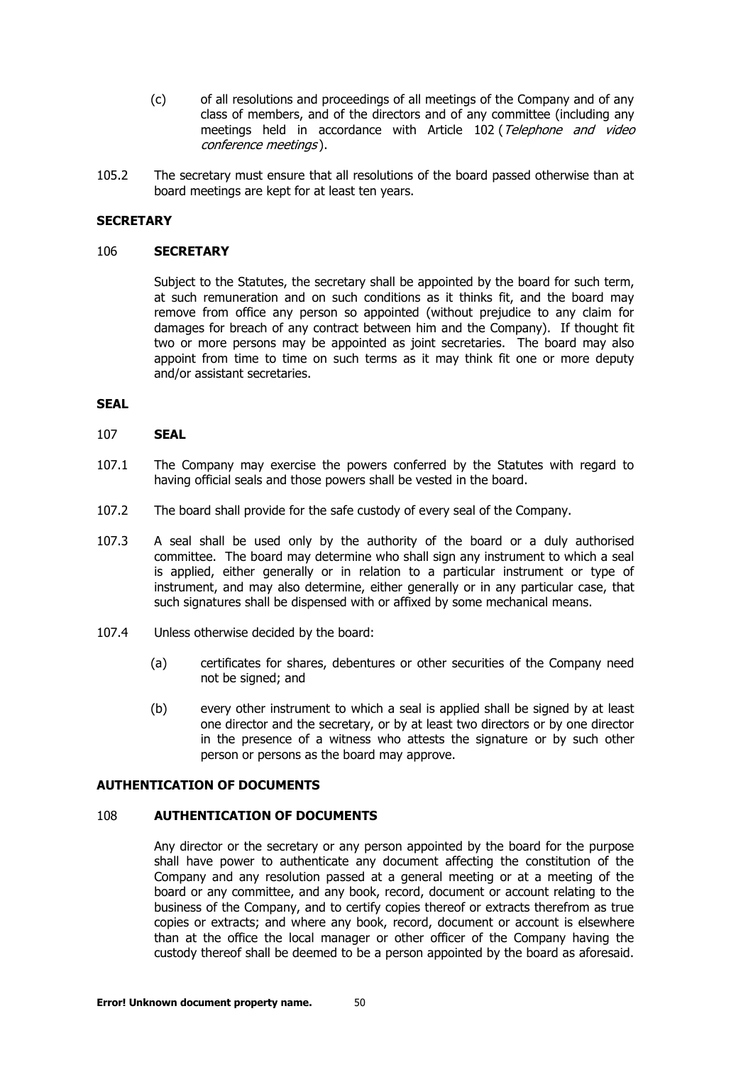(c) of all resolutions and proceedings of all meetings of the Company and of any class of members, and of the directors and of any committee (including any meetings held in accordance with Article 102 (*Telephone and video conference meetings*).

105.2 The secretary must ensure that all resolutions of the board passed otherwise than at board meetings are kept for at least ten years.

**SECRETARY**

106 **SECRETARY**

Subject to the Statutes, the secretary shall be appointed by the board for such term, at such remuneration and on such conditions as it thinks fit, and the board may remove from office any person so appointed (without prejudice to any claim for damages for breach of any contract between him and the Company). If thought fit two or more persons may be appointed as joint secretaries. The board may also appoint from time to time on such terms as it may think fit one or more deputy and/or assistant secretaries.

**SEAL**

107 **SEAL**

107.1 The Company may exercise the powers conferred by the Statutes with regard to having official seals and those powers shall be vested in the board.

107.2 The board shall provide for the safe custody of every seal of the Company.

107.3 A seal shall be used only by the authority of the board or a duly authorised committee. The board may determine who shall sign any instrument to which a seal is applied, either generally or in relation to a particular instrument or type of instrument, and may also determine, either generally or in any particular case, that such signatures shall be dispensed with or affixed by some mechanical means.

107.4 Unless otherwise decided by the board:

(a) certificates for shares, debentures or other securities of the Company need not be signed; and

(b) every other instrument to which a seal is applied shall be signed by at least one director and the secretary, or by at least two directors or by one director in the presence of a witness who attests the signature or by such other person or persons as the board may approve.

**AUTHENTICATION OF DOCUMENTS**

108 **AUTHENTICATION OF DOCUMENTS**

Any director or the secretary or any person appointed by the board for the purpose shall have power to authenticate any document affecting the constitution of the Company and any resolution passed at a general meeting or at a meeting of the board or any committee, and any book, record, document or account relating to the business of the Company, and to certify copies thereof or extracts therefrom as true copies or extracts; and where any book, record, document or account is elsewhere than at the office the local manager or other officer of the Company having the custody thereof shall be deemed to be a person appointed by the board as aforesaid.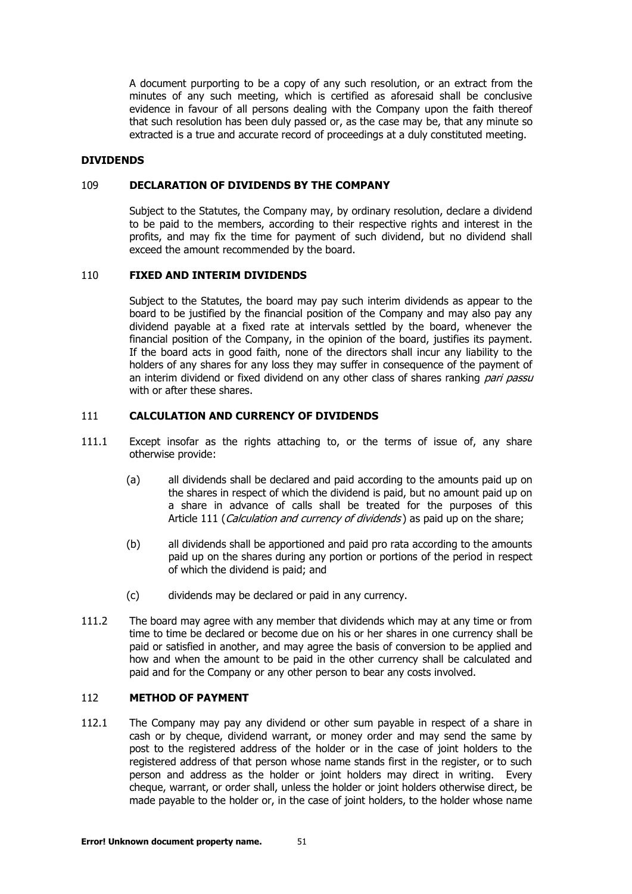A document purporting to be a copy of any such resolution, or an extract from the minutes of any such meeting, which is certified as aforesaid shall be conclusive evidence in favour of all persons dealing with the Company upon the faith thereof that such resolution has been duly passed or, as the case may be, that any minute so extracted is a true and accurate record of proceedings at a duly constituted meeting.

## DIVIDENDS

### 109 DECLARATION OF DIVIDENDS BY THE COMPANY

Subject to the Statutes, the Company may, by ordinary resolution, declare a dividend to be paid to the members, according to their respective rights and interest in the profits, and may fix the time for payment of such dividend, but no dividend shall exceed the amount recommended by the board.

### 110 FIXED AND INTERIM DIVIDENDS

Subject to the Statutes, the board may pay such interim dividends as appear to the board to be justified by the financial position of the Company and may also pay any dividend payable at a fixed rate at intervals settled by the board, whenever the financial position of the Company, in the opinion of the board, justifies its payment. If the board acts in good faith, none of the directors shall incur any liability to the holders of any shares for any loss they may suffer in consequence of the payment of an interim dividend or fixed dividend on any other class of shares ranking *pari passu* with or after these shares.

### 111 CALCULATION AND CURRENCY OF DIVIDENDS

111.1 Except insofar as the rights attaching to, or the terms of issue of, any share otherwise provide:

(a) all dividends shall be declared and paid according to the amounts paid up on the shares in respect of which the dividend is paid, but no amount paid up on a share in advance of calls shall be treated for the purposes of this Article 111 (*Calculation and currency of dividends*) as paid up on the share;

(b) all dividends shall be apportioned and paid pro rata according to the amounts paid up on the shares during any portion or portions of the period in respect of which the dividend is paid; and

(c) dividends may be declared or paid in any currency.

111.2 The board may agree with any member that dividends which may at any time or from time to time be declared or become due on his or her shares in one currency shall be paid or satisfied in another, and may agree the basis of conversion to be applied and how and when the amount to be paid in the other currency shall be calculated and paid and for the Company or any other person to bear any costs involved.

### 112 METHOD OF PAYMENT

112.1 The Company may pay any dividend or other sum payable in respect of a share in cash or by cheque, dividend warrant, or money order and may send the same by post to the registered address of the holder or in the case of joint holders to the registered address of that person whose name stands first in the register, or to such person and address as the holder or joint holders may direct in writing. Every cheque, warrant, or order shall, unless the holder or joint holders otherwise direct, be made payable to the holder or, in the case of joint holders, to the holder whose name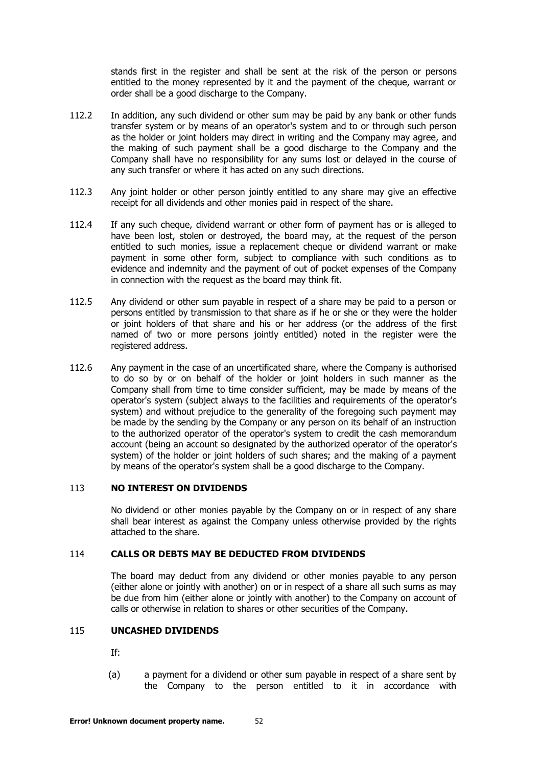stands first in the register and shall be sent at the risk of the person or persons entitled to the money represented by it and the payment of the cheque, warrant or order shall be a good discharge to the Company.

112.2 In addition, any such dividend or other sum may be paid by any bank or other funds transfer system or by means of an operator's system and to or through such person as the holder or joint holders may direct in writing and the Company may agree, and the making of such payment shall be a good discharge to the Company and the Company shall have no responsibility for any sums lost or delayed in the course of any such transfer or where it has acted on any such directions.

112.3 Any joint holder or other person jointly entitled to any share may give an effective receipt for all dividends and other monies paid in respect of the share.

112.4 If any such cheque, dividend warrant or other form of payment has or is alleged to have been lost, stolen or destroyed, the board may, at the request of the person entitled to such monies, issue a replacement cheque or dividend warrant or make payment in some other form, subject to compliance with such conditions as to evidence and indemnity and the payment of out of pocket expenses of the Company in connection with the request as the board may think fit.

112.5 Any dividend or other sum payable in respect of a share may be paid to a person or persons entitled by transmission to that share as if he or she or they were the holder or joint holders of that share and his or her address (or the address of the first named of two or more persons jointly entitled) noted in the register were the registered address.

112.6 Any payment in the case of an uncertificated share, where the Company is authorised to do so by or on behalf of the holder or joint holders in such manner as the Company shall from time to time consider sufficient, may be made by means of the operator's system (subject always to the facilities and requirements of the operator's system) and without prejudice to the generality of the foregoing such payment may be made by the sending by the Company or any person on its behalf of an instruction to the authorized operator of the operator's system to credit the cash memorandum account (being an account so designated by the authorized operator of the operator's system) of the holder or joint holders of such shares; and the making of a payment by means of the operator's system shall be a good discharge to the Company.

## 113 NO INTEREST ON DIVIDENDS

No dividend or other monies payable by the Company on or in respect of any share shall bear interest as against the Company unless otherwise provided by the rights attached to the share.

## 114 CALLS OR DEBTS MAY BE DEDUCTED FROM DIVIDENDS

The board may deduct from any dividend or other monies payable to any person (either alone or jointly with another) on or in respect of a share all such sums as may be due from him (either alone or jointly with another) to the Company on account of calls or otherwise in relation to shares or other securities of the Company.

## 115 UNCASHED DIVIDENDS

If:

(a) a payment for a dividend or other sum payable in respect of a share sent by the Company to the person entitled to it in accordance with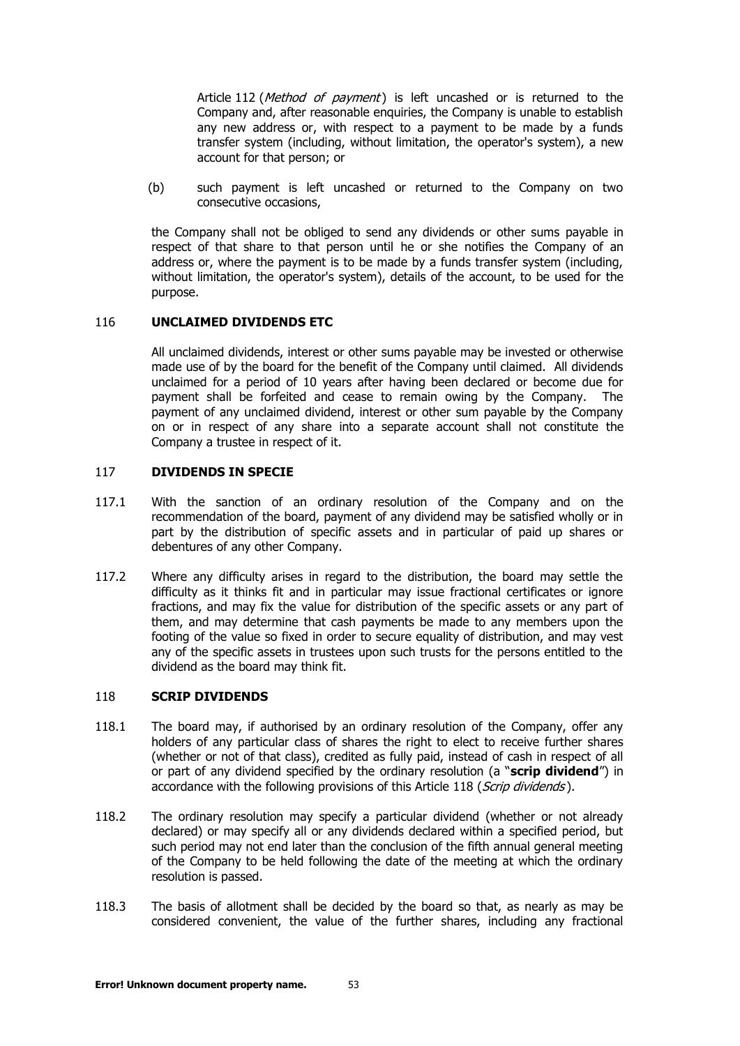Article 112 (*Method of payment*) is left uncashed or is returned to the Company and, after reasonable enquiries, the Company is unable to establish any new address or, with respect to a payment to be made by a funds transfer system (including, without limitation, the operator's system), a new account for that person; or

(b) such payment is left uncashed or returned to the Company on two consecutive occasions,

the Company shall not be obliged to send any dividends or other sums payable in respect of that share to that person until he or she notifies the Company of an address or, where the payment is to be made by a funds transfer system (including, without limitation, the operator's system), details of the account, to be used for the purpose.

## 116 UNCLAIMED DIVIDENDS ETC

All unclaimed dividends, interest or other sums payable may be invested or otherwise made use of by the board for the benefit of the Company until claimed. All dividends unclaimed for a period of 10 years after having been declared or become due for payment shall be forfeited and cease to remain owing by the Company. The payment of any unclaimed dividend, interest or other sum payable by the Company on or in respect of any share into a separate account shall not constitute the Company a trustee in respect of it.

## 117 DIVIDENDS IN SPECIE

117.1 With the sanction of an ordinary resolution of the Company and on the recommendation of the board, payment of any dividend may be satisfied wholly or in part by the distribution of specific assets and in particular of paid up shares or debentures of any other Company.

117.2 Where any difficulty arises in regard to the distribution, the board may settle the difficulty as it thinks fit and in particular may issue fractional certificates or ignore fractions, and may fix the value for distribution of the specific assets or any part of them, and may determine that cash payments be made to any members upon the footing of the value so fixed in order to secure equality of distribution, and may vest any of the specific assets in trustees upon such trusts for the persons entitled to the dividend as the board may think fit.

## 118 SCRIP DIVIDENDS

118.1 The board may, if authorised by an ordinary resolution of the Company, offer any holders of any particular class of shares the right to elect to receive further shares (whether or not of that class), credited as fully paid, instead of cash in respect of all or part of any dividend specified by the ordinary resolution (a "**scrip dividend**") in accordance with the following provisions of this Article 118 (*Scrip dividends*).

118.2 The ordinary resolution may specify a particular dividend (whether or not already declared) or may specify all or any dividends declared within a specified period, but such period may not end later than the conclusion of the fifth annual general meeting of the Company to be held following the date of the meeting at which the ordinary resolution is passed.

118.3 The basis of allotment shall be decided by the board so that, as nearly as may be considered convenient, the value of the further shares, including any fractional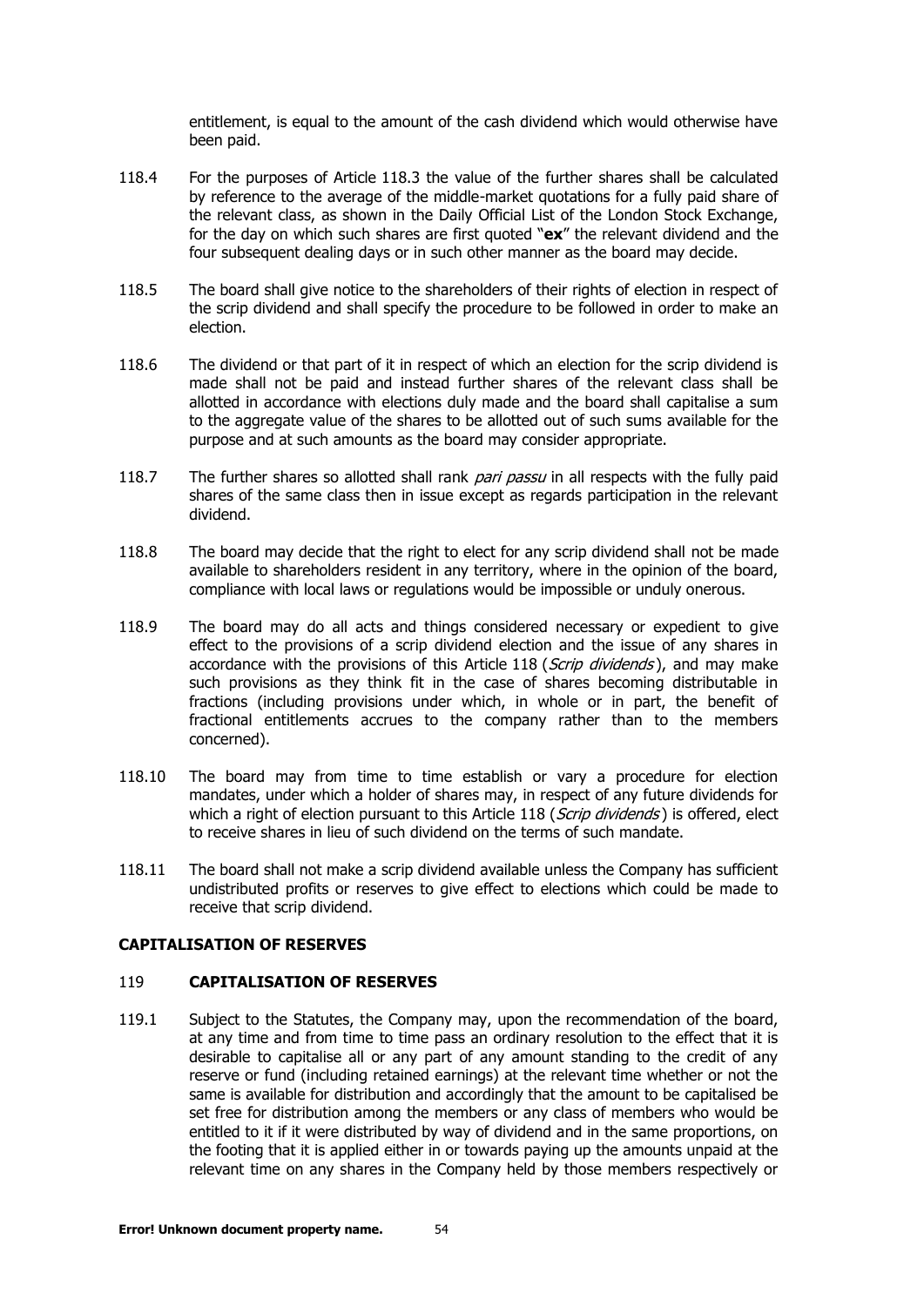entitlement, is equal to the amount of the cash dividend which would otherwise have been paid.

118.4 For the purposes of Article 118.3 the value of the further shares shall be calculated by reference to the average of the middle-market quotations for a fully paid share of the relevant class, as shown in the Daily Official List of the London Stock Exchange, for the day on which such shares are first quoted "**ex**" the relevant dividend and the four subsequent dealing days or in such other manner as the board may decide.

118.5 The board shall give notice to the shareholders of their rights of election in respect of the scrip dividend and shall specify the procedure to be followed in order to make an election.

118.6 The dividend or that part of it in respect of which an election for the scrip dividend is made shall not be paid and instead further shares of the relevant class shall be allotted in accordance with elections duly made and the board shall capitalise a sum to the aggregate value of the shares to be allotted out of such sums available for the purpose and at such amounts as the board may consider appropriate.

118.7 The further shares so allotted shall rank *pari passu* in all respects with the fully paid shares of the same class then in issue except as regards participation in the relevant dividend.

118.8 The board may decide that the right to elect for any scrip dividend shall not be made available to shareholders resident in any territory, where in the opinion of the board, compliance with local laws or regulations would be impossible or unduly onerous.

118.9 The board may do all acts and things considered necessary or expedient to give effect to the provisions of a scrip dividend election and the issue of any shares in accordance with the provisions of this Article 118 (*Scrip dividends*), and may make such provisions as they think fit in the case of shares becoming distributable in fractions (including provisions under which, in whole or in part, the benefit of fractional entitlements accrues to the company rather than to the members concerned).

118.10 The board may from time to time establish or vary a procedure for election mandates, under which a holder of shares may, in respect of any future dividends for which a right of election pursuant to this Article 118 (*Scrip dividends*) is offered, elect to receive shares in lieu of such dividend on the terms of such mandate.

118.11 The board shall not make a scrip dividend available unless the Company has sufficient undistributed profits or reserves to give effect to elections which could be made to receive that scrip dividend.

## CAPITALISATION OF RESERVES

### 119 CAPITALISATION OF RESERVES

119.1 Subject to the Statutes, the Company may, upon the recommendation of the board, at any time and from time to time pass an ordinary resolution to the effect that it is desirable to capitalise all or any part of any amount standing to the credit of any reserve or fund (including retained earnings) at the relevant time whether or not the same is available for distribution and accordingly that the amount to be capitalised be set free for distribution among the members or any class of members who would be entitled to it if it were distributed by way of dividend and in the same proportions, on the footing that it is applied either in or towards paying up the amounts unpaid at the relevant time on any shares in the Company held by those members respectively or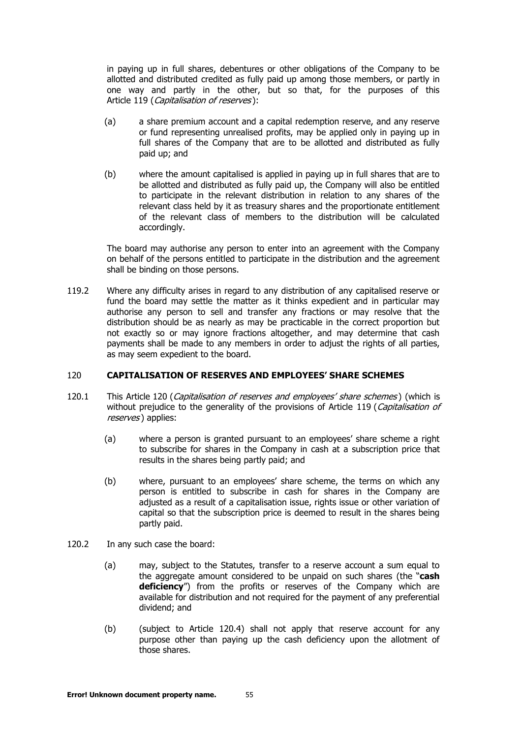in paying up in full shares, debentures or other obligations of the Company to be allotted and distributed credited as fully paid up among those members, or partly in one way and partly in the other, but so that, for the purposes of this Article 119 (*Capitalisation of reserves*):

(a) a share premium account and a capital redemption reserve, and any reserve or fund representing unrealised profits, may be applied only in paying up in full shares of the Company that are to be allotted and distributed as fully paid up; and

(b) where the amount capitalised is applied in paying up in full shares that are to be allotted and distributed as fully paid up, the Company will also be entitled to participate in the relevant distribution in relation to any shares of the relevant class held by it as treasury shares and the proportionate entitlement of the relevant class of members to the distribution will be calculated accordingly.

The board may authorise any person to enter into an agreement with the Company on behalf of the persons entitled to participate in the distribution and the agreement shall be binding on those persons.

119.2 Where any difficulty arises in regard to any distribution of any capitalised reserve or fund the board may settle the matter as it thinks expedient and in particular may authorise any person to sell and transfer any fractions or may resolve that the distribution should be as nearly as may be practicable in the correct proportion but not exactly so or may ignore fractions altogether, and may determine that cash payments shall be made to any members in order to adjust the rights of all parties, as may seem expedient to the board.

## 120 CAPITALISATION OF RESERVES AND EMPLOYEES' SHARE SCHEMES

120.1 This Article 120 (*Capitalisation of reserves and employees' share schemes*) (which is without prejudice to the generality of the provisions of Article 119 (*Capitalisation of reserves*) applies:

(a) where a person is granted pursuant to an employees' share scheme a right to subscribe for shares in the Company in cash at a subscription price that results in the shares being partly paid; and

(b) where, pursuant to an employees' share scheme, the terms on which any person is entitled to subscribe in cash for shares in the Company are adjusted as a result of a capitalisation issue, rights issue or other variation of capital so that the subscription price is deemed to result in the shares being partly paid.

120.2 In any such case the board:

(a) may, subject to the Statutes, transfer to a reserve account a sum equal to the aggregate amount considered to be unpaid on such shares (the "**cash deficiency**") from the profits or reserves of the Company which are available for distribution and not required for the payment of any preferential dividend; and

(b) (subject to Article 120.4) shall not apply that reserve account for any purpose other than paying up the cash deficiency upon the allotment of those shares.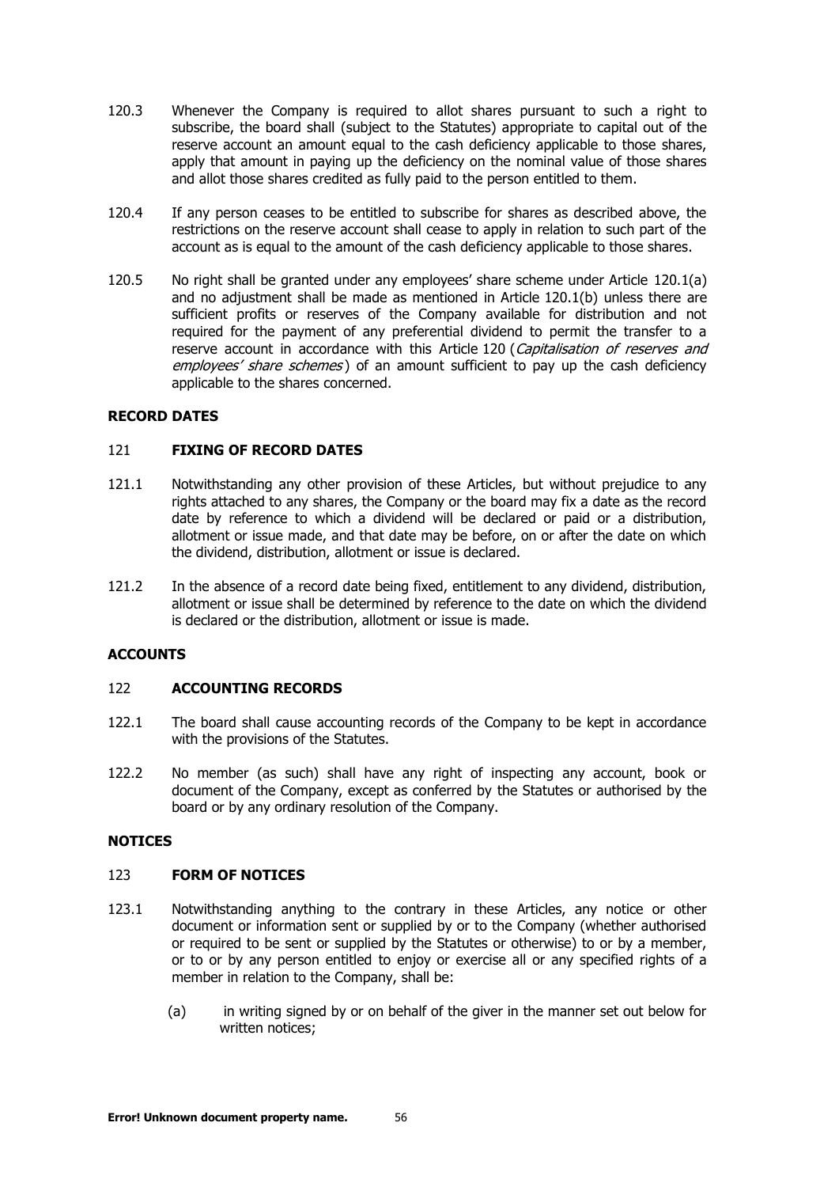120.3 Whenever the Company is required to allot shares pursuant to such a right to subscribe, the board shall (subject to the Statutes) appropriate to capital out of the reserve account an amount equal to the cash deficiency applicable to those shares, apply that amount in paying up the deficiency on the nominal value of those shares and allot those shares credited as fully paid to the person entitled to them.

120.4 If any person ceases to be entitled to subscribe for shares as described above, the restrictions on the reserve account shall cease to apply in relation to such part of the account as is equal to the amount of the cash deficiency applicable to those shares.

120.5 No right shall be granted under any employees' share scheme under Article 120.1(a) and no adjustment shall be made as mentioned in Article 120.1(b) unless there are sufficient profits or reserves of the Company available for distribution and not required for the payment of any preferential dividend to permit the transfer to a reserve account in accordance with this Article 120 (*Capitalisation of reserves and employees' share schemes*) of an amount sufficient to pay up the cash deficiency applicable to the shares concerned.

## RECORD DATES

### 121 FIXING OF RECORD DATES

121.1 Notwithstanding any other provision of these Articles, but without prejudice to any rights attached to any shares, the Company or the board may fix a date as the record date by reference to which a dividend will be declared or paid or a distribution, allotment or issue made, and that date may be before, on or after the date on which the dividend, distribution, allotment or issue is declared.

121.2 In the absence of a record date being fixed, entitlement to any dividend, distribution, allotment or issue shall be determined by reference to the date on which the dividend is declared or the distribution, allotment or issue is made.

## ACCOUNTS

### 122 ACCOUNTING RECORDS

122.1 The board shall cause accounting records of the Company to be kept in accordance with the provisions of the Statutes.

122.2 No member (as such) shall have any right of inspecting any account, book or document of the Company, except as conferred by the Statutes or authorised by the board or by any ordinary resolution of the Company.

## NOTICES

### 123 FORM OF NOTICES

123.1 Notwithstanding anything to the contrary in these Articles, any notice or other document or information sent or supplied by or to the Company (whether authorised or required to be sent or supplied by the Statutes or otherwise) to or by a member, or to or by any person entitled to enjoy or exercise all or any specified rights of a member in relation to the Company, shall be:

(a) in writing signed by or on behalf of the giver in the manner set out below for written notices;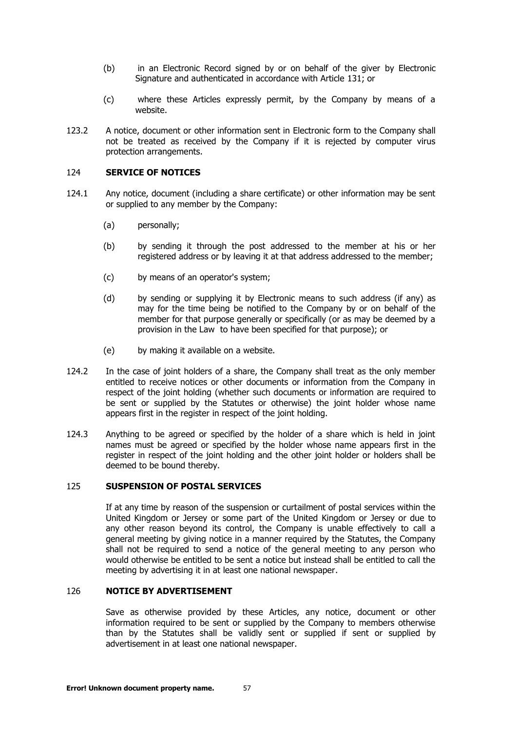(b) in an Electronic Record signed by or on behalf of the giver by Electronic Signature and authenticated in accordance with Article 131; or

(c) where these Articles expressly permit, by the Company by means of a website.

123.2 A notice, document or other information sent in Electronic form to the Company shall not be treated as received by the Company if it is rejected by computer virus protection arrangements.

## 124 SERVICE OF NOTICES

124.1 Any notice, document (including a share certificate) or other information may be sent or supplied to any member by the Company:

(a) personally;

(b) by sending it through the post addressed to the member at his or her registered address or by leaving it at that address addressed to the member;

(c) by means of an operator's system;

(d) by sending or supplying it by Electronic means to such address (if any) as may for the time being be notified to the Company by or on behalf of the member for that purpose generally or specifically (or as may be deemed by a provision in the Law to have been specified for that purpose); or

(e) by making it available on a website.

124.2 In the case of joint holders of a share, the Company shall treat as the only member entitled to receive notices or other documents or information from the Company in respect of the joint holding (whether such documents or information are required to be sent or supplied by the Statutes or otherwise) the joint holder whose name appears first in the register in respect of the joint holding.

124.3 Anything to be agreed or specified by the holder of a share which is held in joint names must be agreed or specified by the holder whose name appears first in the register in respect of the joint holding and the other joint holder or holders shall be deemed to be bound thereby.

## 125 SUSPENSION OF POSTAL SERVICES

If at any time by reason of the suspension or curtailment of postal services within the United Kingdom or Jersey or some part of the United Kingdom or Jersey or due to any other reason beyond its control, the Company is unable effectively to call a general meeting by giving notice in a manner required by the Statutes, the Company shall not be required to send a notice of the general meeting to any person who would otherwise be entitled to be sent a notice but instead shall be entitled to call the meeting by advertising it in at least one national newspaper.

## 126 NOTICE BY ADVERTISEMENT

Save as otherwise provided by these Articles, any notice, document or other information required to be sent or supplied by the Company to members otherwise than by the Statutes shall be validly sent or supplied if sent or supplied by advertisement in at least one national newspaper.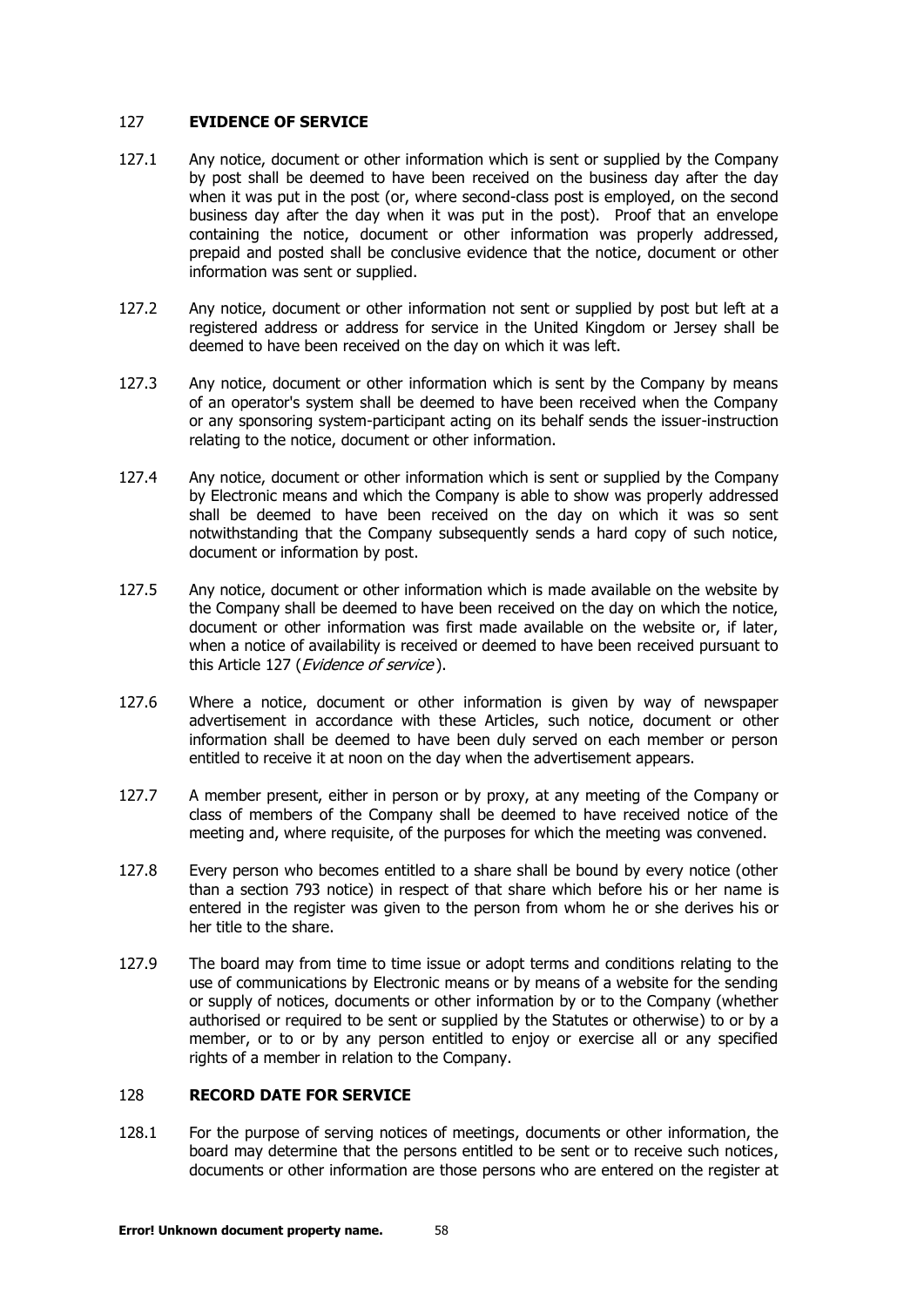## 127 EVIDENCE OF SERVICE

127.1 Any notice, document or other information which is sent or supplied by the Company by post shall be deemed to have been received on the business day after the day when it was put in the post (or, where second-class post is employed, on the second business day after the day when it was put in the post). Proof that an envelope containing the notice, document or other information was properly addressed, prepaid and posted shall be conclusive evidence that the notice, document or other information was sent or supplied.

127.2 Any notice, document or other information not sent or supplied by post but left at a registered address or address for service in the United Kingdom or Jersey shall be deemed to have been received on the day on which it was left.

127.3 Any notice, document or other information which is sent by the Company by means of an operator's system shall be deemed to have been received when the Company or any sponsoring system-participant acting on its behalf sends the issuer-instruction relating to the notice, document or other information.

127.4 Any notice, document or other information which is sent or supplied by the Company by Electronic means and which the Company is able to show was properly addressed shall be deemed to have been received on the day on which it was so sent notwithstanding that the Company subsequently sends a hard copy of such notice, document or information by post.

127.5 Any notice, document or other information which is made available on the website by the Company shall be deemed to have been received on the day on which the notice, document or other information was first made available on the website or, if later, when a notice of availability is received or deemed to have been received pursuant to this Article 127 (*Evidence of service*).

127.6 Where a notice, document or other information is given by way of newspaper advertisement in accordance with these Articles, such notice, document or other information shall be deemed to have been duly served on each member or person entitled to receive it at noon on the day when the advertisement appears.

127.7 A member present, either in person or by proxy, at any meeting of the Company or class of members of the Company shall be deemed to have received notice of the meeting and, where requisite, of the purposes for which the meeting was convened.

127.8 Every person who becomes entitled to a share shall be bound by every notice (other than a section 793 notice) in respect of that share which before his or her name is entered in the register was given to the person from whom he or she derives his or her title to the share.

127.9 The board may from time to time issue or adopt terms and conditions relating to the use of communications by Electronic means or by means of a website for the sending or supply of notices, documents or other information by or to the Company (whether authorised or required to be sent or supplied by the Statutes or otherwise) to or by a member, or to or by any person entitled to enjoy or exercise all or any specified rights of a member in relation to the Company.

## 128 RECORD DATE FOR SERVICE

128.1 For the purpose of serving notices of meetings, documents or other information, the board may determine that the persons entitled to be sent or to receive such notices, documents or other information are those persons who are entered on the register at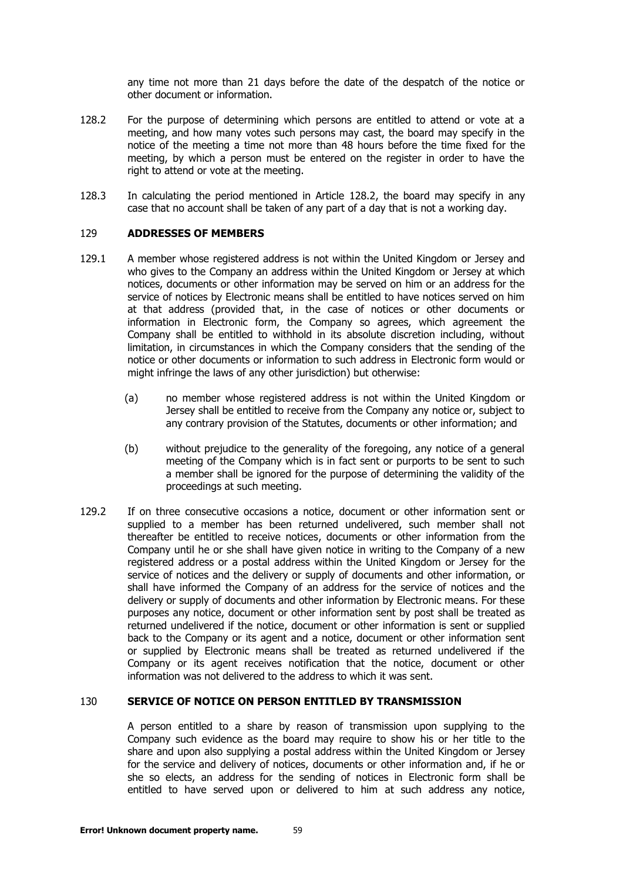any time not more than 21 days before the date of the despatch of the notice or other document or information.

128.2 For the purpose of determining which persons are entitled to attend or vote at a meeting, and how many votes such persons may cast, the board may specify in the notice of the meeting a time not more than 48 hours before the time fixed for the meeting, by which a person must be entered on the register in order to have the right to attend or vote at the meeting.

128.3 In calculating the period mentioned in Article 128.2, the board may specify in any case that no account shall be taken of any part of a day that is not a working day.

## 129 ADDRESSES OF MEMBERS

129.1 A member whose registered address is not within the United Kingdom or Jersey and who gives to the Company an address within the United Kingdom or Jersey at which notices, documents or other information may be served on him or an address for the service of notices by Electronic means shall be entitled to have notices served on him at that address (provided that, in the case of notices or other documents or information in Electronic form, the Company so agrees, which agreement the Company shall be entitled to withhold in its absolute discretion including, without limitation, in circumstances in which the Company considers that the sending of the notice or other documents or information to such address in Electronic form would or might infringe the laws of any other jurisdiction) but otherwise:

(a) no member whose registered address is not within the United Kingdom or Jersey shall be entitled to receive from the Company any notice or, subject to any contrary provision of the Statutes, documents or other information; and

(b) without prejudice to the generality of the foregoing, any notice of a general meeting of the Company which is in fact sent or purports to be sent to such a member shall be ignored for the purpose of determining the validity of the proceedings at such meeting.

129.2 If on three consecutive occasions a notice, document or other information sent or supplied to a member has been returned undelivered, such member shall not thereafter be entitled to receive notices, documents or other information from the Company until he or she shall have given notice in writing to the Company of a new registered address or a postal address within the United Kingdom or Jersey for the service of notices and the delivery or supply of documents and other information, or shall have informed the Company of an address for the service of notices and the delivery or supply of documents and other information by Electronic means. For these purposes any notice, document or other information sent by post shall be treated as returned undelivered if the notice, document or other information is sent or supplied back to the Company or its agent and a notice, document or other information sent or supplied by Electronic means shall be treated as returned undelivered if the Company or its agent receives notification that the notice, document or other information was not delivered to the address to which it was sent.

## 130 SERVICE OF NOTICE ON PERSON ENTITLED BY TRANSMISSION

A person entitled to a share by reason of transmission upon supplying to the Company such evidence as the board may require to show his or her title to the share and upon also supplying a postal address within the United Kingdom or Jersey for the service and delivery of notices, documents or other information and, if he or she so elects, an address for the sending of notices in Electronic form shall be entitled to have served upon or delivered to him at such address any notice,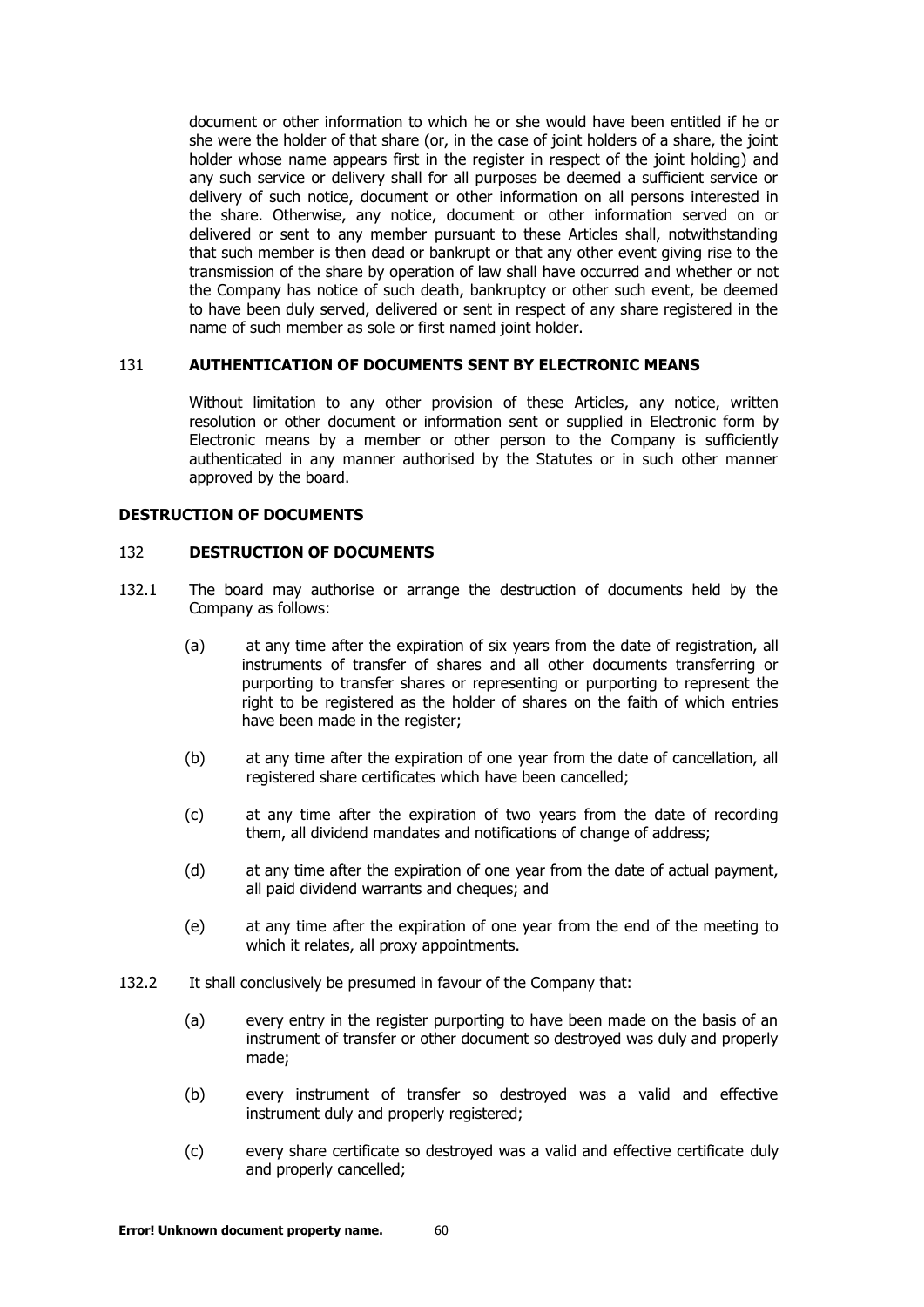document or other information to which he or she would have been entitled if he or she were the holder of that share (or, in the case of joint holders of a share, the joint holder whose name appears first in the register in respect of the joint holding) and any such service or delivery shall for all purposes be deemed a sufficient service or delivery of such notice, document or other information on all persons interested in the share. Otherwise, any notice, document or other information served on or delivered or sent to any member pursuant to these Articles shall, notwithstanding that such member is then dead or bankrupt or that any other event giving rise to the transmission of the share by operation of law shall have occurred and whether or not the Company has notice of such death, bankruptcy or other such event, be deemed to have been duly served, delivered or sent in respect of any share registered in the name of such member as sole or first named joint holder.

### 131 AUTHENTICATION OF DOCUMENTS SENT BY ELECTRONIC MEANS

Without limitation to any other provision of these Articles, any notice, written resolution or other document or information sent or supplied in Electronic form by Electronic means by a member or other person to the Company is sufficiently authenticated in any manner authorised by the Statutes or in such other manner approved by the board.

## DESTRUCTION OF DOCUMENTS

### 132 DESTRUCTION OF DOCUMENTS

132.1 The board may authorise or arrange the destruction of documents held by the Company as follows:

(a) at any time after the expiration of six years from the date of registration, all instruments of transfer of shares and all other documents transferring or purporting to transfer shares or representing or purporting to represent the right to be registered as the holder of shares on the faith of which entries have been made in the register;

(b) at any time after the expiration of one year from the date of cancellation, all registered share certificates which have been cancelled;

(c) at any time after the expiration of two years from the date of recording them, all dividend mandates and notifications of change of address;

(d) at any time after the expiration of one year from the date of actual payment, all paid dividend warrants and cheques; and

(e) at any time after the expiration of one year from the end of the meeting to which it relates, all proxy appointments.

132.2 It shall conclusively be presumed in favour of the Company that:

(a) every entry in the register purporting to have been made on the basis of an instrument of transfer or other document so destroyed was duly and properly made;

(b) every instrument of transfer so destroyed was a valid and effective instrument duly and properly registered;

(c) every share certificate so destroyed was a valid and effective certificate duly and properly cancelled;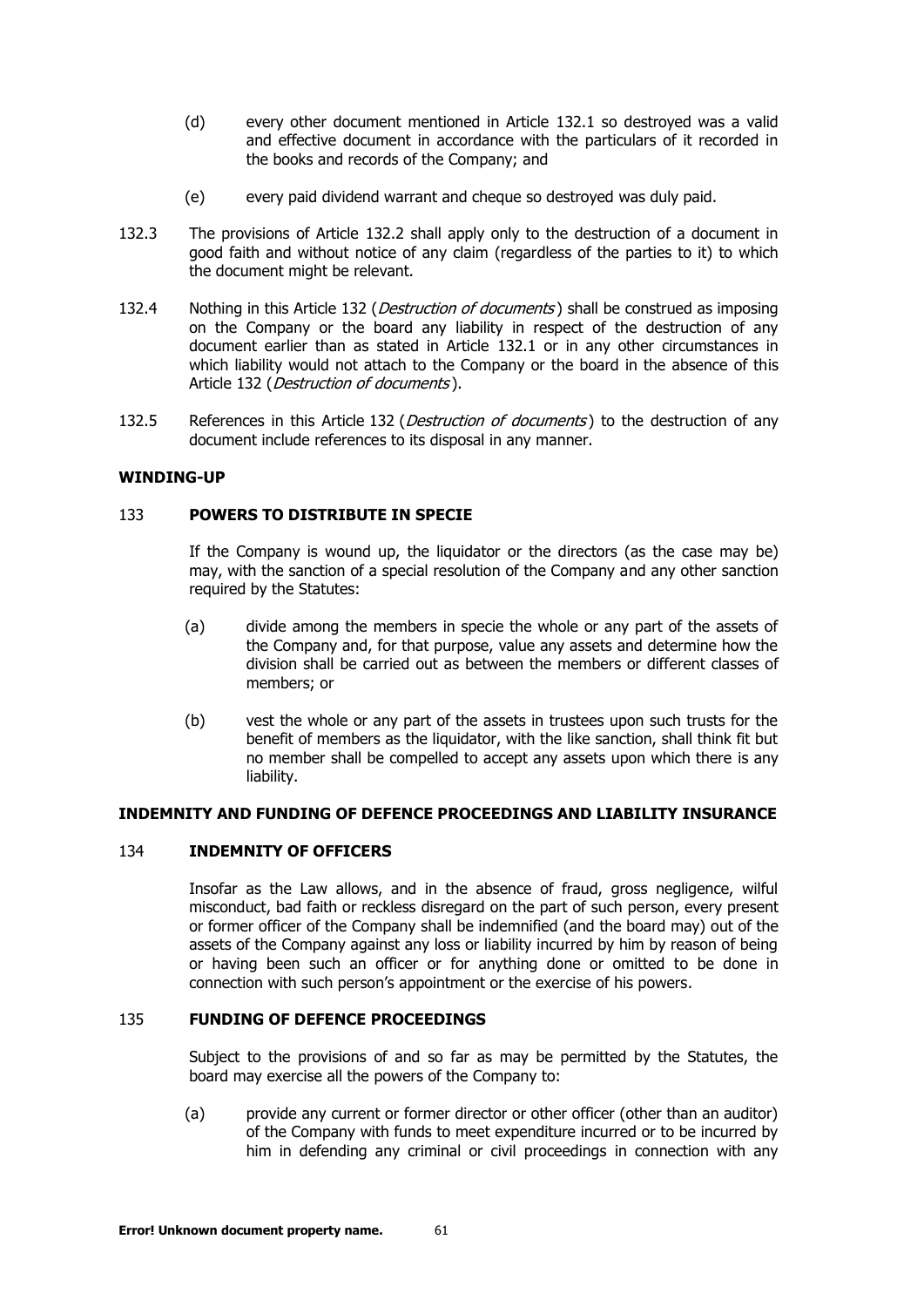(d) every other document mentioned in Article 132.1 so destroyed was a valid and effective document in accordance with the particulars of it recorded in the books and records of the Company; and

(e) every paid dividend warrant and cheque so destroyed was duly paid.

132.3 The provisions of Article 132.2 shall apply only to the destruction of a document in good faith and without notice of any claim (regardless of the parties to it) to which the document might be relevant.

132.4 Nothing in this Article 132 (*Destruction of documents*) shall be construed as imposing on the Company or the board any liability in respect of the destruction of any document earlier than as stated in Article 132.1 or in any other circumstances in which liability would not attach to the Company or the board in the absence of this Article 132 (*Destruction of documents*).

132.5 References in this Article 132 (*Destruction of documents*) to the destruction of any document include references to its disposal in any manner.

**WINDING-UP**

133 **POWERS TO DISTRIBUTE IN SPECIE**

If the Company is wound up, the liquidator or the directors (as the case may be) may, with the sanction of a special resolution of the Company and any other sanction required by the Statutes:

(a) divide among the members in specie the whole or any part of the assets of the Company and, for that purpose, value any assets and determine how the division shall be carried out as between the members or different classes of members; or

(b) vest the whole or any part of the assets in trustees upon such trusts for the benefit of members as the liquidator, with the like sanction, shall think fit but no member shall be compelled to accept any assets upon which there is any liability.

**INDEMNITY AND FUNDING OF DEFENCE PROCEEDINGS AND LIABILITY INSURANCE**

134 **INDEMNITY OF OFFICERS**

Insofar as the Law allows, and in the absence of fraud, gross negligence, wilful misconduct, bad faith or reckless disregard on the part of such person, every present or former officer of the Company shall be indemnified (and the board may) out of the assets of the Company against any loss or liability incurred by him by reason of being or having been such an officer or for anything done or omitted to be done in connection with such person's appointment or the exercise of his powers.

135 **FUNDING OF DEFENCE PROCEEDINGS**

Subject to the provisions of and so far as may be permitted by the Statutes, the board may exercise all the powers of the Company to:

(a) provide any current or former director or other officer (other than an auditor) of the Company with funds to meet expenditure incurred or to be incurred by him in defending any criminal or civil proceedings in connection with any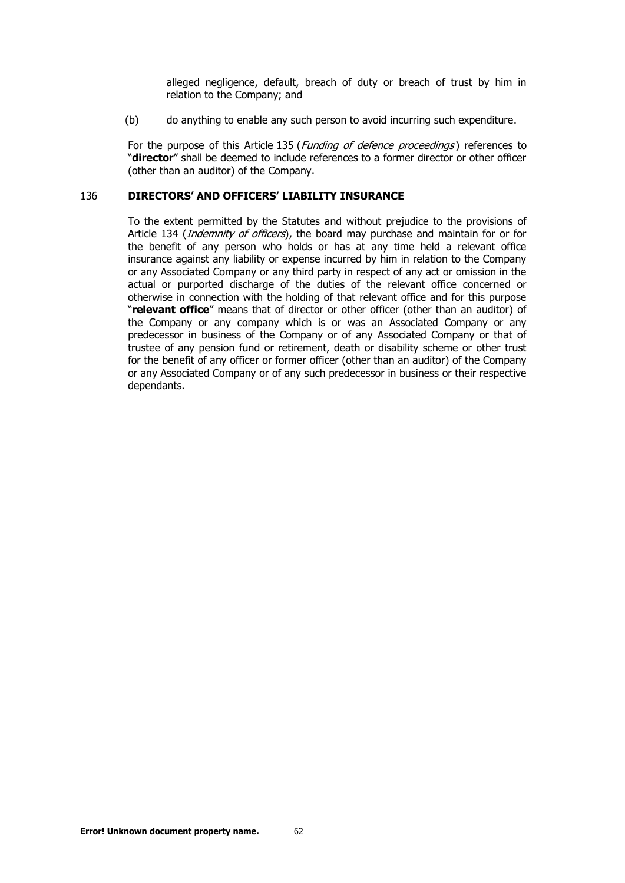alleged negligence, default, breach of duty or breach of trust by him in relation to the Company; and

(b) do anything to enable any such person to avoid incurring such expenditure.

For the purpose of this Article 135 (*Funding of defence proceedings*) references to "**director**" shall be deemed to include references to a former director or other officer (other than an auditor) of the Company.

## 136 DIRECTORS' AND OFFICERS' LIABILITY INSURANCE

To the extent permitted by the Statutes and without prejudice to the provisions of Article 134 (*Indemnity of officers*), the board may purchase and maintain for or for the benefit of any person who holds or has at any time held a relevant office insurance against any liability or expense incurred by him in relation to the Company or any Associated Company or any third party in respect of any act or omission in the actual or purported discharge of the duties of the relevant office concerned or otherwise in connection with the holding of that relevant office and for this purpose "**relevant office**" means that of director or other officer (other than an auditor) of the Company or any company which is or was an Associated Company or any predecessor in business of the Company or of any Associated Company or that of trustee of any pension fund or retirement, death or disability scheme or other trust for the benefit of any officer or former officer (other than an auditor) of the Company or any Associated Company or of any such predecessor in business or their respective dependants.